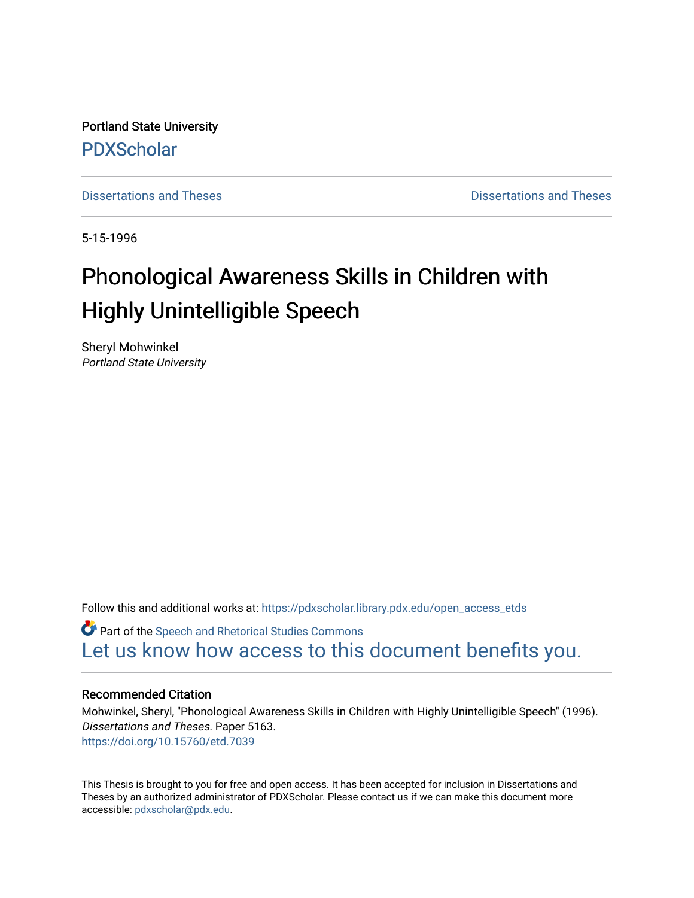Portland State University

PDXScholar

Dissertations and Theses

Dissertations and Theses

5-15-1996

# Phonological Awareness Skills in Children with Highly Unintelligible Speech

Sheryl Mohwinkel
*Portland State University*

Follow this and additional works at: https://pdxscholar.library.pdx.edu/open_access_etds

Part of the Speech and Rhetorical Studies Commons

Let us know how access to this document benefits you.

## Recommended Citation

Mohwinkel, Sheryl, "Phonological Awareness Skills in Children with Highly Unintelligible Speech" (1996). *Dissertations and Theses.* Paper 5163.
https://doi.org/10.15760/etd.7039

This Thesis is brought to you for free and open access. It has been accepted for inclusion in Dissertations and Theses by an authorized administrator of PDXScholar. Please contact us if we can make this document more accessible: pdxscholar@pdx.edu.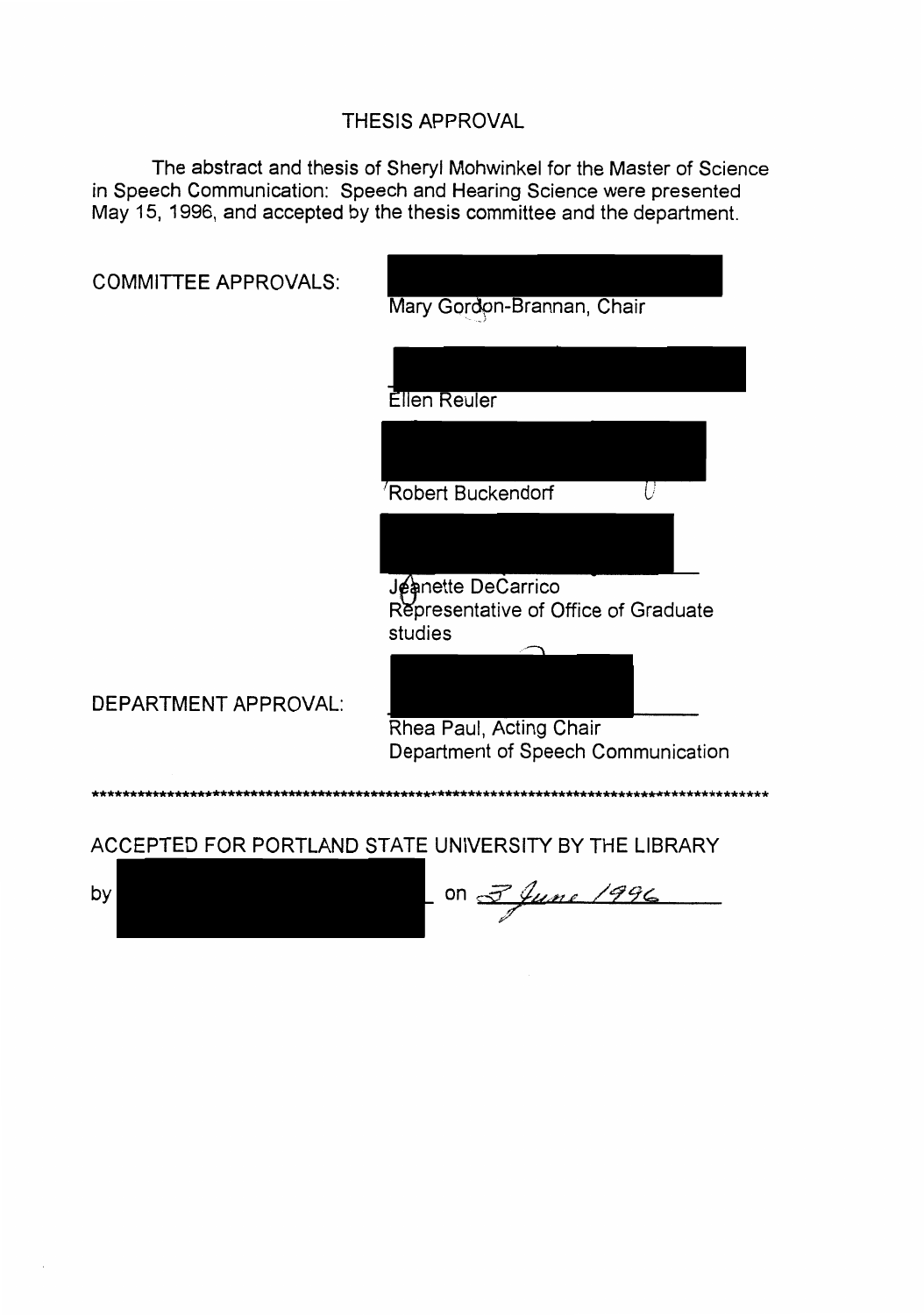# THESIS APPROVAL

The abstract and thesis of Sheryl Mohwinkel for the Master of Science in Speech Communication: Speech and Hearing Science were presented May 15, 1996, and accepted by the thesis committee and the department.

COMMITTEE APPROVALS:

Mary Gordon-Brannan, Chair

Ellen Reuler

Robert Buckendorf

Jeanette DeCarrico
Representative of Office of Graduate studies

DEPARTMENT APPROVAL:

Rhea Paul, Acting Chair
Department of Speech Communication

****************************************************************************************************

ACCEPTED FOR PORTLAND STATE UNIVERSITY BY THE LIBRARY

by \_\_\_\_\_\_\_\_\_\_ on *3 June 1996*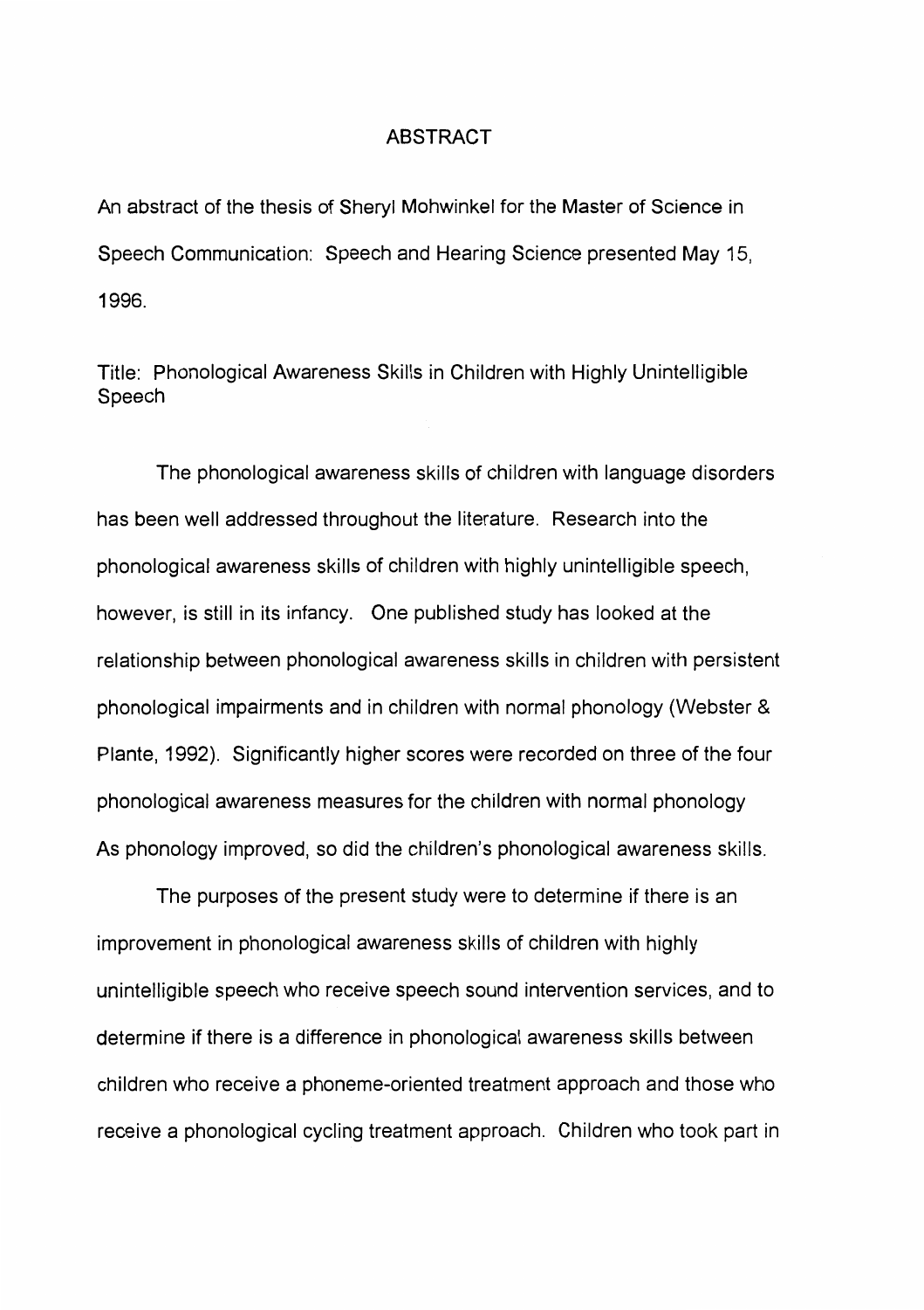# ABSTRACT

An abstract of the thesis of Sheryl Mohwinkel for the Master of Science in Speech Communication: Speech and Hearing Science presented May 15, 1996.

Title: Phonological Awareness Skills in Children with Highly Unintelligible Speech

The phonological awareness skills of children with language disorders has been well addressed throughout the literature. Research into the phonological awareness skills of children with highly unintelligible speech, however, is still in its infancy. One published study has looked at the relationship between phonological awareness skills in children with persistent phonological impairments and in children with normal phonology (Webster & Plante, 1992). Significantly higher scores were recorded on three of the four phonological awareness measures for the children with normal phonology As phonology improved, so did the children's phonological awareness skills.

The purposes of the present study were to determine if there is an improvement in phonological awareness skills of children with highly unintelligible speech who receive speech sound intervention services, and to determine if there is a difference in phonological awareness skills between children who receive a phoneme-oriented treatment approach and those who receive a phonological cycling treatment approach. Children who took part in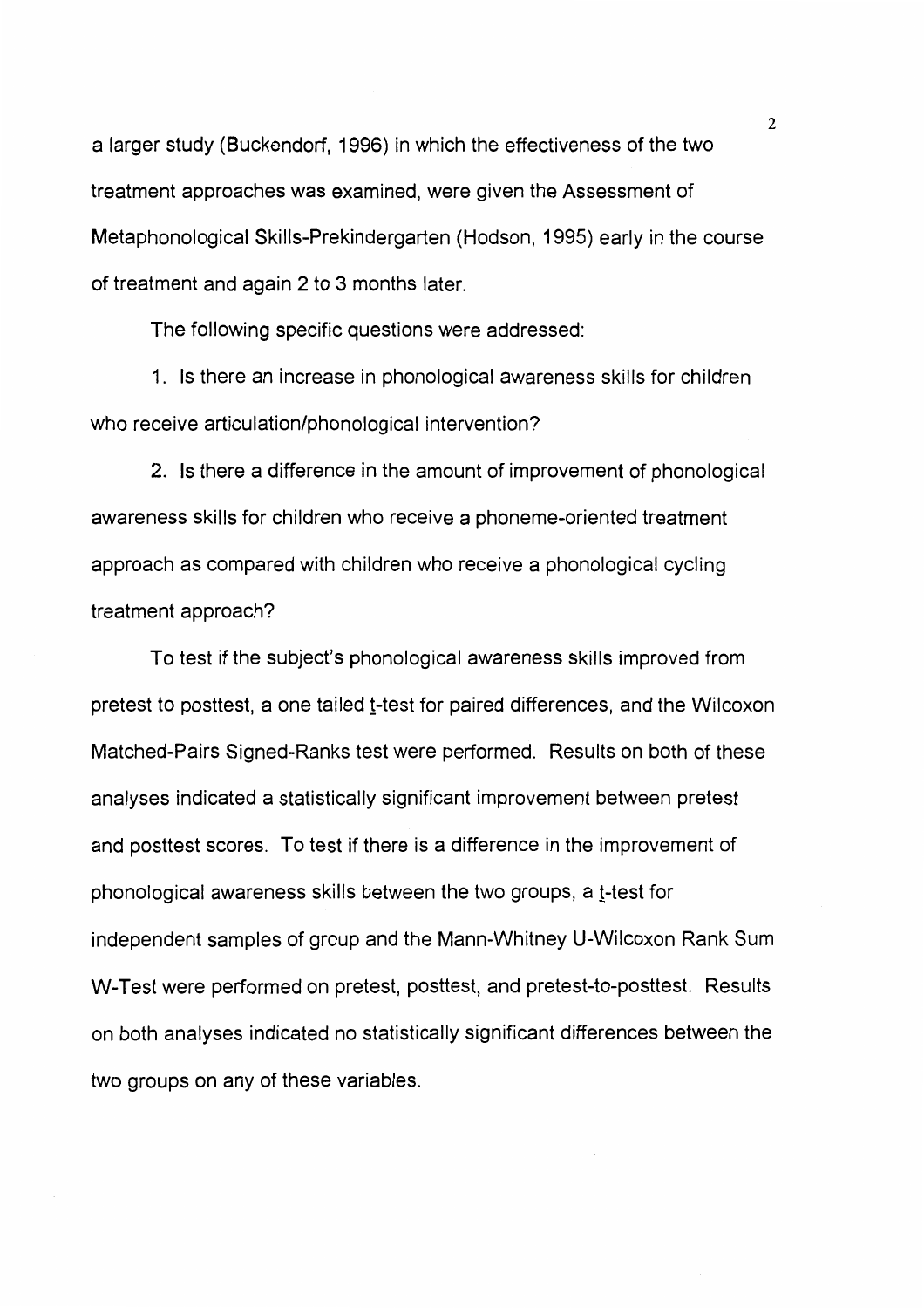a larger study (Buckendorf, 1996) in which the effectiveness of the two treatment approaches was examined, were given the Assessment of Metaphonological Skills-Prekindergarten (Hodson, 1995) early in the course of treatment and again 2 to 3 months later.

The following specific questions were addressed:

1. Is there an increase in phonological awareness skills for children who receive articulation/phonological intervention?

2. Is there a difference in the amount of improvement of phonological awareness skills for children who receive a phoneme-oriented treatment approach as compared with children who receive a phonological cycling treatment approach?

To test if the subject's phonological awareness skills improved from pretest to posttest, a one tailed t-test for paired differences, and the Wilcoxon Matched-Pairs Signed-Ranks test were performed. Results on both of these analyses indicated a statistically significant improvement between pretest and posttest scores. To test if there is a difference in the improvement of phonological awareness skills between the two groups, a t-test for independent samples of group and the Mann-Whitney U-Wilcoxon Rank Sum W-Test were performed on pretest, posttest, and pretest-to-posttest. Results on both analyses indicated no statistically significant differences between the two groups on any of these variables.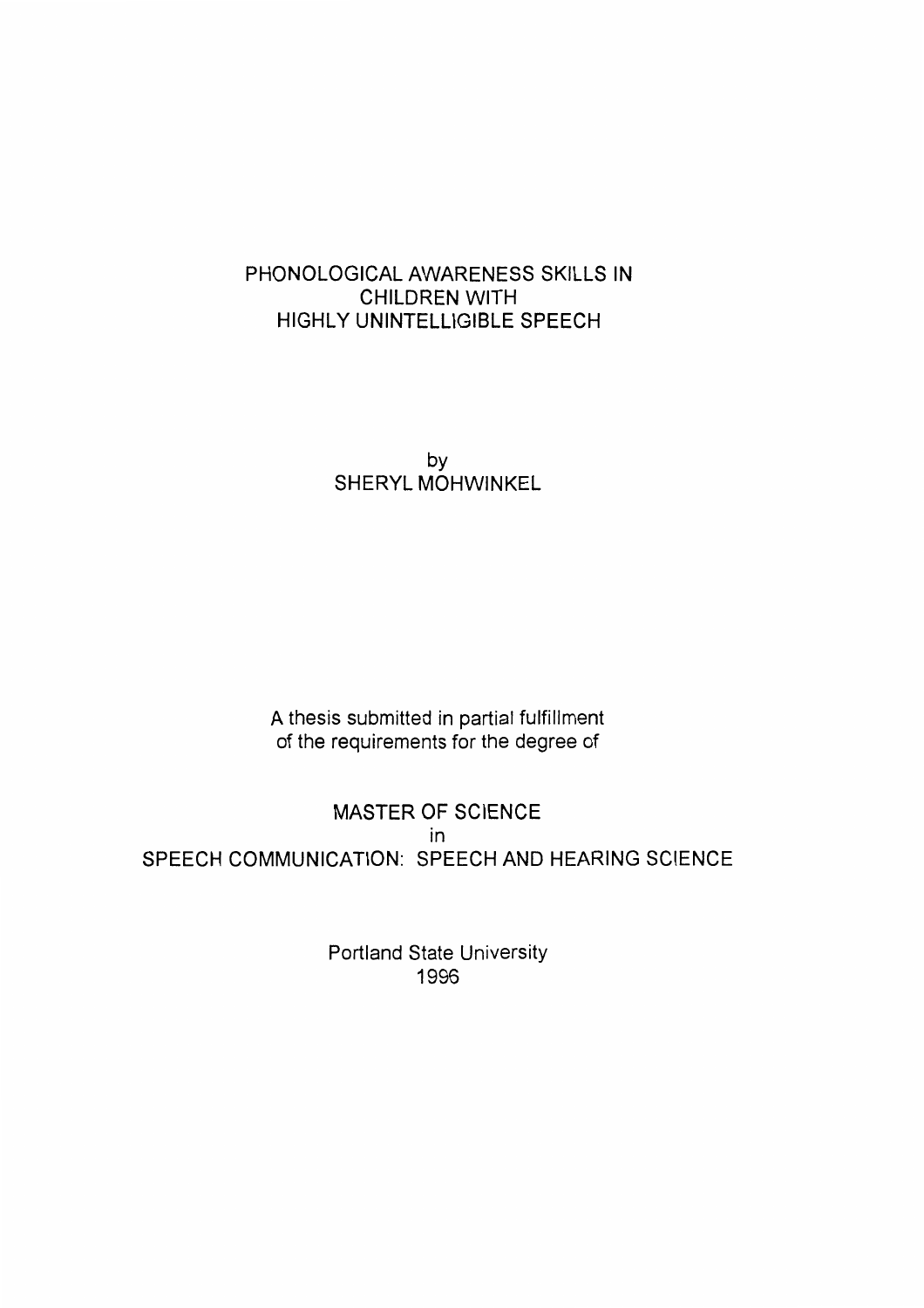# PHONOLOGICAL AWARENESS SKILLS IN CHILDREN WITH HIGHLY UNINTELLIGIBLE SPEECH

by
SHERYL MOHWINKEL

A thesis submitted in partial fulfillment
of the requirements for the degree of

MASTER OF SCIENCE
in
SPEECH COMMUNICATION: SPEECH AND HEARING SCIENCE

Portland State University
1996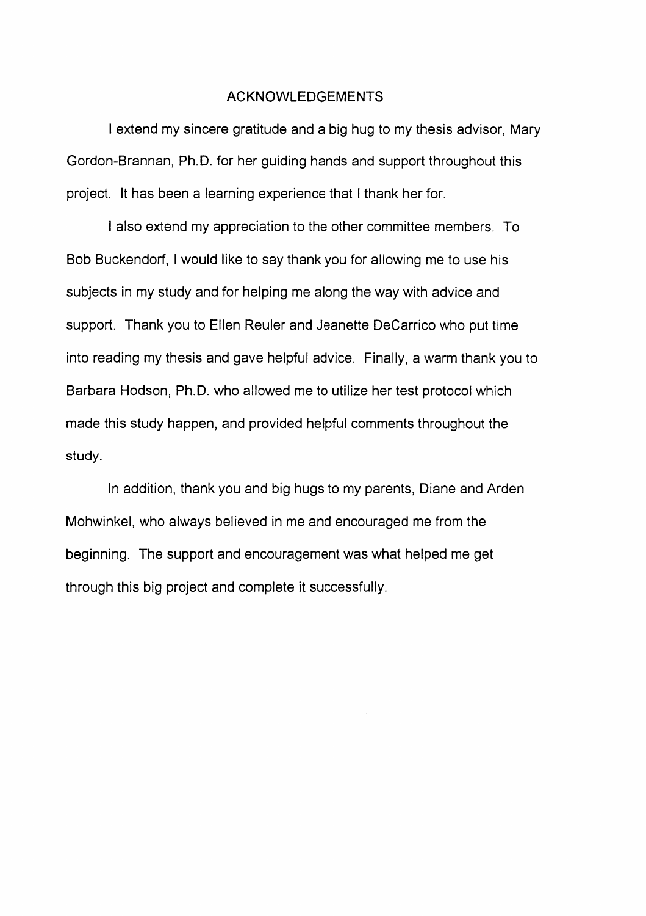# ACKNOWLEDGEMENTS

I extend my sincere gratitude and a big hug to my thesis advisor, Mary Gordon-Brannan, Ph.D. for her guiding hands and support throughout this project. It has been a learning experience that I thank her for.

I also extend my appreciation to the other committee members. To Bob Buckendorf, I would like to say thank you for allowing me to use his subjects in my study and for helping me along the way with advice and support. Thank you to Ellen Reuler and Jeanette DeCarrico who put time into reading my thesis and gave helpful advice. Finally, a warm thank you to Barbara Hodson, Ph.D. who allowed me to utilize her test protocol which made this study happen, and provided helpful comments throughout the study.

In addition, thank you and big hugs to my parents, Diane and Arden Mohwinkel, who always believed in me and encouraged me from the beginning. The support and encouragement was what helped me get through this big project and complete it successfully.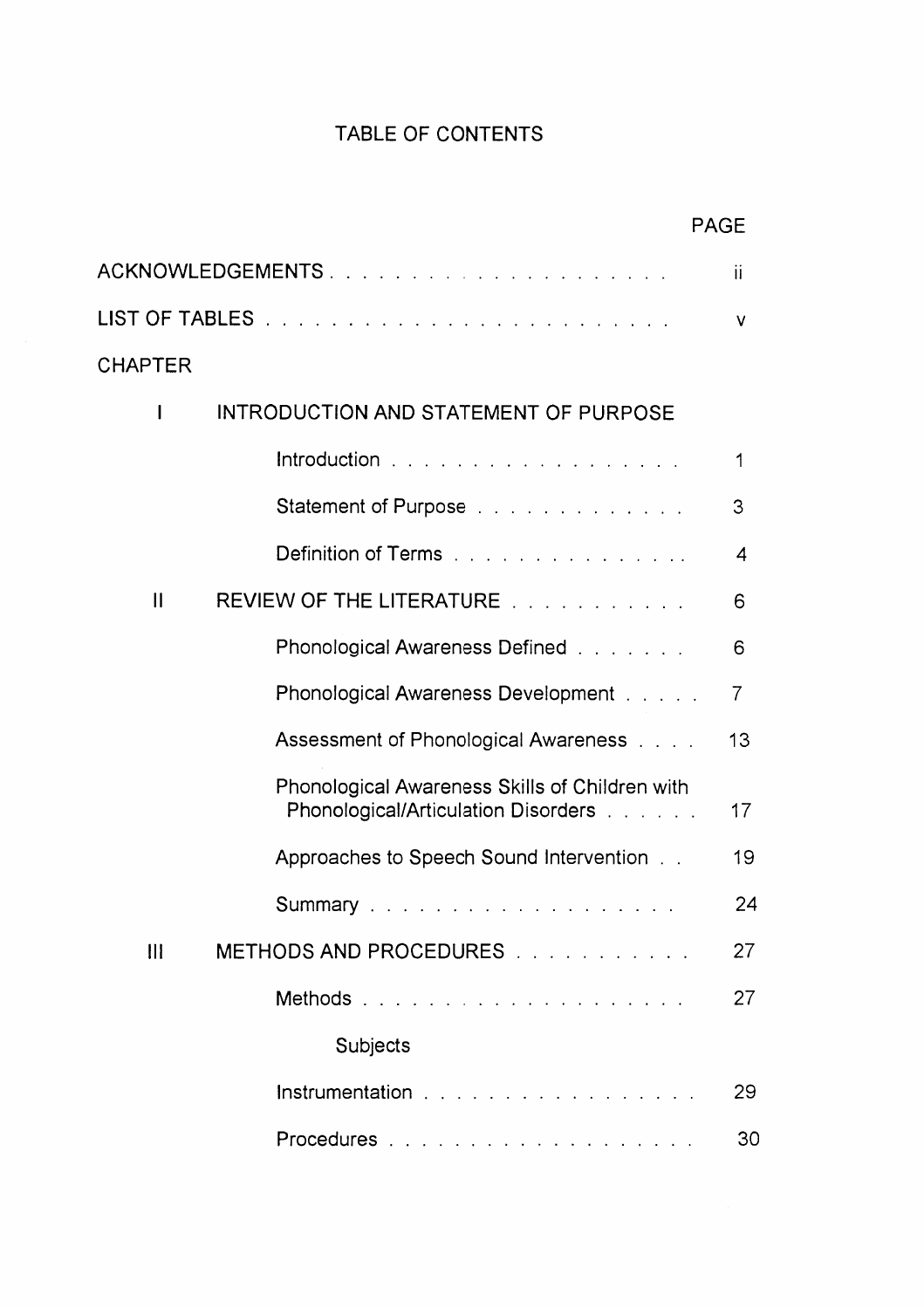# TABLE OF CONTENTS

| | | PAGE |
|---|---|---|
| ACKNOWLEDGEMENTS | | ii |
| LIST OF TABLES | | v |
| CHAPTER | | |
| I | INTRODUCTION AND STATEMENT OF PURPOSE | |
| | Introduction | 1 |
| | Statement of Purpose | 3 |
| | Definition of Terms | 4 |
| II | REVIEW OF THE LITERATURE | 6 |
| | Phonological Awareness Defined | 6 |
| | Phonological Awareness Development | 7 |
| | Assessment of Phonological Awareness | 13 |
| | Phonological Awareness Skills of Children with Phonological/Articulation Disorders | 17 |
| | Approaches to Speech Sound Intervention | 19 |
| | Summary | 24 |
| III | METHODS AND PROCEDURES | 27 |
| | Methods | 27 |
| | Subjects | |
| | Instrumentation | 29 |
| | Procedures | 30 |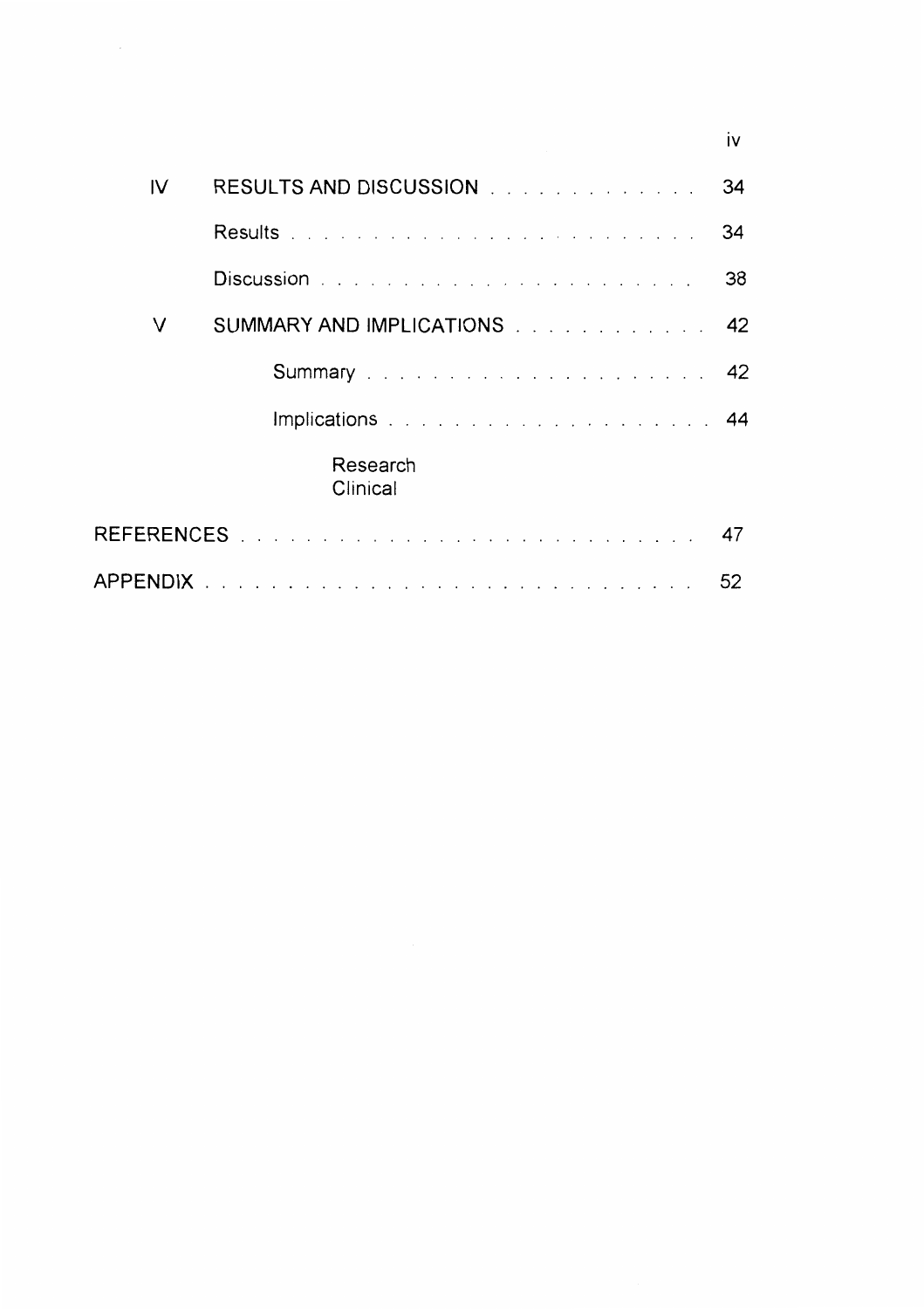| | | |
|---|---|---|
| IV | RESULTS AND DISCUSSION | 34 |
| | Results | 34 |
| | Discussion | 38 |
| V | SUMMARY AND IMPLICATIONS | 42 |
| | Summary | 42 |
| | Implications | 44 |
| | Research<br>Clinical | |
| REFERENCES | | 47 |
| APPENDIX | | 52 |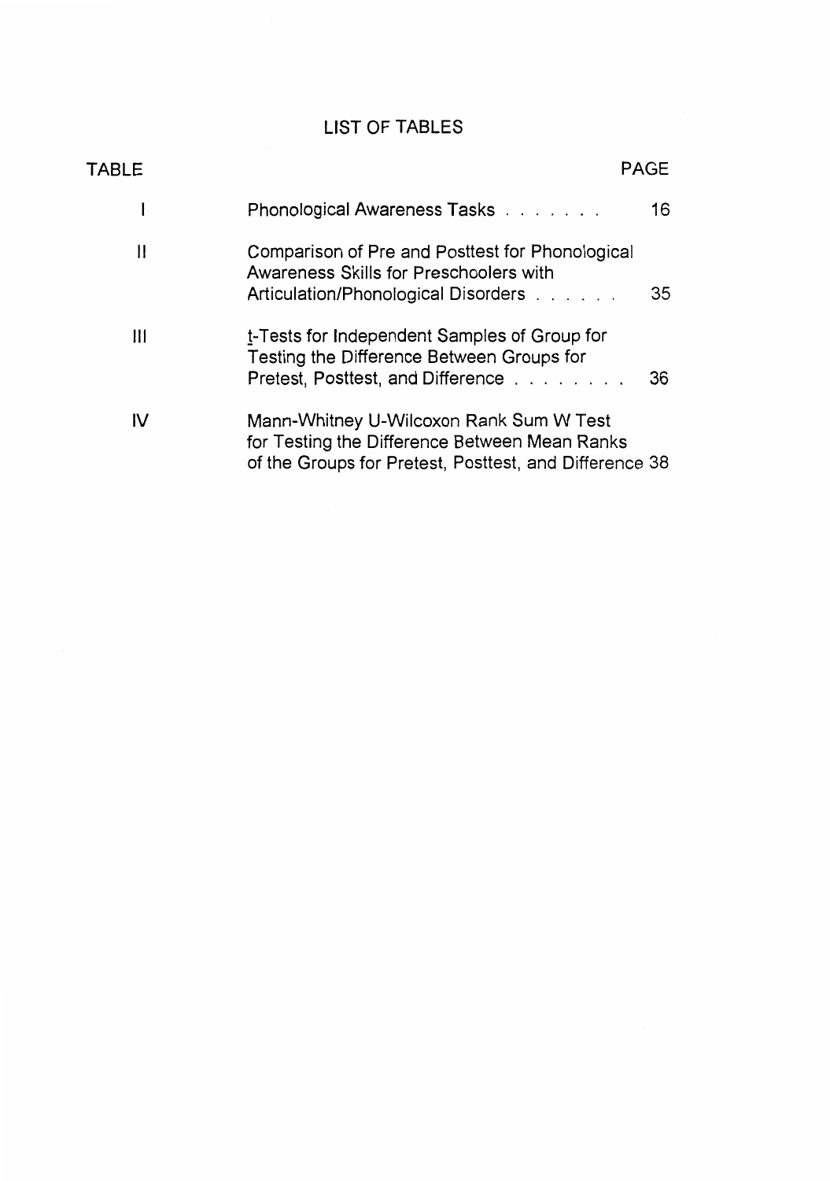# LIST OF TABLES

| TABLE | | PAGE |
|---|---|---|
| I | Phonological Awareness Tasks | 16 |
| II | Comparison of Pre and Posttest for Phonological Awareness Skills for Preschoolers with Articulation/Phonological Disorders | 35 |
| III | *t*-Tests for Independent Samples of Group for Testing the Difference Between Groups for Pretest, Posttest, and Difference | 36 |
| IV | Mann-Whitney U-Wilcoxon Rank Sum W Test for Testing the Difference Between Mean Ranks of the Groups for Pretest, Posttest, and Difference | 38 |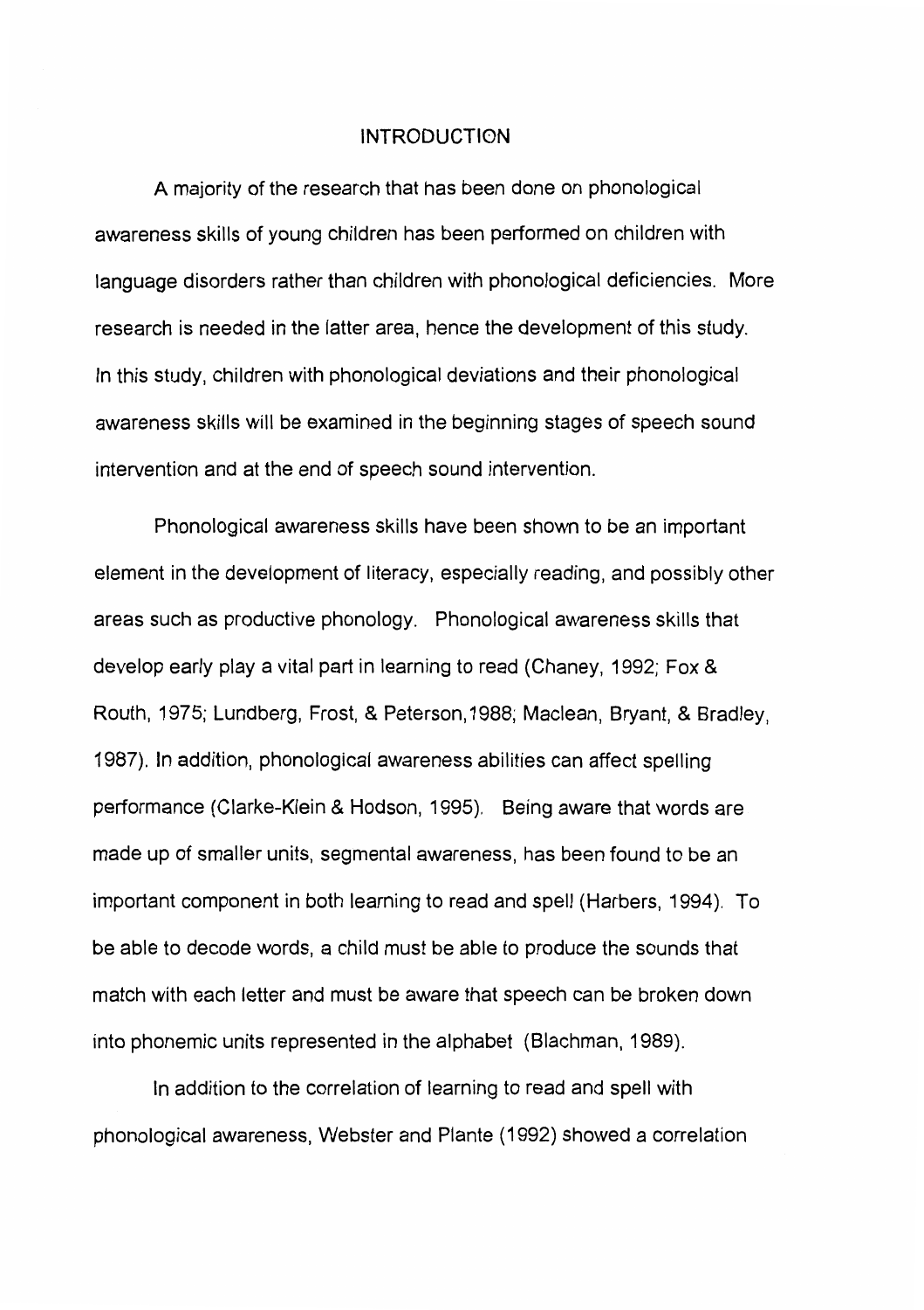# INTRODUCTION

A majority of the research that has been done on phonological awareness skills of young children has been performed on children with language disorders rather than children with phonological deficiencies. More research is needed in the latter area, hence the development of this study. In this study, children with phonological deviations and their phonological awareness skills will be examined in the beginning stages of speech sound intervention and at the end of speech sound intervention.

Phonological awareness skills have been shown to be an important element in the development of literacy, especially reading, and possibly other areas such as productive phonology. Phonological awareness skills that develop early play a vital part in learning to read (Chaney, 1992; Fox & Routh, 1975; Lundberg, Frost, & Peterson,1988; Maclean, Bryant, & Bradley, 1987). In addition, phonological awareness abilities can affect spelling performance (Clarke-Klein & Hodson, 1995). Being aware that words are made up of smaller units, segmental awareness, has been found to be an important component in both learning to read and spell (Harbers, 1994). To be able to decode words, a child must be able to produce the sounds that match with each letter and must be aware that speech can be broken down into phonemic units represented in the alphabet (Blachman, 1989).

In addition to the correlation of learning to read and spell with phonological awareness, Webster and Plante (1992) showed a correlation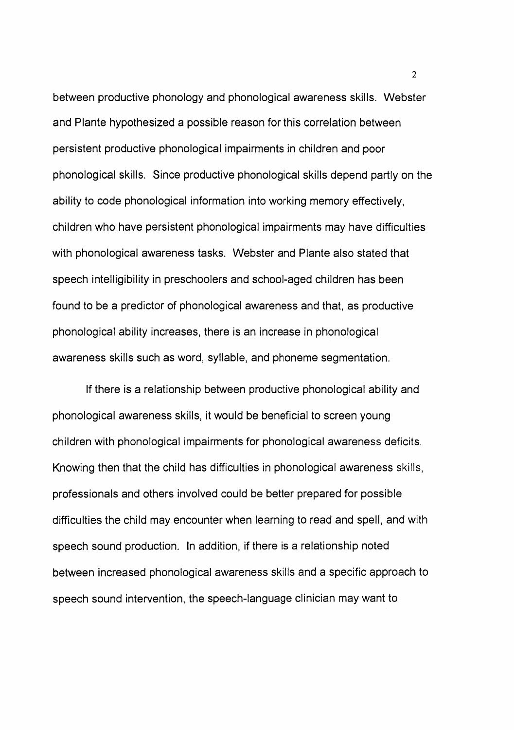between productive phonology and phonological awareness skills. Webster and Plante hypothesized a possible reason for this correlation between persistent productive phonological impairments in children and poor phonological skills. Since productive phonological skills depend partly on the ability to code phonological information into working memory effectively, children who have persistent phonological impairments may have difficulties with phonological awareness tasks. Webster and Plante also stated that speech intelligibility in preschoolers and school-aged children has been found to be a predictor of phonological awareness and that, as productive phonological ability increases, there is an increase in phonological awareness skills such as word, syllable, and phoneme segmentation.

If there is a relationship between productive phonological ability and phonological awareness skills, it would be beneficial to screen young children with phonological impairments for phonological awareness deficits. Knowing then that the child has difficulties in phonological awareness skills, professionals and others involved could be better prepared for possible difficulties the child may encounter when learning to read and spell, and with speech sound production. In addition, if there is a relationship noted between increased phonological awareness skills and a specific approach to speech sound intervention, the speech-language clinician may want to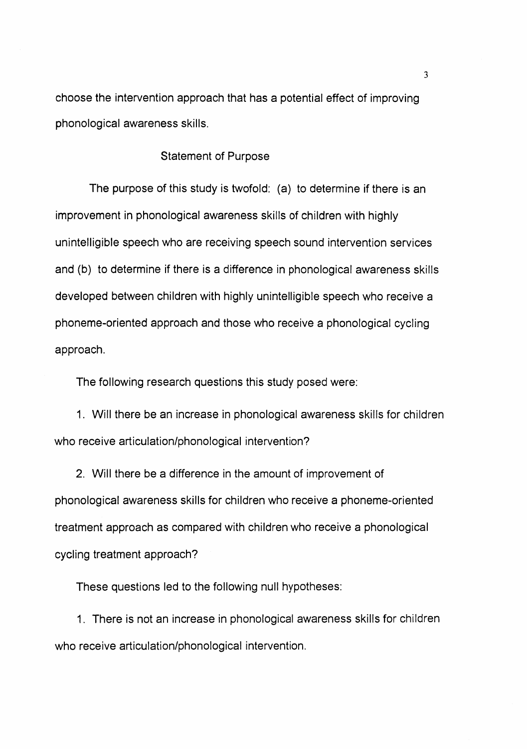choose the intervention approach that has a potential effect of improving phonological awareness skills.

## Statement of Purpose

The purpose of this study is twofold: (a) to determine if there is an improvement in phonological awareness skills of children with highly unintelligible speech who are receiving speech sound intervention services and (b) to determine if there is a difference in phonological awareness skills developed between children with highly unintelligible speech who receive a phoneme-oriented approach and those who receive a phonological cycling approach.

The following research questions this study posed were:

1. Will there be an increase in phonological awareness skills for children who receive articulation/phonological intervention?

2. Will there be a difference in the amount of improvement of phonological awareness skills for children who receive a phoneme-oriented treatment approach as compared with children who receive a phonological cycling treatment approach?

These questions led to the following null hypotheses:

1. There is not an increase in phonological awareness skills for children who receive articulation/phonological intervention.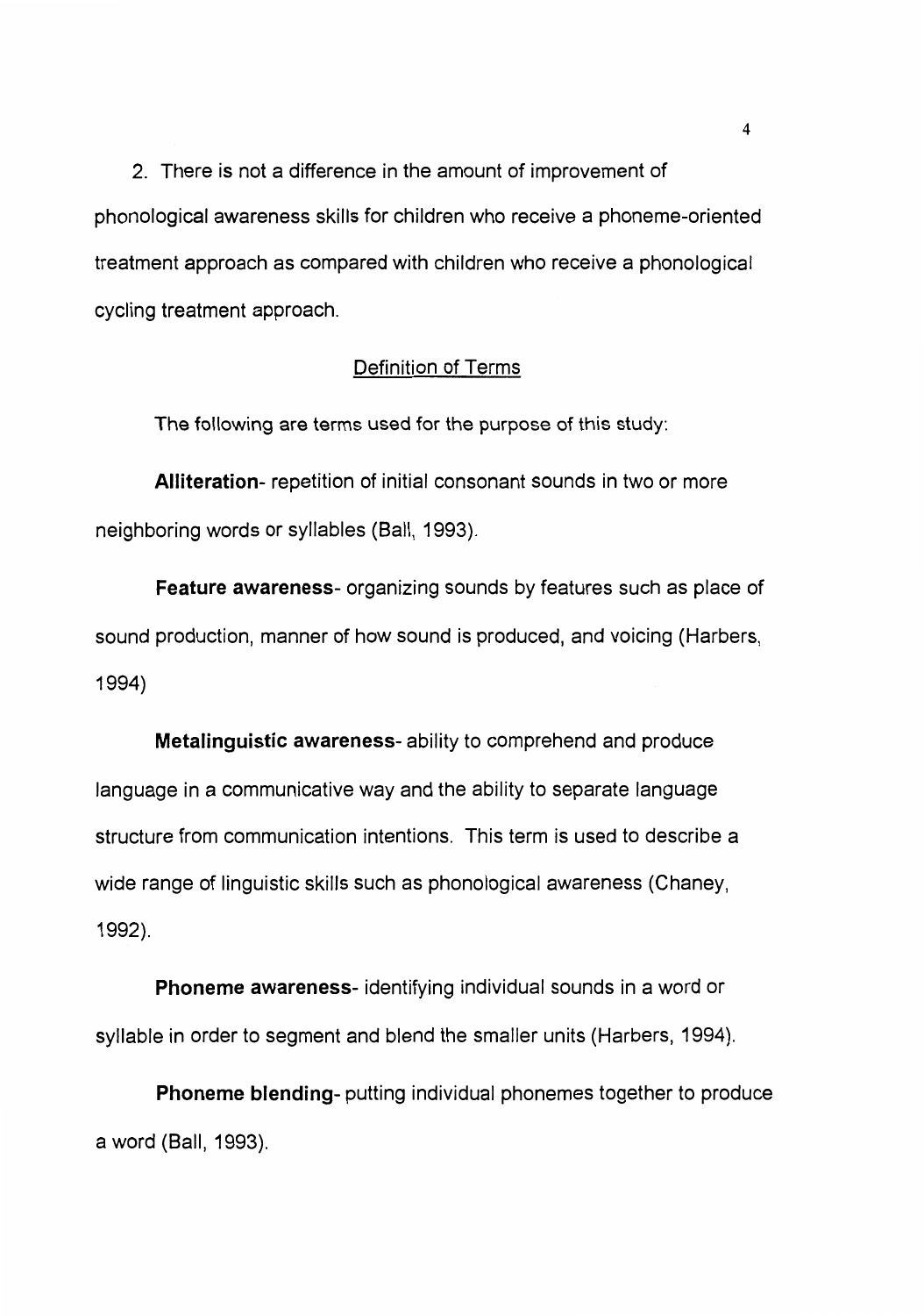2. There is not a difference in the amount of improvement of phonological awareness skills for children who receive a phoneme-oriented treatment approach as compared with children who receive a phonological cycling treatment approach.

## Definition of Terms

The following are terms used for the purpose of this study:

**Alliteration**- repetition of initial consonant sounds in two or more neighboring words or syllables (Ball, 1993).

**Feature awareness**- organizing sounds by features such as place of sound production, manner of how sound is produced, and voicing (Harbers, 1994)

**Metalinguistic awareness**- ability to comprehend and produce language in a communicative way and the ability to separate language structure from communication intentions. This term is used to describe a wide range of linguistic skills such as phonological awareness (Chaney, 1992).

**Phoneme awareness**- identifying individual sounds in a word or syllable in order to segment and blend the smaller units (Harbers, 1994).

**Phoneme blending**- putting individual phonemes together to produce a word (Ball, 1993).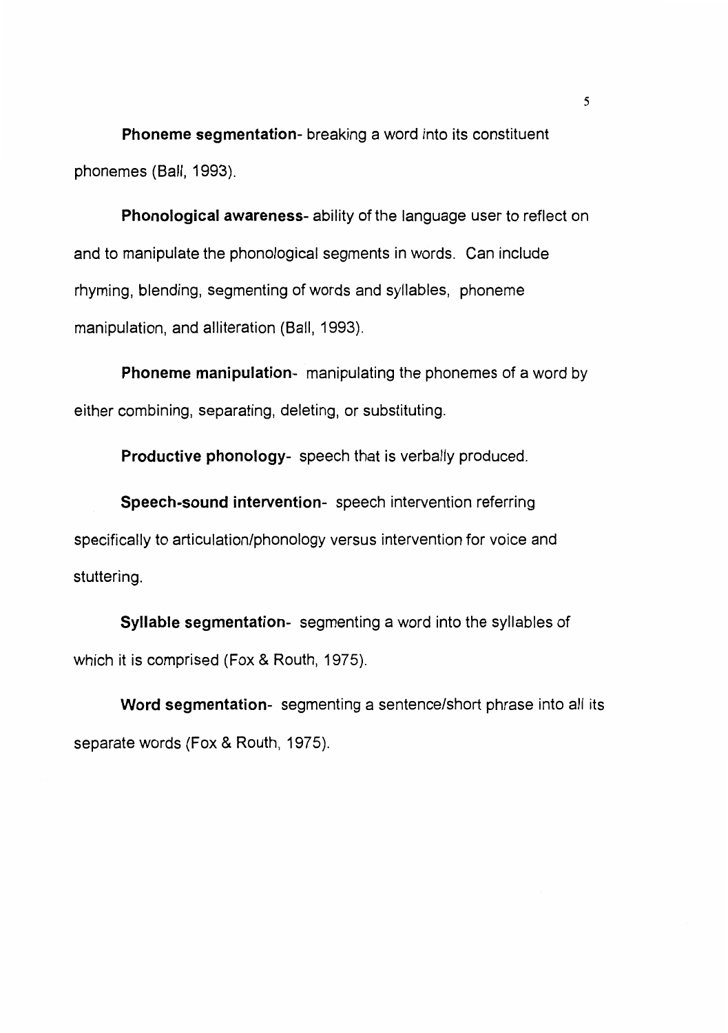**Phoneme segmentation**- breaking a word into its constituent phonemes (Ball, 1993).

**Phonological awareness**- ability of the language user to reflect on and to manipulate the phonological segments in words. Can include rhyming, blending, segmenting of words and syllables, phoneme manipulation, and alliteration (Ball, 1993).

**Phoneme manipulation**- manipulating the phonemes of a word by either combining, separating, deleting, or substituting.

**Productive phonology**- speech that is verbally produced.

**Speech-sound intervention**- speech intervention referring specifically to articulation/phonology versus intervention for voice and stuttering.

**Syllable segmentation**- segmenting a word into the syllables of which it is comprised (Fox & Routh, 1975).

**Word segmentation**- segmenting a sentence/short phrase into all its separate words (Fox & Routh, 1975).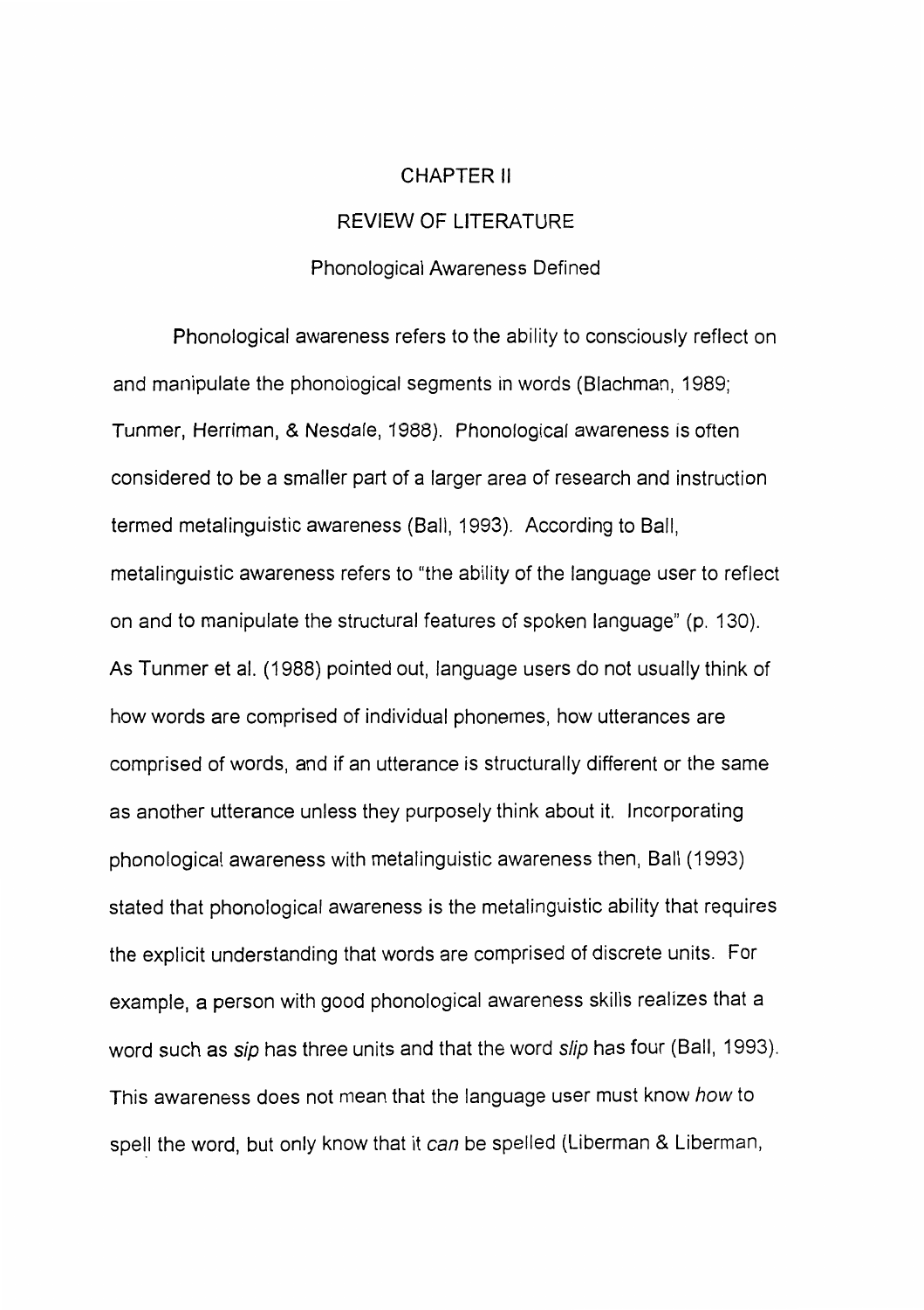# CHAPTER II

# REVIEW OF LITERATURE

## Phonological Awareness Defined

Phonological awareness refers to the ability to consciously reflect on and manipulate the phonological segments in words (Blachman, 1989; Tunmer, Herriman, & Nesdale, 1988). Phonological awareness is often considered to be a smaller part of a larger area of research and instruction termed metalinguistic awareness (Ball, 1993). According to Ball, metalinguistic awareness refers to "the ability of the language user to reflect on and to manipulate the structural features of spoken language" (p. 130). As Tunmer et al. (1988) pointed out, language users do not usually think of how words are comprised of individual phonemes, how utterances are comprised of words, and if an utterance is structurally different or the same as another utterance unless they purposely think about it. Incorporating phonological awareness with metalinguistic awareness then, Ball (1993) stated that phonological awareness is the metalinguistic ability that requires the explicit understanding that words are comprised of discrete units. For example, a person with good phonological awareness skills realizes that a word such as *sip* has three units and that the word *slip* has four (Ball, 1993). This awareness does not mean that the language user must know *how* to spell the word, but only know that it *can* be spelled (Liberman & Liberman,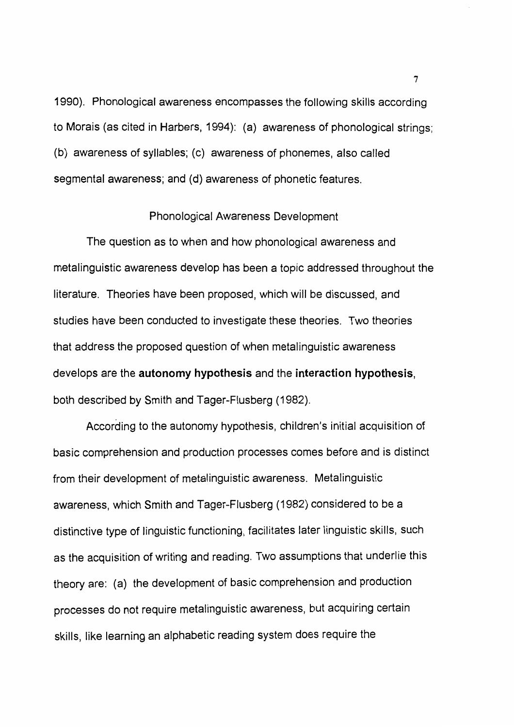1990). Phonological awareness encompasses the following skills according to Morais (as cited in Harbers, 1994): (a) awareness of phonological strings; (b) awareness of syllables; (c) awareness of phonemes, also called segmental awareness; and (d) awareness of phonetic features.

## Phonological Awareness Development

The question as to when and how phonological awareness and metalinguistic awareness develop has been a topic addressed throughout the literature. Theories have been proposed, which will be discussed, and studies have been conducted to investigate these theories. Two theories that address the proposed question of when metalinguistic awareness develops are the **autonomy hypothesis** and the **interaction hypothesis**, both described by Smith and Tager-Flusberg (1982).

According to the autonomy hypothesis, children's initial acquisition of basic comprehension and production processes comes before and is distinct from their development of metalinguistic awareness. Metalinguistic awareness, which Smith and Tager-Flusberg (1982) considered to be a distinctive type of linguistic functioning, facilitates later linguistic skills, such as the acquisition of writing and reading. Two assumptions that underlie this theory are: (a) the development of basic comprehension and production processes do not require metalinguistic awareness, but acquiring certain skills, like learning an alphabetic reading system does require the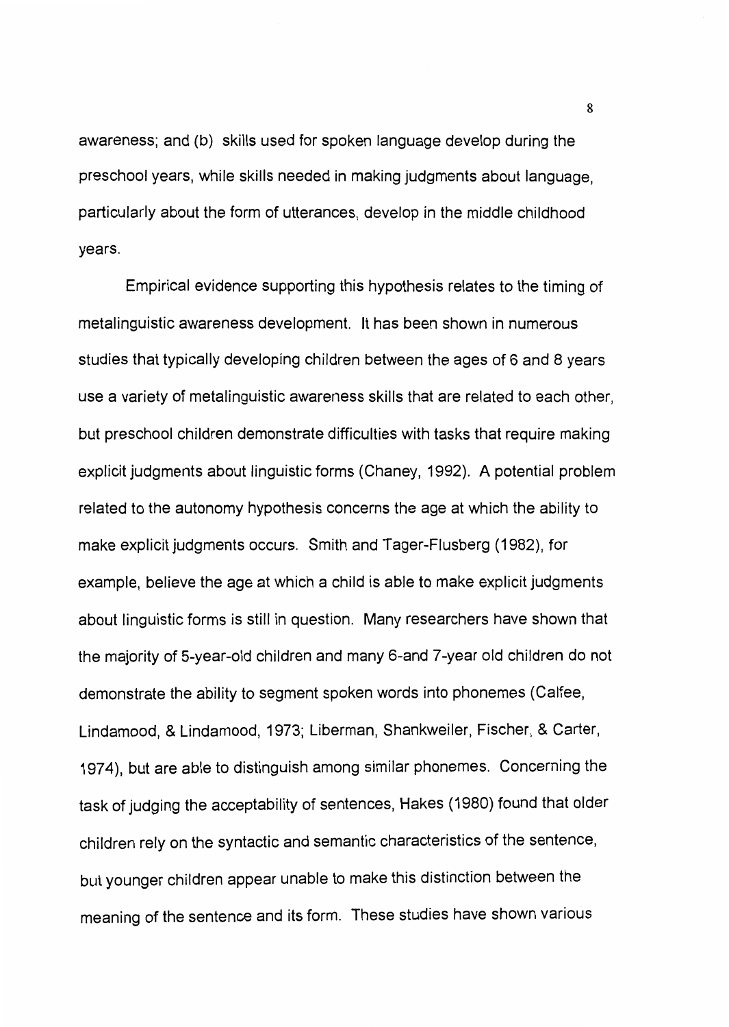awareness; and (b) skills used for spoken language develop during the preschool years, while skills needed in making judgments about language, particularly about the form of utterances, develop in the middle childhood years.

Empirical evidence supporting this hypothesis relates to the timing of metalinguistic awareness development. It has been shown in numerous studies that typically developing children between the ages of 6 and 8 years use a variety of metalinguistic awareness skills that are related to each other, but preschool children demonstrate difficulties with tasks that require making explicit judgments about linguistic forms (Chaney, 1992). A potential problem related to the autonomy hypothesis concerns the age at which the ability to make explicit judgments occurs. Smith and Tager-Flusberg (1982), for example, believe the age at which a child is able to make explicit judgments about linguistic forms is still in question. Many researchers have shown that the majority of 5-year-old children and many 6-and 7-year old children do not demonstrate the ability to segment spoken words into phonemes (Calfee, Lindamood, & Lindamood, 1973; Liberman, Shankweiler, Fischer, & Carter, 1974), but are able to distinguish among similar phonemes. Concerning the task of judging the acceptability of sentences, Hakes (1980) found that older children rely on the syntactic and semantic characteristics of the sentence, but younger children appear unable to make this distinction between the meaning of the sentence and its form. These studies have shown various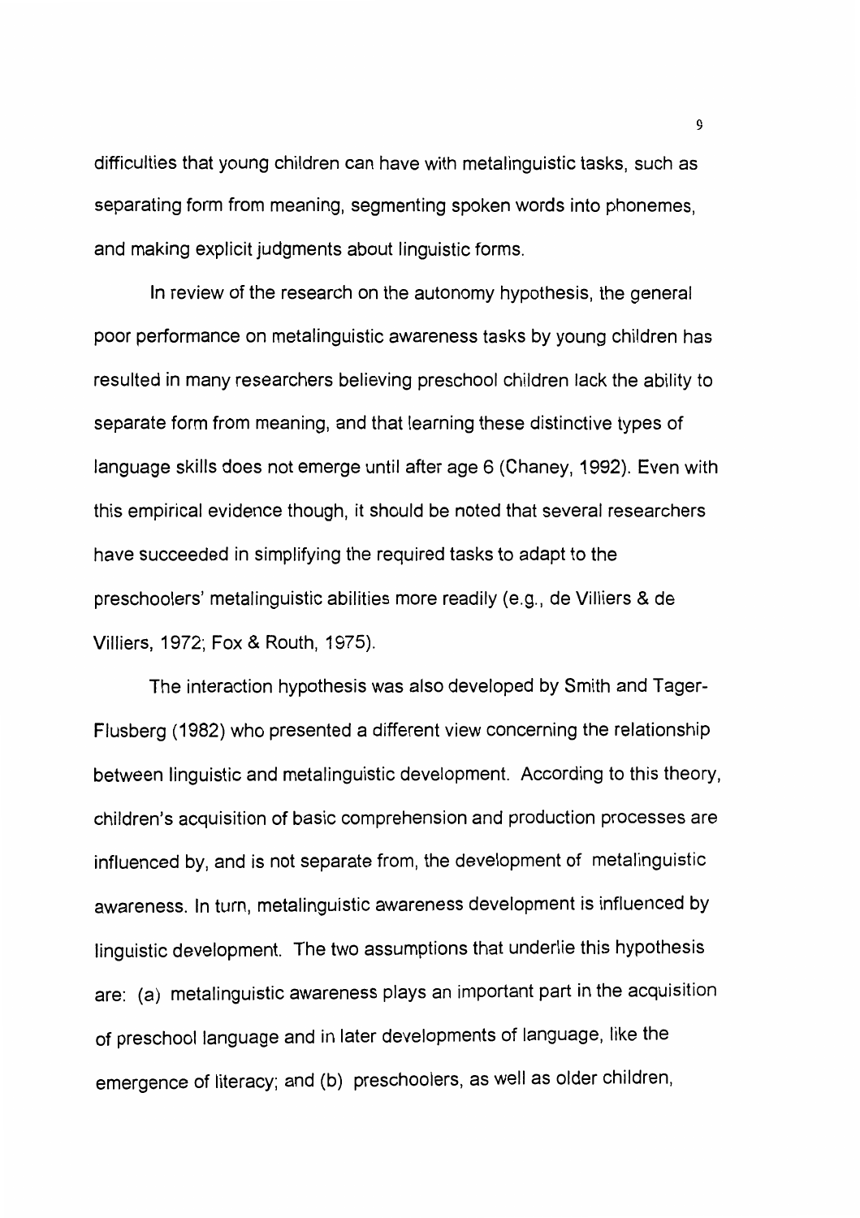difficulties that young children can have with metalinguistic tasks, such as separating form from meaning, segmenting spoken words into phonemes, and making explicit judgments about linguistic forms.

In review of the research on the autonomy hypothesis, the general poor performance on metalinguistic awareness tasks by young children has resulted in many researchers believing preschool children lack the ability to separate form from meaning, and that learning these distinctive types of language skills does not emerge until after age 6 (Chaney, 1992). Even with this empirical evidence though, it should be noted that several researchers have succeeded in simplifying the required tasks to adapt to the preschoolers' metalinguistic abilities more readily (e.g., de Villiers & de Villiers, 1972; Fox & Routh, 1975).

The interaction hypothesis was also developed by Smith and Tager-Flusberg (1982) who presented a different view concerning the relationship between linguistic and metalinguistic development. According to this theory, children's acquisition of basic comprehension and production processes are influenced by, and is not separate from, the development of metalinguistic awareness. In turn, metalinguistic awareness development is influenced by linguistic development. The two assumptions that underlie this hypothesis are: (a) metalinguistic awareness plays an important part in the acquisition of preschool language and in later developments of language, like the emergence of literacy; and (b) preschoolers, as well as older children,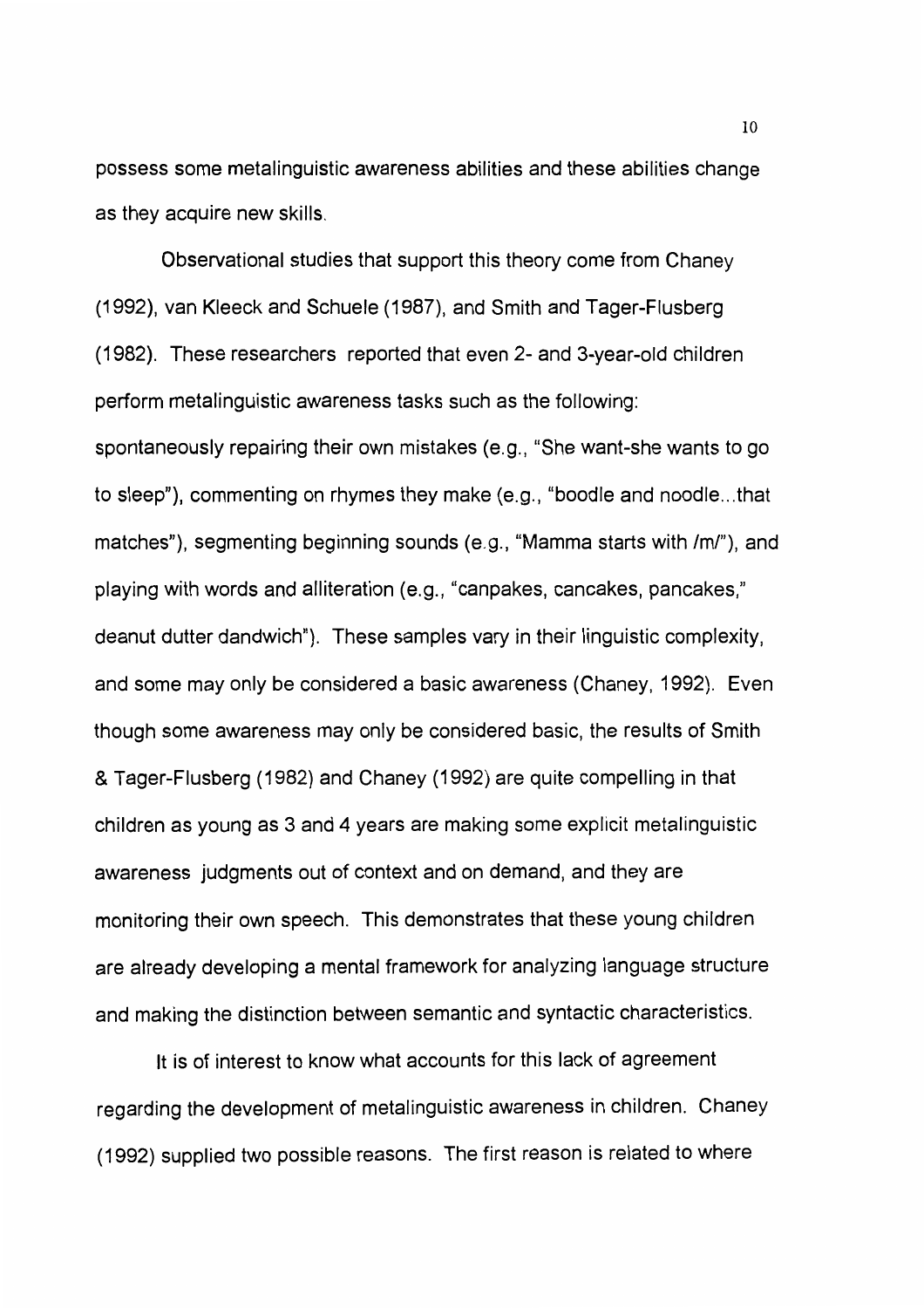possess some metalinguistic awareness abilities and these abilities change as they acquire new skills.

Observational studies that support this theory come from Chaney (1992), van Kleeck and Schuele (1987), and Smith and Tager-Flusberg (1982). These researchers reported that even 2- and 3-year-old children perform metalinguistic awareness tasks such as the following: spontaneously repairing their own mistakes (e.g., "She want-she wants to go to sleep"), commenting on rhymes they make (e.g., "boodle and noodle...that matches"), segmenting beginning sounds (e.g., "Mamma starts with /m/"), and playing with words and alliteration (e.g., "canpakes, cancakes, pancakes," deanut dutter dandwich"). These samples vary in their linguistic complexity, and some may only be considered a basic awareness (Chaney, 1992). Even though some awareness may only be considered basic, the results of Smith & Tager-Flusberg (1982) and Chaney (1992) are quite compelling in that children as young as 3 and 4 years are making some explicit metalinguistic awareness judgments out of context and on demand, and they are monitoring their own speech. This demonstrates that these young children are already developing a mental framework for analyzing language structure and making the distinction between semantic and syntactic characteristics.

It is of interest to know what accounts for this lack of agreement regarding the development of metalinguistic awareness in children. Chaney (1992) supplied two possible reasons. The first reason is related to where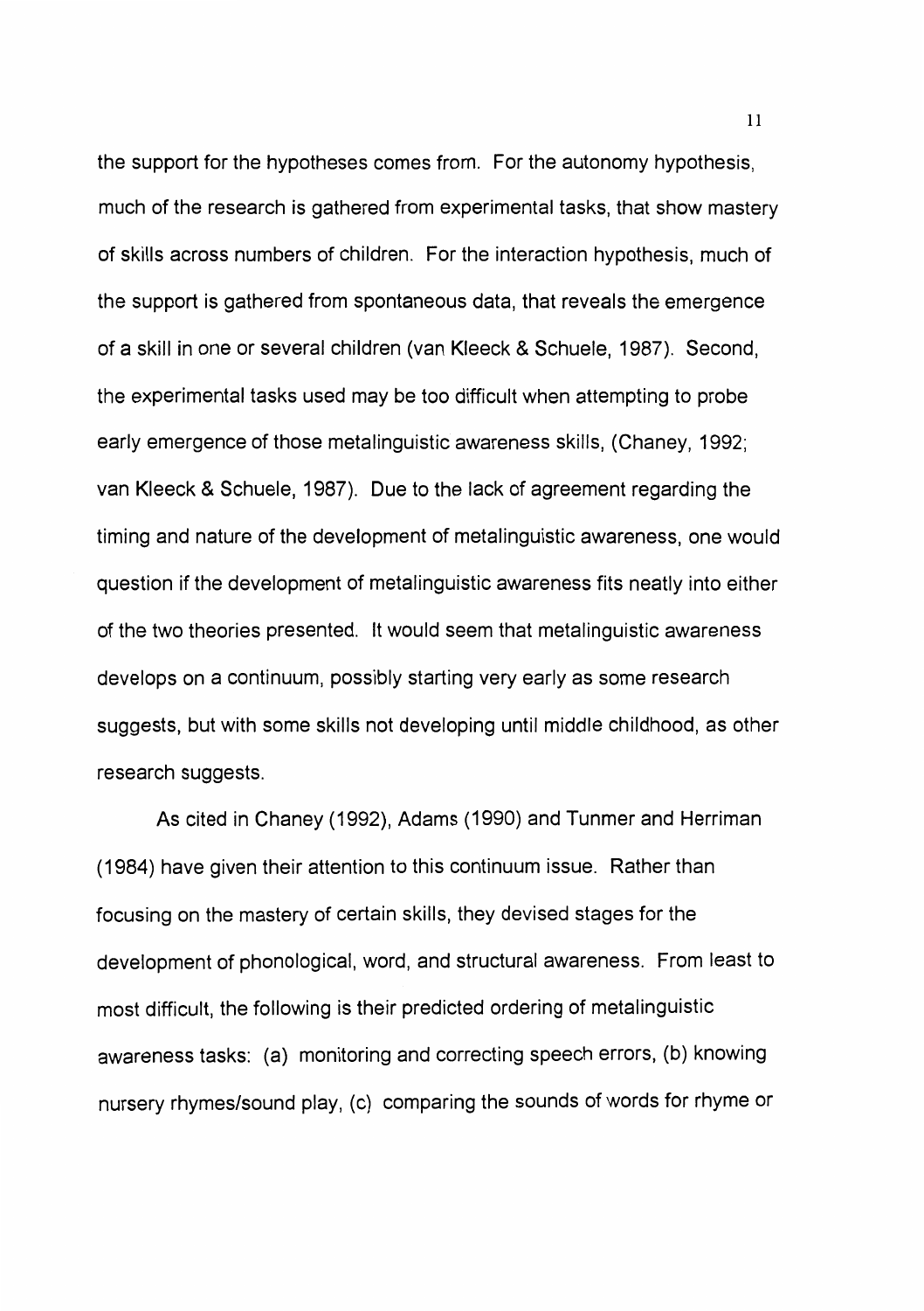the support for the hypotheses comes from. For the autonomy hypothesis, much of the research is gathered from experimental tasks, that show mastery of skills across numbers of children. For the interaction hypothesis, much of the support is gathered from spontaneous data, that reveals the emergence of a skill in one or several children (van Kleeck & Schuele, 1987). Second, the experimental tasks used may be too difficult when attempting to probe early emergence of those metalinguistic awareness skills, (Chaney, 1992; van Kleeck & Schuele, 1987). Due to the lack of agreement regarding the timing and nature of the development of metalinguistic awareness, one would question if the development of metalinguistic awareness fits neatly into either of the two theories presented. It would seem that metalinguistic awareness develops on a continuum, possibly starting very early as some research suggests, but with some skills not developing until middle childhood, as other research suggests.

As cited in Chaney (1992), Adams (1990) and Tunmer and Herriman (1984) have given their attention to this continuum issue. Rather than focusing on the mastery of certain skills, they devised stages for the development of phonological, word, and structural awareness. From least to most difficult, the following is their predicted ordering of metalinguistic awareness tasks: (a) monitoring and correcting speech errors, (b) knowing nursery rhymes/sound play, (c) comparing the sounds of words for rhyme or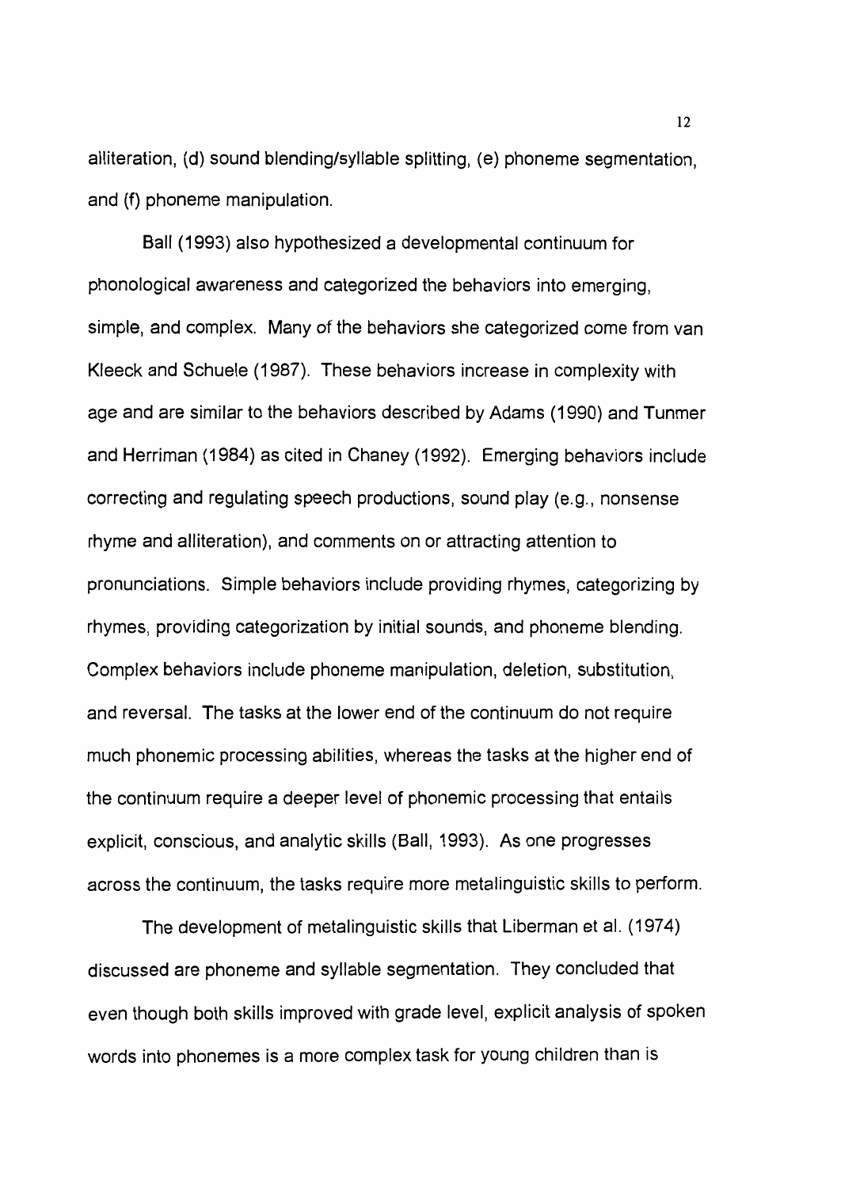alliteration, (d) sound blending/syllable splitting, (e) phoneme segmentation, and (f) phoneme manipulation.

Ball (1993) also hypothesized a developmental continuum for phonological awareness and categorized the behaviors into emerging, simple, and complex. Many of the behaviors she categorized come from van Kleeck and Schuele (1987). These behaviors increase in complexity with age and are similar to the behaviors described by Adams (1990) and Tunmer and Herriman (1984) as cited in Chaney (1992). Emerging behaviors include correcting and regulating speech productions, sound play (e.g., nonsense rhyme and alliteration), and comments on or attracting attention to pronunciations. Simple behaviors include providing rhymes, categorizing by rhymes, providing categorization by initial sounds, and phoneme blending. Complex behaviors include phoneme manipulation, deletion, substitution, and reversal. The tasks at the lower end of the continuum do not require much phonemic processing abilities, whereas the tasks at the higher end of the continuum require a deeper level of phonemic processing that entails explicit, conscious, and analytic skills (Ball, 1993). As one progresses across the continuum, the tasks require more metalinguistic skills to perform.

The development of metalinguistic skills that Liberman et al. (1974) discussed are phoneme and syllable segmentation. They concluded that even though both skills improved with grade level, explicit analysis of spoken words into phonemes is a more complex task for young children than is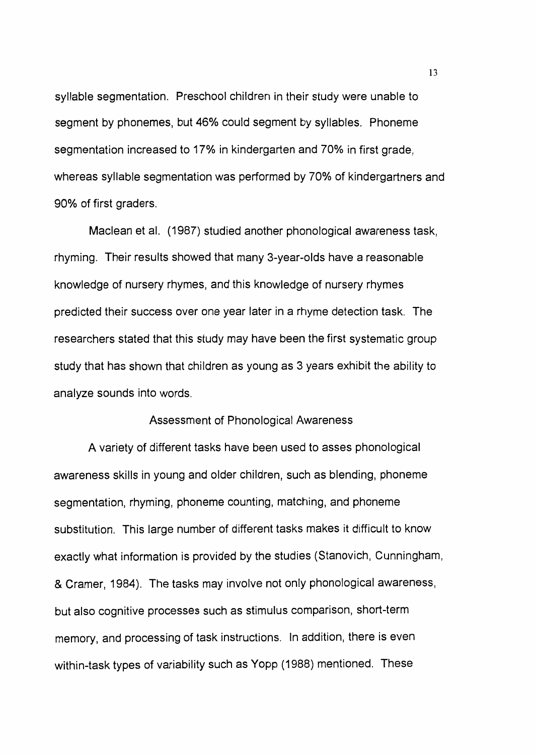syllable segmentation. Preschool children in their study were unable to segment by phonemes, but 46% could segment by syllables. Phoneme segmentation increased to 17% in kindergarten and 70% in first grade, whereas syllable segmentation was performed by 70% of kindergartners and 90% of first graders.

Maclean et al. (1987) studied another phonological awareness task, rhyming. Their results showed that many 3-year-olds have a reasonable knowledge of nursery rhymes, and this knowledge of nursery rhymes predicted their success over one year later in a rhyme detection task. The researchers stated that this study may have been the first systematic group study that has shown that children as young as 3 years exhibit the ability to analyze sounds into words.

## Assessment of Phonological Awareness

A variety of different tasks have been used to asses phonological awareness skills in young and older children, such as blending, phoneme segmentation, rhyming, phoneme counting, matching, and phoneme substitution. This large number of different tasks makes it difficult to know exactly what information is provided by the studies (Stanovich, Cunningham, & Cramer, 1984). The tasks may involve not only phonological awareness, but also cognitive processes such as stimulus comparison, short-term memory, and processing of task instructions. In addition, there is even within-task types of variability such as Yopp (1988) mentioned. These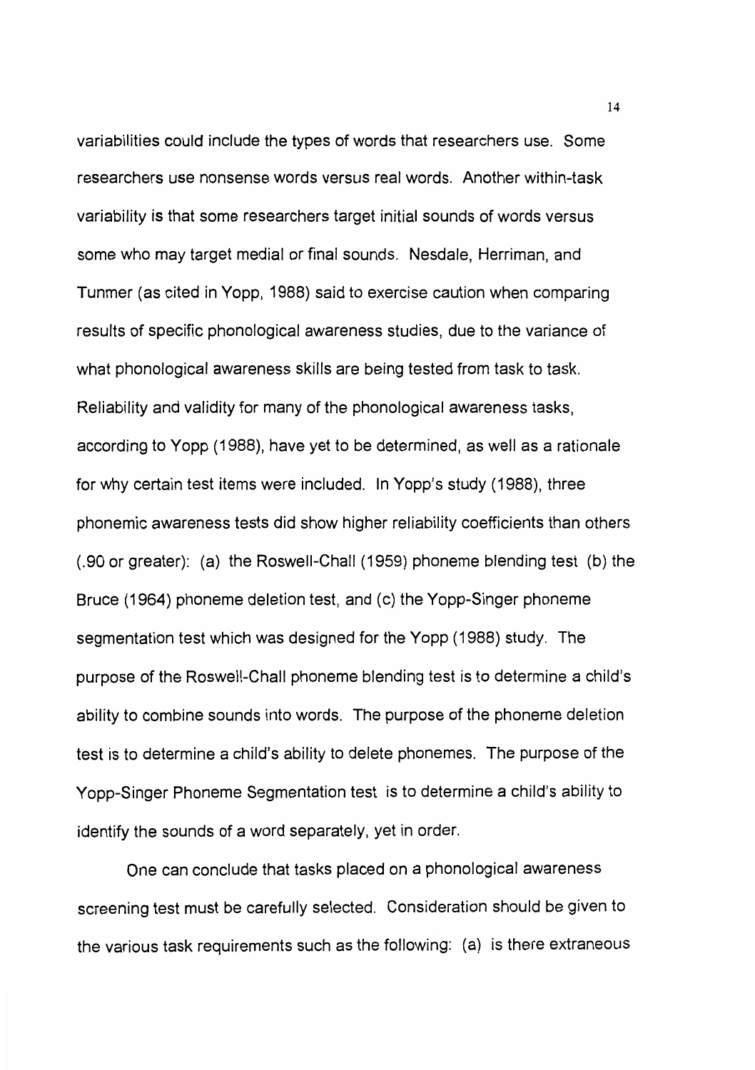variabilities could include the types of words that researchers use. Some researchers use nonsense words versus real words. Another within-task variability is that some researchers target initial sounds of words versus some who may target medial or final sounds. Nesdale, Herriman, and Tunmer (as cited in Yopp, 1988) said to exercise caution when comparing results of specific phonological awareness studies, due to the variance of what phonological awareness skills are being tested from task to task. Reliability and validity for many of the phonological awareness tasks, according to Yopp (1988), have yet to be determined, as well as a rationale for why certain test items were included. In Yopp's study (1988), three phonemic awareness tests did show higher reliability coefficients than others (.90 or greater): (a) the Roswell-Chall (1959) phoneme blending test (b) the Bruce (1964) phoneme deletion test, and (c) the Yopp-Singer phoneme segmentation test which was designed for the Yopp (1988) study. The purpose of the Roswell-Chall phoneme blending test is to determine a child's ability to combine sounds into words. The purpose of the phoneme deletion test is to determine a child's ability to delete phonemes. The purpose of the Yopp-Singer Phoneme Segmentation test is to determine a child's ability to identify the sounds of a word separately, yet in order.

One can conclude that tasks placed on a phonological awareness screening test must be carefully selected. Consideration should be given to the various task requirements such as the following: (a) is there extraneous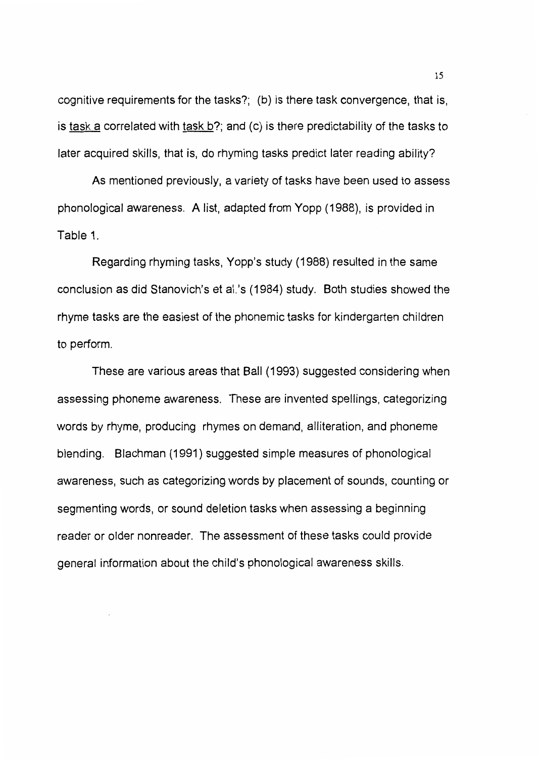cognitive requirements for the tasks?; (b) is there task convergence, that is, is task a correlated with task b?; and (c) is there predictability of the tasks to later acquired skills, that is, do rhyming tasks predict later reading ability?

As mentioned previously, a variety of tasks have been used to assess phonological awareness. A list, adapted from Yopp (1988), is provided in Table 1.

Regarding rhyming tasks, Yopp's study (1988) resulted in the same conclusion as did Stanovich's et al.'s (1984) study. Both studies showed the rhyme tasks are the easiest of the phonemic tasks for kindergarten children to perform.

These are various areas that Ball (1993) suggested considering when assessing phoneme awareness. These are invented spellings, categorizing words by rhyme, producing rhymes on demand, alliteration, and phoneme blending. Blachman (1991) suggested simple measures of phonological awareness, such as categorizing words by placement of sounds, counting or segmenting words, or sound deletion tasks when assessing a beginning reader or older nonreader. The assessment of these tasks could provide general information about the child's phonological awareness skills.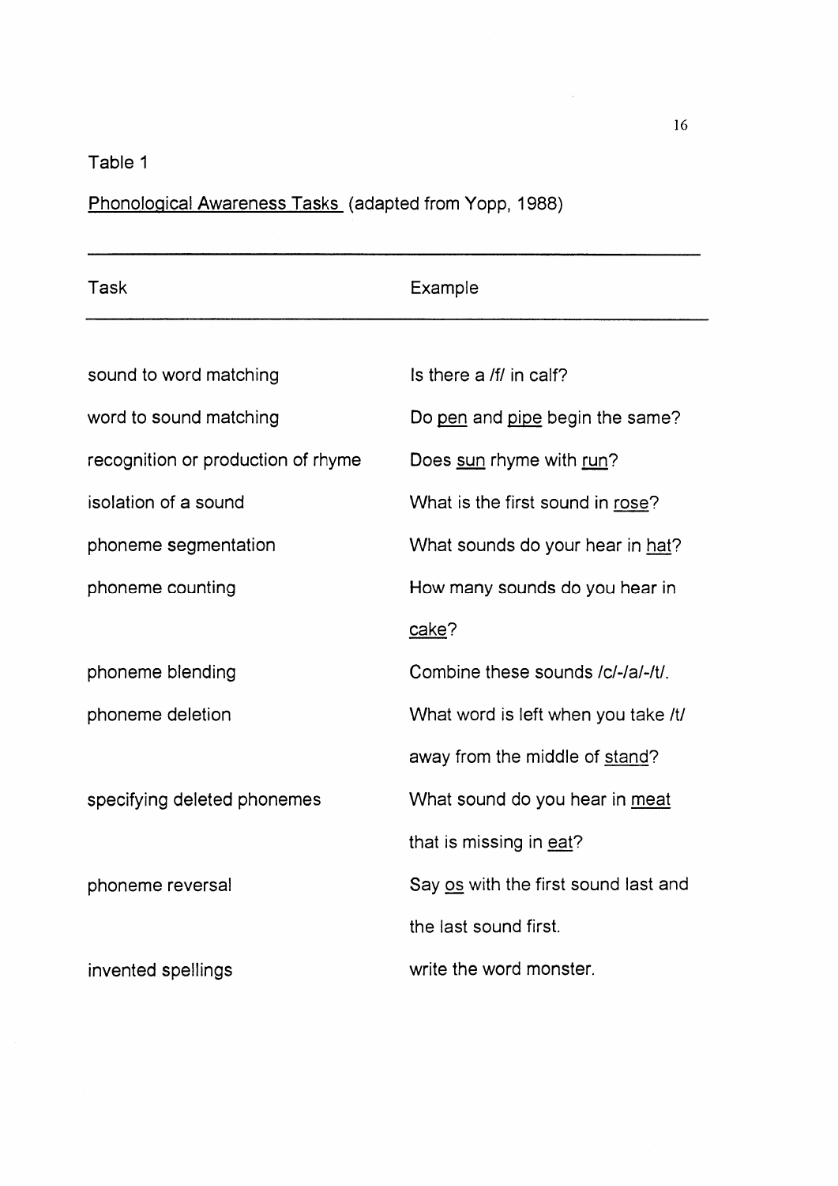Table 1

<u>Phonological Awareness Tasks</u> (adapted from Yopp, 1988)

| Task | Example |
|---|---|
| sound to word matching | Is there a /f/ in calf? |
| word to sound matching | Do <u>pen</u> and <u>pipe</u> begin the same? |
| recognition or production of rhyme | Does <u>sun</u> rhyme with <u>run</u>? |
| isolation of a sound | What is the first sound in <u>rose</u>? |
| phoneme segmentation | What sounds do your hear in <u>hat</u>? |
| phoneme counting | How many sounds do you hear in <u>cake</u>? |
| phoneme blending | Combine these sounds /c/-/a/-/t/. |
| phoneme deletion | What word is left when you take /t/ away from the middle of <u>stand</u>? |
| specifying deleted phonemes | What sound do you hear in <u>meat</u> that is missing in <u>eat</u>? |
| phoneme reversal | Say <u>os</u> with the first sound last and the last sound first. |
| invented spellings | write the word monster. |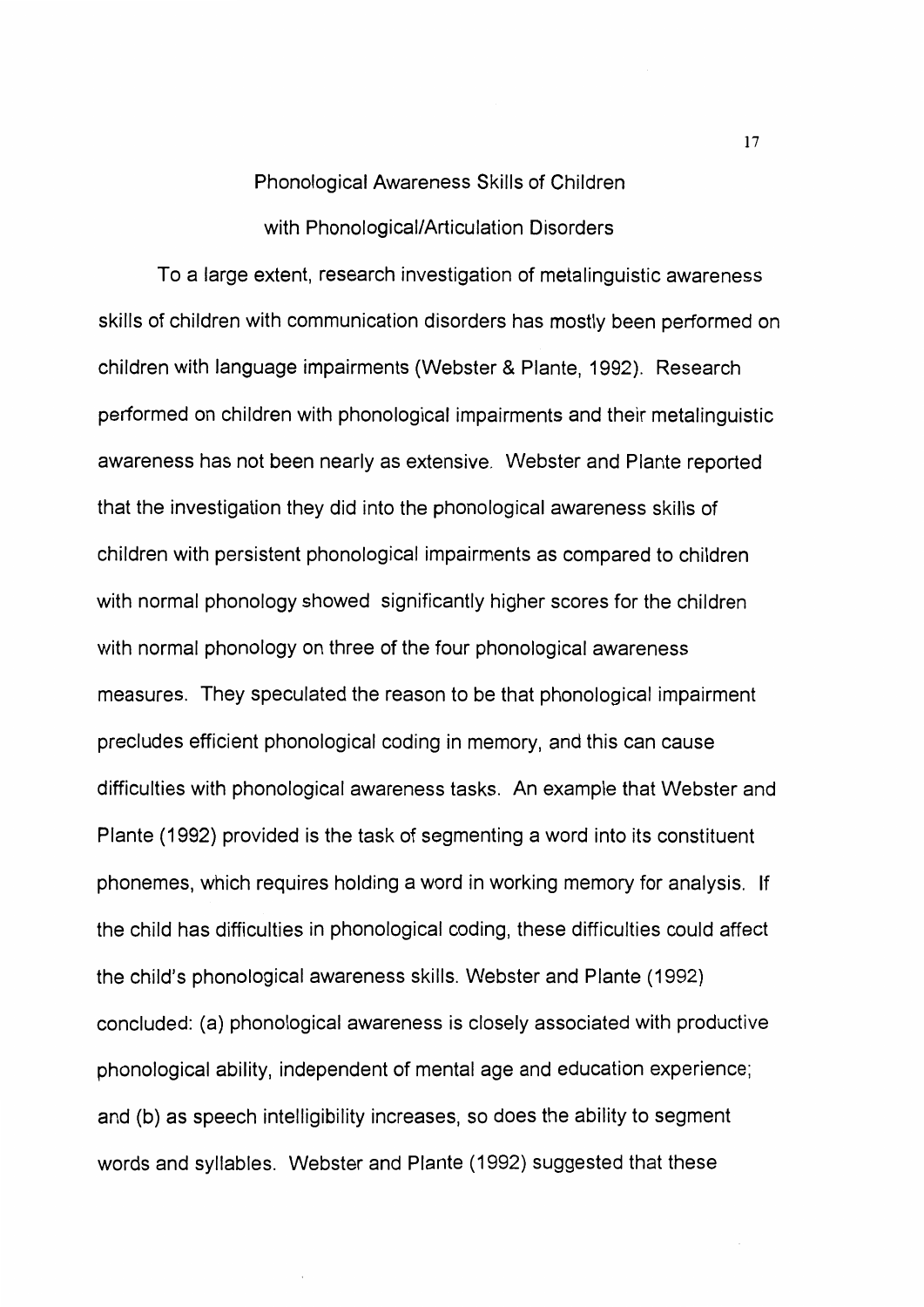## Phonological Awareness Skills of Children with Phonological/Articulation Disorders

To a large extent, research investigation of metalinguistic awareness skills of children with communication disorders has mostly been performed on children with language impairments (Webster & Plante, 1992). Research performed on children with phonological impairments and their metalinguistic awareness has not been nearly as extensive. Webster and Plante reported that the investigation they did into the phonological awareness skills of children with persistent phonological impairments as compared to children with normal phonology showed significantly higher scores for the children with normal phonology on three of the four phonological awareness measures. They speculated the reason to be that phonological impairment precludes efficient phonological coding in memory, and this can cause difficulties with phonological awareness tasks. An example that Webster and Plante (1992) provided is the task of segmenting a word into its constituent phonemes, which requires holding a word in working memory for analysis. If the child has difficulties in phonological coding, these difficulties could affect the child's phonological awareness skills. Webster and Plante (1992) concluded: (a) phonological awareness is closely associated with productive phonological ability, independent of mental age and education experience; and (b) as speech intelligibility increases, so does the ability to segment words and syllables. Webster and Plante (1992) suggested that these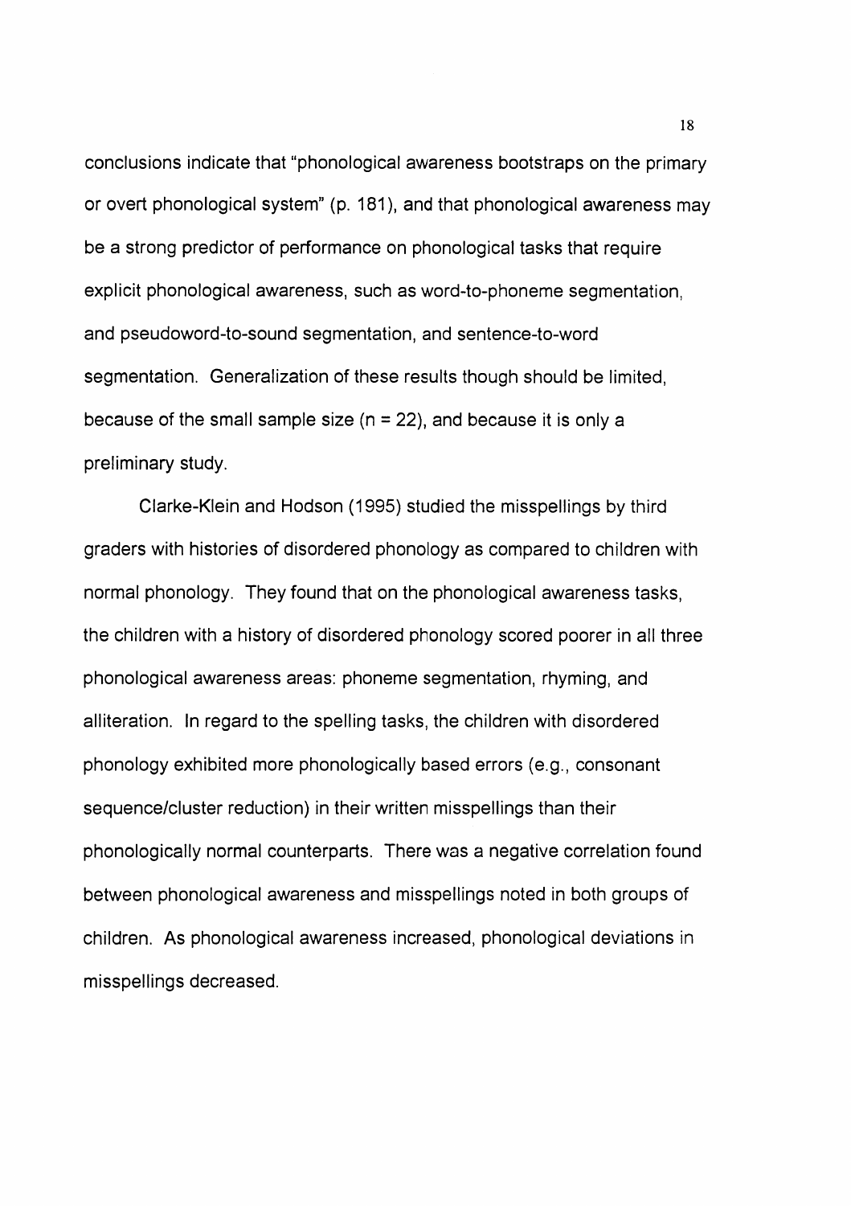conclusions indicate that "phonological awareness bootstraps on the primary or overt phonological system" (p. 181), and that phonological awareness may be a strong predictor of performance on phonological tasks that require explicit phonological awareness, such as word-to-phoneme segmentation, and pseudoword-to-sound segmentation, and sentence-to-word segmentation. Generalization of these results though should be limited, because of the small sample size (n = 22), and because it is only a preliminary study.

Clarke-Klein and Hodson (1995) studied the misspellings by third graders with histories of disordered phonology as compared to children with normal phonology. They found that on the phonological awareness tasks, the children with a history of disordered phonology scored poorer in all three phonological awareness areas: phoneme segmentation, rhyming, and alliteration. In regard to the spelling tasks, the children with disordered phonology exhibited more phonologically based errors (e.g., consonant sequence/cluster reduction) in their written misspellings than their phonologically normal counterparts. There was a negative correlation found between phonological awareness and misspellings noted in both groups of children. As phonological awareness increased, phonological deviations in misspellings decreased.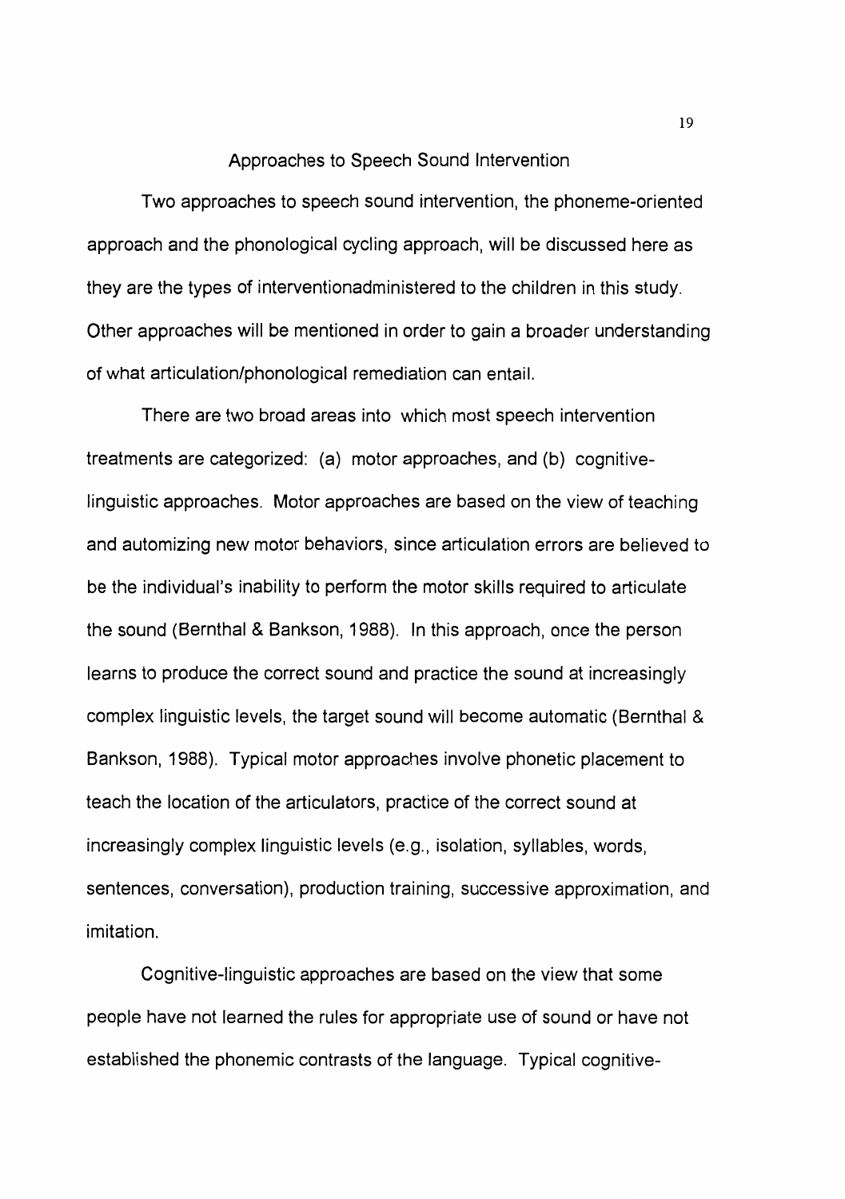## Approaches to Speech Sound Intervention

Two approaches to speech sound intervention, the phoneme-oriented approach and the phonological cycling approach, will be discussed here as they are the types of interventionadministered to the children in this study. Other approaches will be mentioned in order to gain a broader understanding of what articulation/phonological remediation can entail.

There are two broad areas into which most speech intervention treatments are categorized: (a) motor approaches, and (b) cognitive-linguistic approaches. Motor approaches are based on the view of teaching and automizing new motor behaviors, since articulation errors are believed to be the individual's inability to perform the motor skills required to articulate the sound (Bernthal & Bankson, 1988). In this approach, once the person learns to produce the correct sound and practice the sound at increasingly complex linguistic levels, the target sound will become automatic (Bernthal & Bankson, 1988). Typical motor approaches involve phonetic placement to teach the location of the articulators, practice of the correct sound at increasingly complex linguistic levels (e.g., isolation, syllables, words, sentences, conversation), production training, successive approximation, and imitation.

Cognitive-linguistic approaches are based on the view that some people have not learned the rules for appropriate use of sound or have not established the phonemic contrasts of the language. Typical cognitive-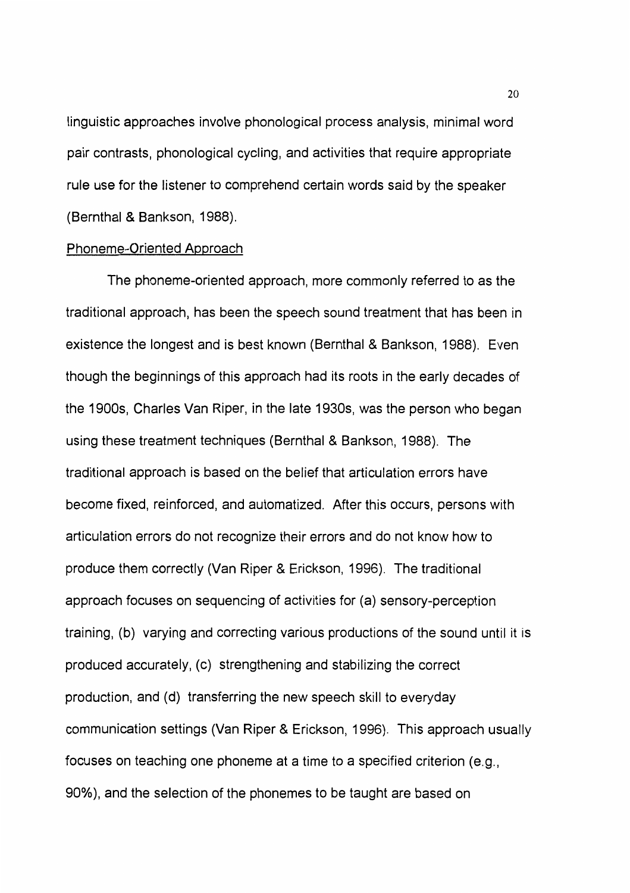linguistic approaches involve phonological process analysis, minimal word pair contrasts, phonological cycling, and activities that require appropriate rule use for the listener to comprehend certain words said by the speaker (Bernthal & Bankson, 1988).

Phoneme-Oriented Approach

The phoneme-oriented approach, more commonly referred to as the traditional approach, has been the speech sound treatment that has been in existence the longest and is best known (Bernthal & Bankson, 1988). Even though the beginnings of this approach had its roots in the early decades of the 1900s, Charles Van Riper, in the late 1930s, was the person who began using these treatment techniques (Bernthal & Bankson, 1988). The traditional approach is based on the belief that articulation errors have become fixed, reinforced, and automatized. After this occurs, persons with articulation errors do not recognize their errors and do not know how to produce them correctly (Van Riper & Erickson, 1996). The traditional approach focuses on sequencing of activities for (a) sensory-perception training, (b) varying and correcting various productions of the sound until it is produced accurately, (c) strengthening and stabilizing the correct production, and (d) transferring the new speech skill to everyday communication settings (Van Riper & Erickson, 1996). This approach usually focuses on teaching one phoneme at a time to a specified criterion (e.g., 90%), and the selection of the phonemes to be taught are based on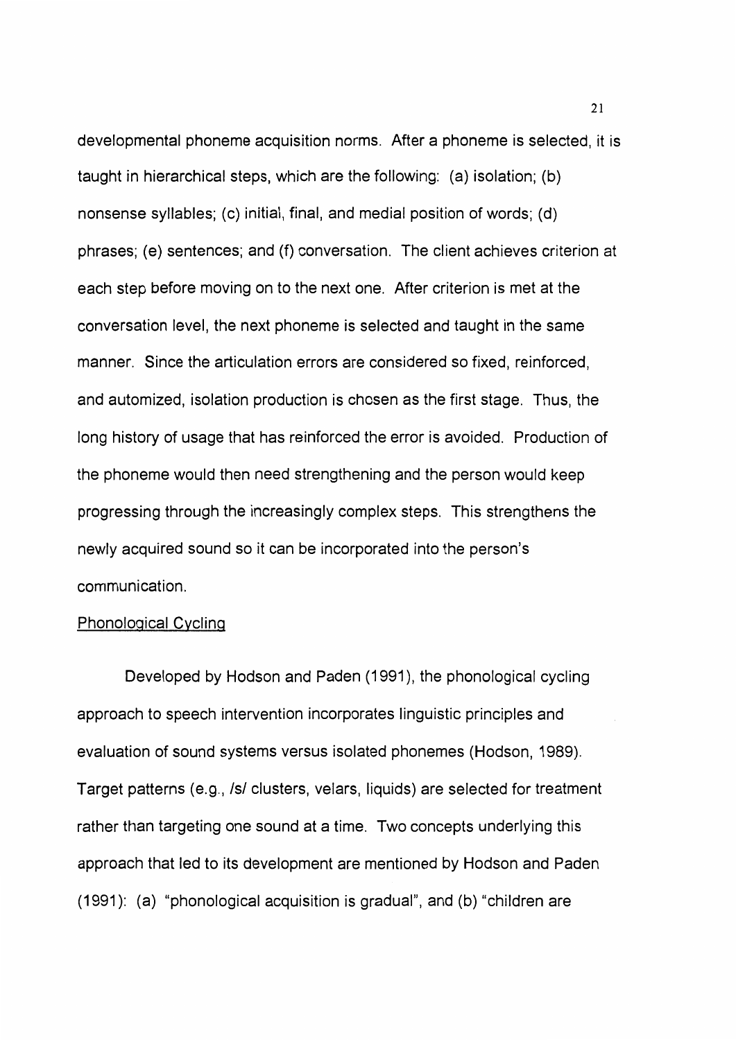developmental phoneme acquisition norms. After a phoneme is selected, it is taught in hierarchical steps, which are the following: (a) isolation; (b) nonsense syllables; (c) initial, final, and medial position of words; (d) phrases; (e) sentences; and (f) conversation. The client achieves criterion at each step before moving on to the next one. After criterion is met at the conversation level, the next phoneme is selected and taught in the same manner. Since the articulation errors are considered so fixed, reinforced, and automized, isolation production is chosen as the first stage. Thus, the long history of usage that has reinforced the error is avoided. Production of the phoneme would then need strengthening and the person would keep progressing through the increasingly complex steps. This strengthens the newly acquired sound so it can be incorporated into the person's communication.

## Phonological Cycling

Developed by Hodson and Paden (1991), the phonological cycling approach to speech intervention incorporates linguistic principles and evaluation of sound systems versus isolated phonemes (Hodson, 1989). Target patterns (e.g., /s/ clusters, velars, liquids) are selected for treatment rather than targeting one sound at a time. Two concepts underlying this approach that led to its development are mentioned by Hodson and Paden (1991): (a) "phonological acquisition is gradual", and (b) "children are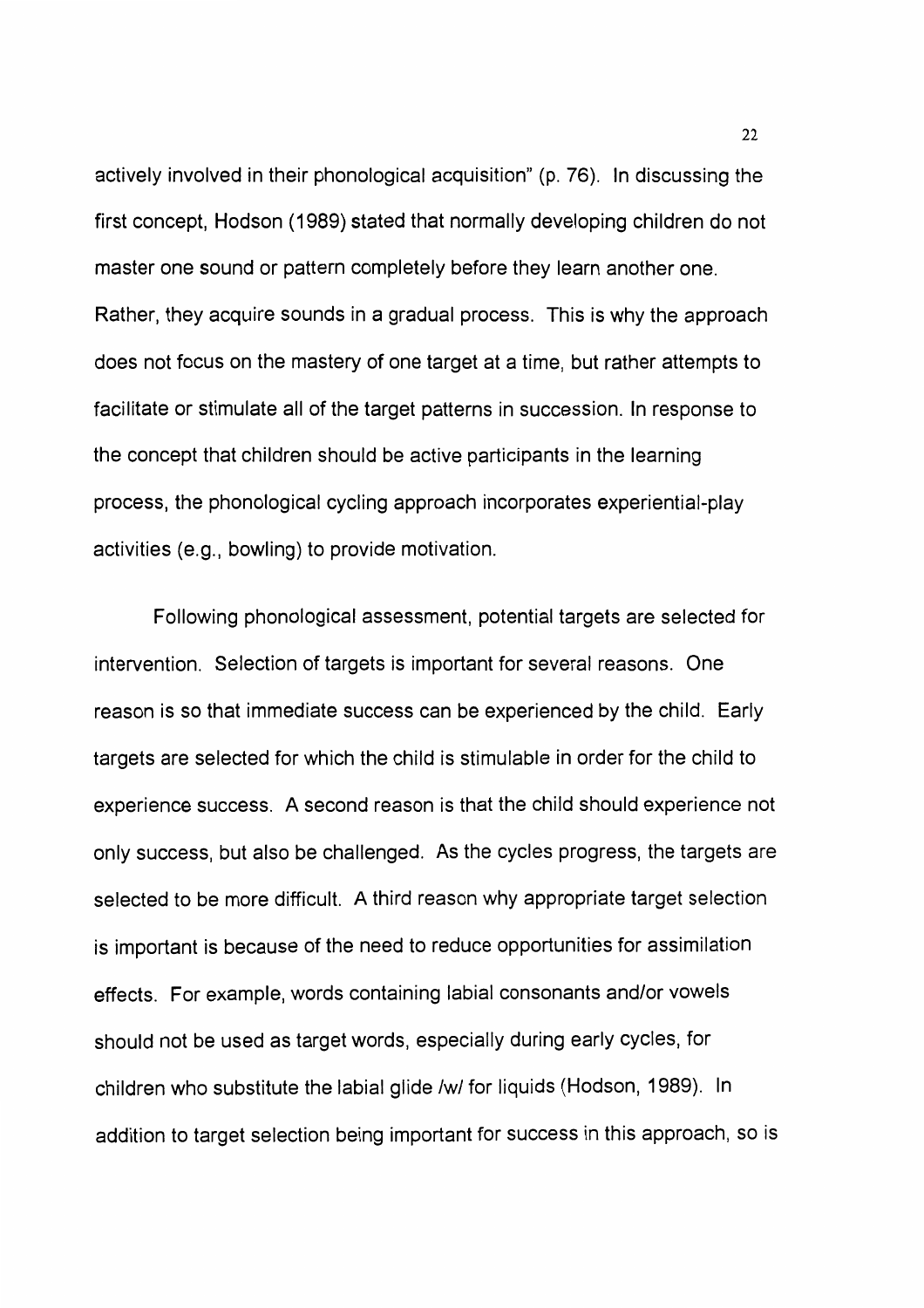actively involved in their phonological acquisition" (p. 76). In discussing the first concept, Hodson (1989) stated that normally developing children do not master one sound or pattern completely before they learn another one. Rather, they acquire sounds in a gradual process. This is why the approach does not focus on the mastery of one target at a time, but rather attempts to facilitate or stimulate all of the target patterns in succession. In response to the concept that children should be active participants in the learning process, the phonological cycling approach incorporates experiential-play activities (e.g., bowling) to provide motivation.

Following phonological assessment, potential targets are selected for intervention. Selection of targets is important for several reasons. One reason is so that immediate success can be experienced by the child. Early targets are selected for which the child is stimulable in order for the child to experience success. A second reason is that the child should experience not only success, but also be challenged. As the cycles progress, the targets are selected to be more difficult. A third reason why appropriate target selection is important is because of the need to reduce opportunities for assimilation effects. For example, words containing labial consonants and/or vowels should not be used as target words, especially during early cycles, for children who substitute the labial glide /w/ for liquids (Hodson, 1989). In addition to target selection being important for success in this approach, so is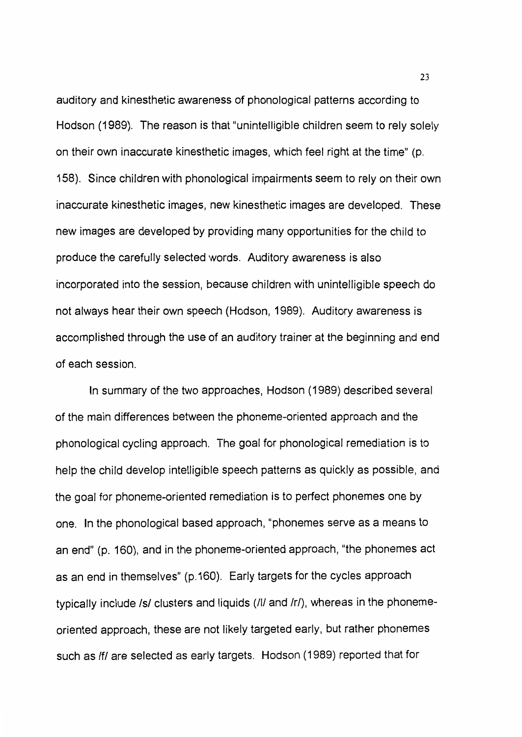auditory and kinesthetic awareness of phonological patterns according to Hodson (1989). The reason is that "unintelligible children seem to rely solely on their own inaccurate kinesthetic images, which feel right at the time" (p. 158). Since children with phonological impairments seem to rely on their own inaccurate kinesthetic images, new kinesthetic images are developed. These new images are developed by providing many opportunities for the child to produce the carefully selected words. Auditory awareness is also incorporated into the session, because children with unintelligible speech do not always hear their own speech (Hodson, 1989). Auditory awareness is accomplished through the use of an auditory trainer at the beginning and end of each session.

In summary of the two approaches, Hodson (1989) described several of the main differences between the phoneme-oriented approach and the phonological cycling approach. The goal for phonological remediation is to help the child develop intelligible speech patterns as quickly as possible, and the goal for phoneme-oriented remediation is to perfect phonemes one by one. In the phonological based approach, "phonemes serve as a means to an end" (p. 160), and in the phoneme-oriented approach, "the phonemes act as an end in themselves" (p.160). Early targets for the cycles approach typically include /s/ clusters and liquids (/l/ and /r/), whereas in the phoneme-oriented approach, these are not likely targeted early, but rather phonemes such as /f/ are selected as early targets. Hodson (1989) reported that for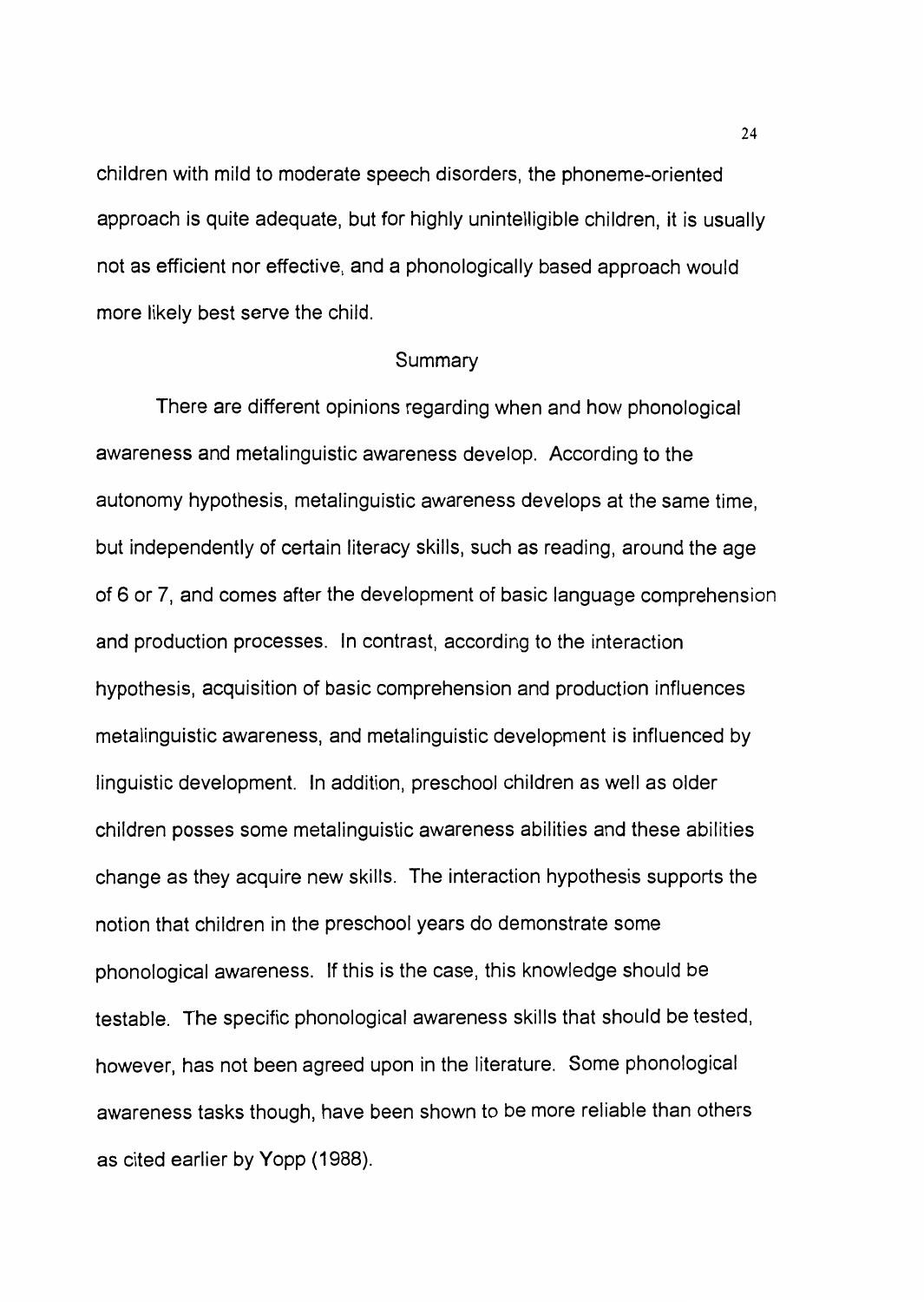children with mild to moderate speech disorders, the phoneme-oriented approach is quite adequate, but for highly unintelligible children, it is usually not as efficient nor effective, and a phonologically based approach would more likely best serve the child.

## Summary

There are different opinions regarding when and how phonological awareness and metalinguistic awareness develop. According to the autonomy hypothesis, metalinguistic awareness develops at the same time, but independently of certain literacy skills, such as reading, around the age of 6 or 7, and comes after the development of basic language comprehension and production processes. In contrast, according to the interaction hypothesis, acquisition of basic comprehension and production influences metalinguistic awareness, and metalinguistic development is influenced by linguistic development. In addition, preschool children as well as older children posses some metalinguistic awareness abilities and these abilities change as they acquire new skills. The interaction hypothesis supports the notion that children in the preschool years do demonstrate some phonological awareness. If this is the case, this knowledge should be testable. The specific phonological awareness skills that should be tested, however, has not been agreed upon in the literature. Some phonological awareness tasks though, have been shown to be more reliable than others as cited earlier by Yopp (1988).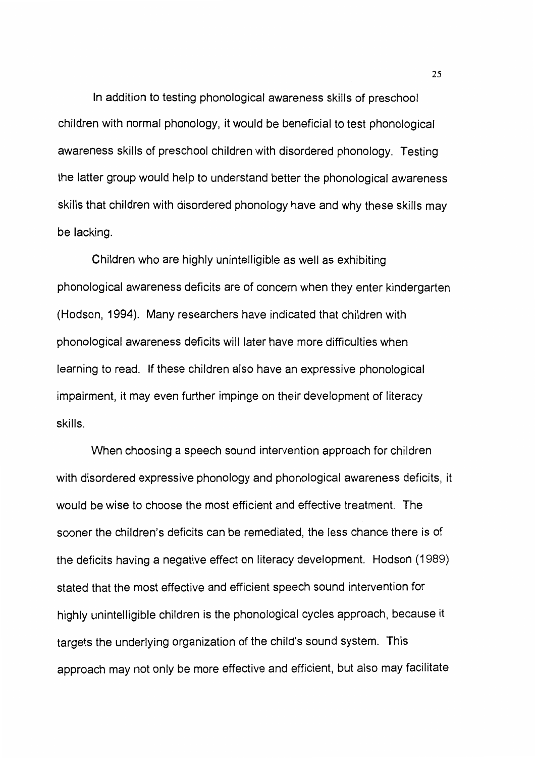In addition to testing phonological awareness skills of preschool children with normal phonology, it would be beneficial to test phonological awareness skills of preschool children with disordered phonology. Testing the latter group would help to understand better the phonological awareness skills that children with disordered phonology have and why these skills may be lacking.

Children who are highly unintelligible as well as exhibiting phonological awareness deficits are of concern when they enter kindergarten (Hodson, 1994). Many researchers have indicated that children with phonological awareness deficits will later have more difficulties when learning to read. If these children also have an expressive phonological impairment, it may even further impinge on their development of literacy skills.

When choosing a speech sound intervention approach for children with disordered expressive phonology and phonological awareness deficits, it would be wise to choose the most efficient and effective treatment. The sooner the children's deficits can be remediated, the less chance there is of the deficits having a negative effect on literacy development. Hodson (1989) stated that the most effective and efficient speech sound intervention for highly unintelligible children is the phonological cycles approach, because it targets the underlying organization of the child's sound system. This approach may not only be more effective and efficient, but also may facilitate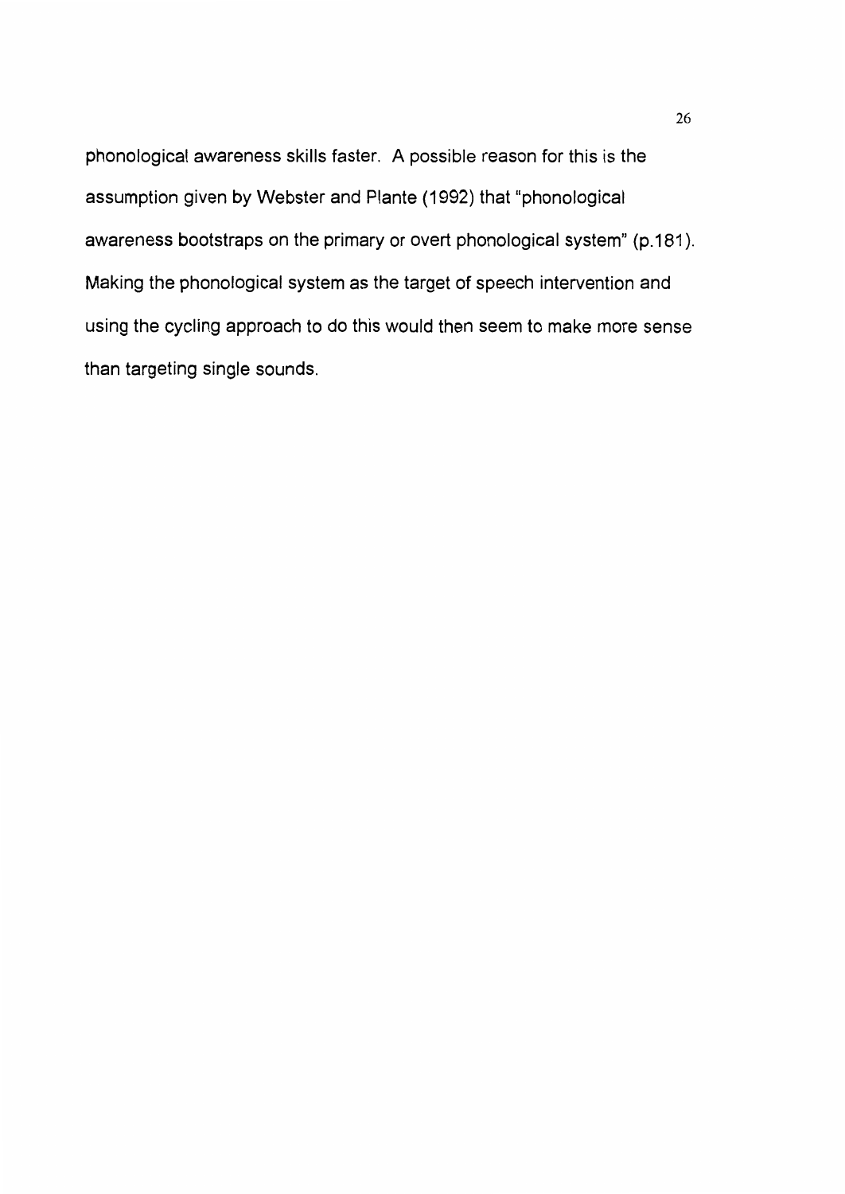phonological awareness skills faster. A possible reason for this is the assumption given by Webster and Plante (1992) that "phonological awareness bootstraps on the primary or overt phonological system" (p.181). Making the phonological system as the target of speech intervention and using the cycling approach to do this would then seem to make more sense than targeting single sounds.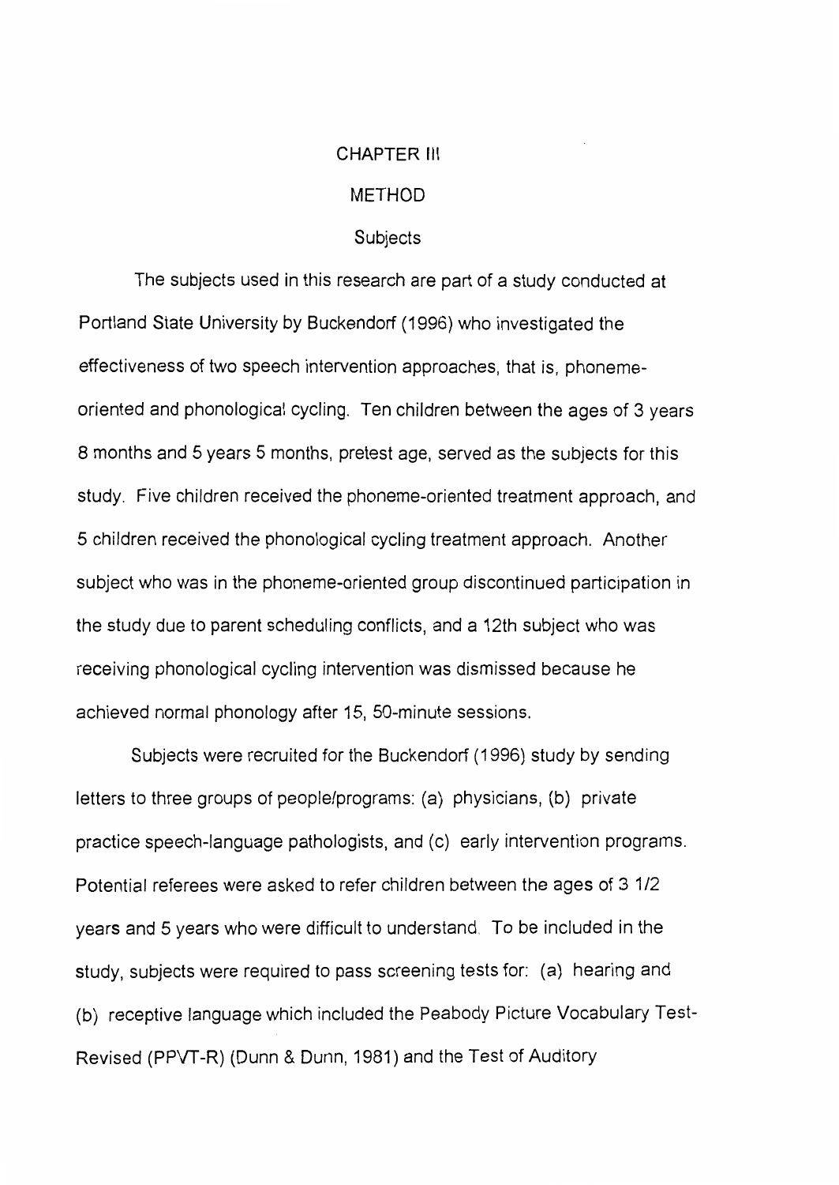# CHAPTER III

## METHOD

### Subjects

The subjects used in this research are part of a study conducted at Portland State University by Buckendorf (1996) who investigated the effectiveness of two speech intervention approaches, that is, phoneme-oriented and phonological cycling. Ten children between the ages of 3 years 8 months and 5 years 5 months, pretest age, served as the subjects for this study. Five children received the phoneme-oriented treatment approach, and 5 children received the phonological cycling treatment approach. Another subject who was in the phoneme-oriented group discontinued participation in the study due to parent scheduling conflicts, and a 12th subject who was receiving phonological cycling intervention was dismissed because he achieved normal phonology after 15, 50-minute sessions.

Subjects were recruited for the Buckendorf (1996) study by sending letters to three groups of people/programs: (a) physicians, (b) private practice speech-language pathologists, and (c) early intervention programs. Potential referees were asked to refer children between the ages of 3 1/2 years and 5 years who were difficult to understand. To be included in the study, subjects were required to pass screening tests for: (a) hearing and (b) receptive language which included the Peabody Picture Vocabulary Test-Revised (PPVT-R) (Dunn & Dunn, 1981) and the Test of Auditory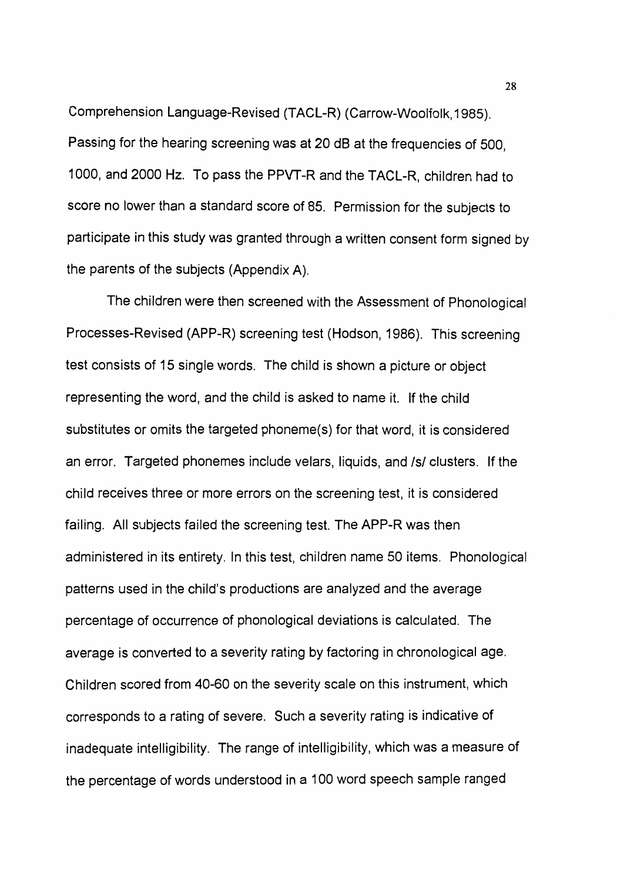Comprehension Language-Revised (TACL-R) (Carrow-Woolfolk,1985). Passing for the hearing screening was at 20 dB at the frequencies of 500, 1000, and 2000 Hz. To pass the PPVT-R and the TACL-R, children had to score no lower than a standard score of 85. Permission for the subjects to participate in this study was granted through a written consent form signed by the parents of the subjects (Appendix A).

The children were then screened with the Assessment of Phonological Processes-Revised (APP-R) screening test (Hodson, 1986). This screening test consists of 15 single words. The child is shown a picture or object representing the word, and the child is asked to name it. If the child substitutes or omits the targeted phoneme(s) for that word, it is considered an error. Targeted phonemes include velars, liquids, and /s/ clusters. If the child receives three or more errors on the screening test, it is considered failing. All subjects failed the screening test. The APP-R was then administered in its entirety. In this test, children name 50 items. Phonological patterns used in the child's productions are analyzed and the average percentage of occurrence of phonological deviations is calculated. The average is converted to a severity rating by factoring in chronological age. Children scored from 40-60 on the severity scale on this instrument, which corresponds to a rating of severe. Such a severity rating is indicative of inadequate intelligibility. The range of intelligibility, which was a measure of the percentage of words understood in a 100 word speech sample ranged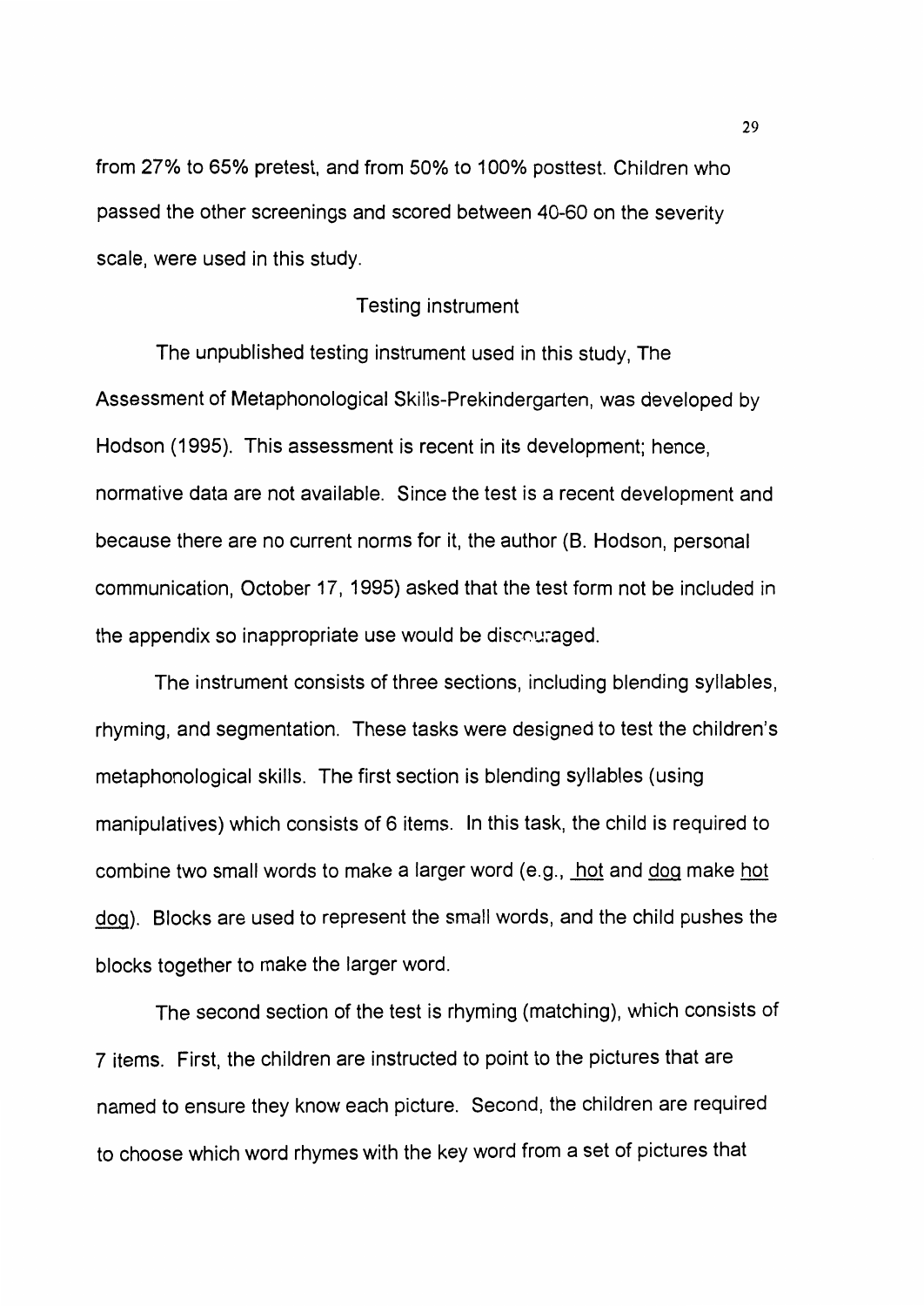from 27% to 65% pretest, and from 50% to 100% posttest. Children who passed the other screenings and scored between 40-60 on the severity scale, were used in this study.

## Testing instrument

The unpublished testing instrument used in this study, The Assessment of Metaphonological Skills-Prekindergarten, was developed by Hodson (1995). This assessment is recent in its development; hence, normative data are not available. Since the test is a recent development and because there are no current norms for it, the author (B. Hodson, personal communication, October 17, 1995) asked that the test form not be included in the appendix so inappropriate use would be discouraged.

The instrument consists of three sections, including blending syllables, rhyming, and segmentation. These tasks were designed to test the children's metaphonological skills. The first section is blending syllables (using manipulatives) which consists of 6 items. In this task, the child is required to combine two small words to make a larger word (e.g., <u>hot</u> and <u>dog</u> make <u>hot dog</u>). Blocks are used to represent the small words, and the child pushes the blocks together to make the larger word.

The second section of the test is rhyming (matching), which consists of 7 items. First, the children are instructed to point to the pictures that are named to ensure they know each picture. Second, the children are required to choose which word rhymes with the key word from a set of pictures that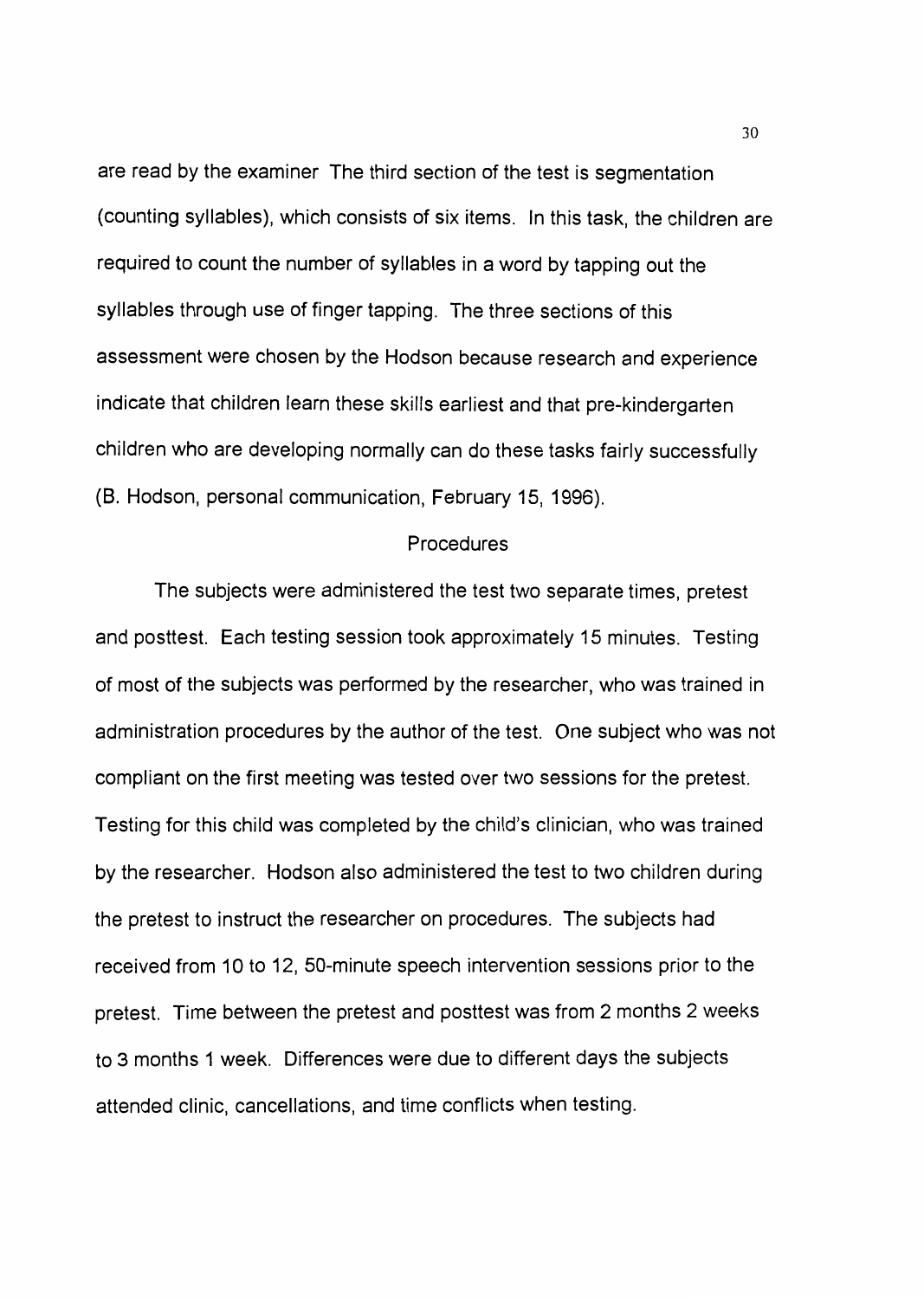are read by the examiner The third section of the test is segmentation (counting syllables), which consists of six items. In this task, the children are required to count the number of syllables in a word by tapping out the syllables through use of finger tapping. The three sections of this assessment were chosen by the Hodson because research and experience indicate that children learn these skills earliest and that pre-kindergarten children who are developing normally can do these tasks fairly successfully (B. Hodson, personal communication, February 15, 1996).

## Procedures

The subjects were administered the test two separate times, pretest and posttest. Each testing session took approximately 15 minutes. Testing of most of the subjects was performed by the researcher, who was trained in administration procedures by the author of the test. One subject who was not compliant on the first meeting was tested over two sessions for the pretest. Testing for this child was completed by the child's clinician, who was trained by the researcher. Hodson also administered the test to two children during the pretest to instruct the researcher on procedures. The subjects had received from 10 to 12, 50-minute speech intervention sessions prior to the pretest. Time between the pretest and posttest was from 2 months 2 weeks to 3 months 1 week. Differences were due to different days the subjects attended clinic, cancellations, and time conflicts when testing.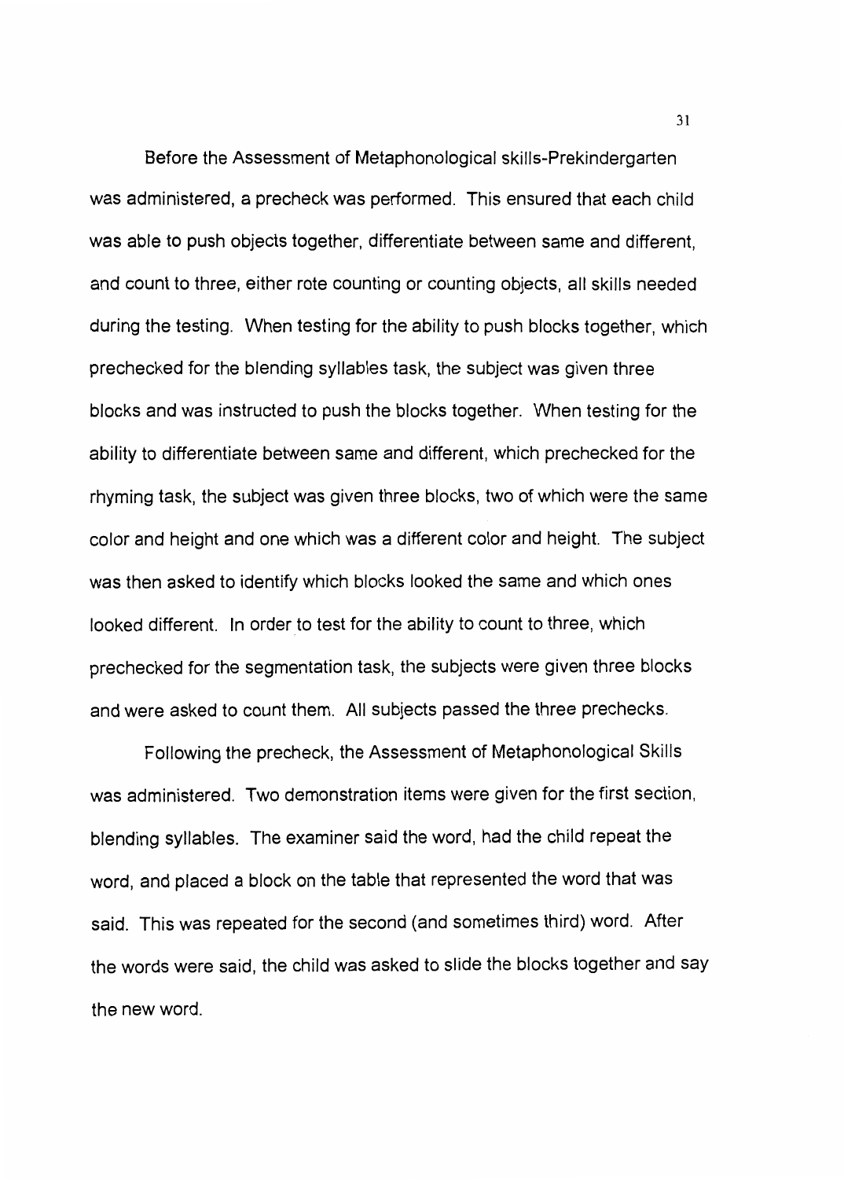Before the Assessment of Metaphonological skills-Prekindergarten was administered, a precheck was performed. This ensured that each child was able to push objects together, differentiate between same and different, and count to three, either rote counting or counting objects, all skills needed during the testing. When testing for the ability to push blocks together, which prechecked for the blending syllables task, the subject was given three blocks and was instructed to push the blocks together. When testing for the ability to differentiate between same and different, which prechecked for the rhyming task, the subject was given three blocks, two of which were the same color and height and one which was a different color and height. The subject was then asked to identify which blocks looked the same and which ones looked different. In order to test for the ability to count to three, which prechecked for the segmentation task, the subjects were given three blocks and were asked to count them. All subjects passed the three prechecks.

Following the precheck, the Assessment of Metaphonological Skills was administered. Two demonstration items were given for the first section, blending syllables. The examiner said the word, had the child repeat the word, and placed a block on the table that represented the word that was said. This was repeated for the second (and sometimes third) word. After the words were said, the child was asked to slide the blocks together and say the new word.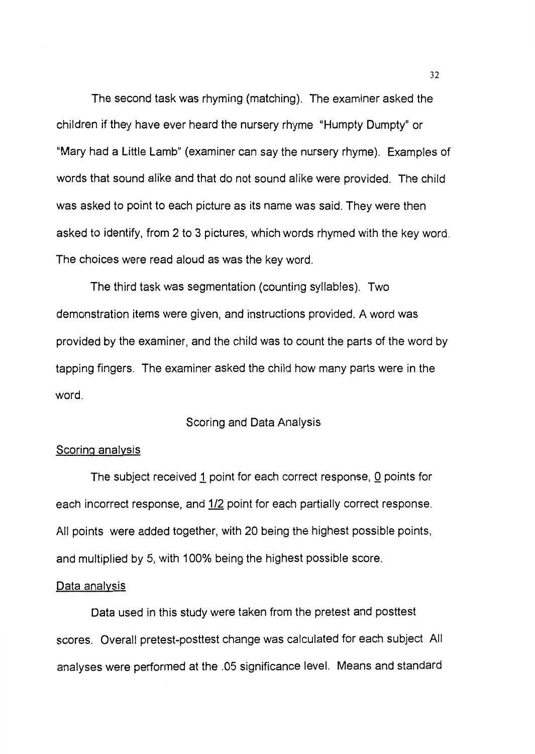The second task was rhyming (matching). The examiner asked the children if they have ever heard the nursery rhyme "Humpty Dumpty" or "Mary had a Little Lamb" (examiner can say the nursery rhyme). Examples of words that sound alike and that do not sound alike were provided. The child was asked to point to each picture as its name was said. They were then asked to identify, from 2 to 3 pictures, which words rhymed with the key word. The choices were read aloud as was the key word.

The third task was segmentation (counting syllables). Two demonstration items were given, and instructions provided. A word was provided by the examiner, and the child was to count the parts of the word by tapping fingers. The examiner asked the child how many parts were in the word.

## Scoring and Data Analysis

### Scoring analysis

The subject received 1 point for each correct response, 0 points for each incorrect response, and 1/2 point for each partially correct response. All points were added together, with 20 being the highest possible points, and multiplied by 5, with 100% being the highest possible score.

### Data analysis

Data used in this study were taken from the pretest and posttest scores. Overall pretest-posttest change was calculated for each subject All analyses were performed at the .05 significance level. Means and standard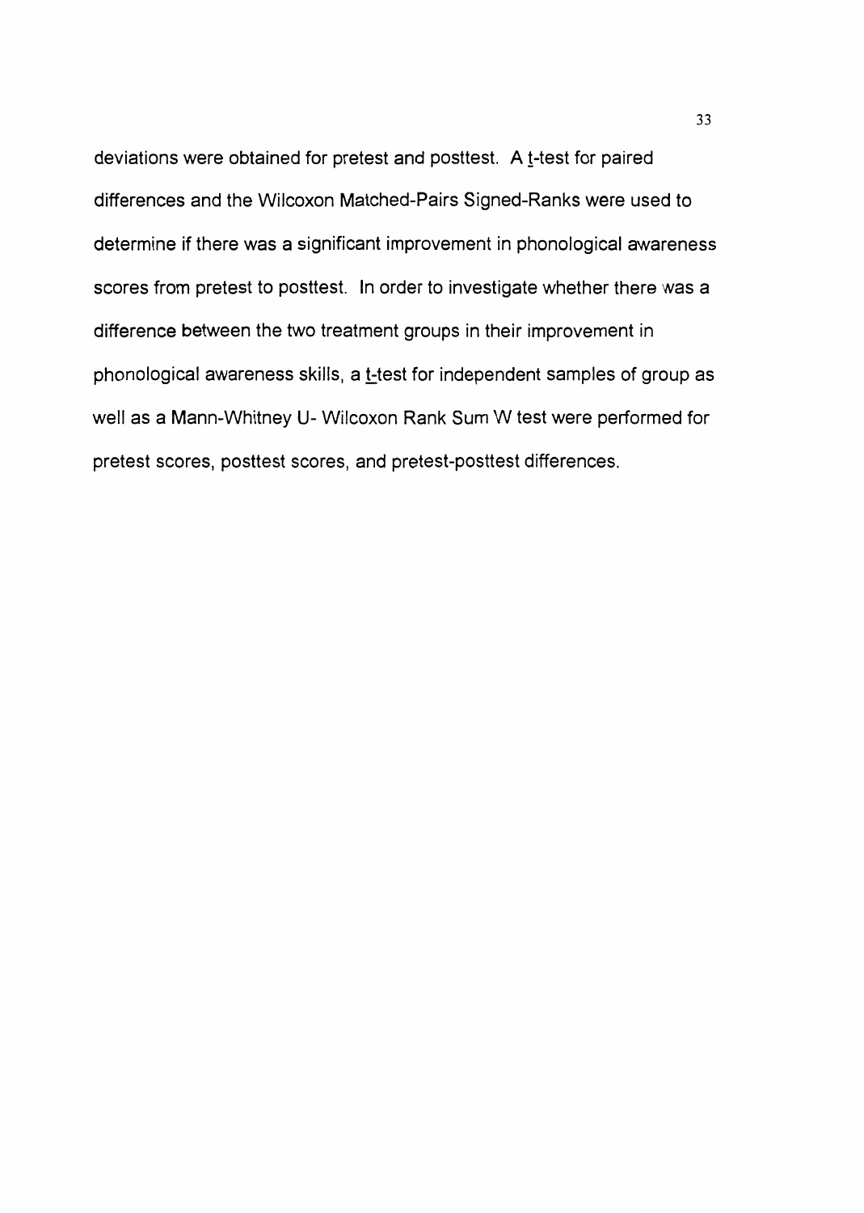deviations were obtained for pretest and posttest. A t-test for paired differences and the Wilcoxon Matched-Pairs Signed-Ranks were used to determine if there was a significant improvement in phonological awareness scores from pretest to posttest. In order to investigate whether there was a difference between the two treatment groups in their improvement in phonological awareness skills, a t-test for independent samples of group as well as a Mann-Whitney U- Wilcoxon Rank Sum W test were performed for pretest scores, posttest scores, and pretest-posttest differences.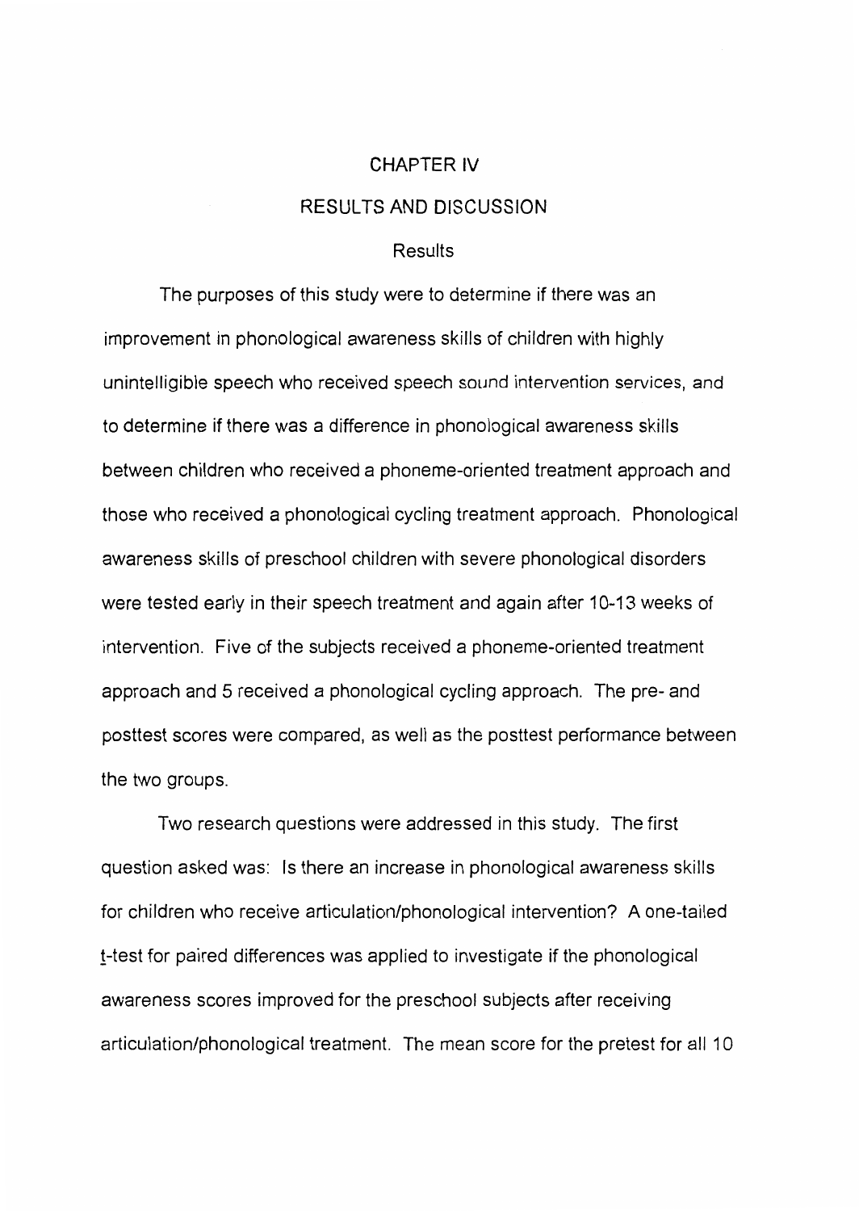# CHAPTER IV

## RESULTS AND DISCUSSION

### Results

The purposes of this study were to determine if there was an improvement in phonological awareness skills of children with highly unintelligible speech who received speech sound intervention services, and to determine if there was a difference in phonological awareness skills between children who received a phoneme-oriented treatment approach and those who received a phonological cycling treatment approach. Phonological awareness skills of preschool children with severe phonological disorders were tested early in their speech treatment and again after 10-13 weeks of intervention. Five of the subjects received a phoneme-oriented treatment approach and 5 received a phonological cycling approach. The pre- and posttest scores were compared, as well as the posttest performance between the two groups.

Two research questions were addressed in this study. The first question asked was: Is there an increase in phonological awareness skills for children who receive articulation/phonological intervention? A one-tailed *t*-test for paired differences was applied to investigate if the phonological awareness scores improved for the preschool subjects after receiving articulation/phonological treatment. The mean score for the pretest for all 10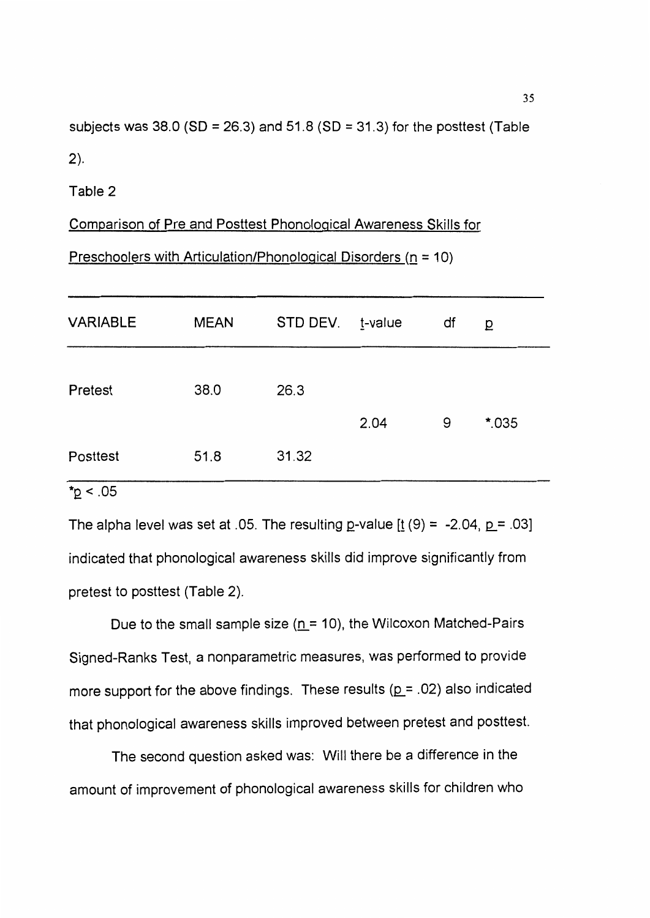subjects was 38.0 (SD = 26.3) and 51.8 (SD = 31.3) for the posttest (Table 2).

Table 2

Comparison of Pre and Posttest Phonological Awareness Skills for Preschoolers with Articulation/Phonological Disorders ($n$ = 10)

| VARIABLE | MEAN | STD DEV. | $t$-value | df | $p$ |
|---|---|---|---|---|---|
| Pretest | 38.0 | 26.3 | | | |
| | | | 2.04 | 9 | *.035 |
| Posttest | 51.8 | 31.32 | | | |

*$p < .05$

The alpha level was set at .05. The resulting $p$-value [$t$ (9) = -2.04, $p$ = .03] indicated that phonological awareness skills did improve significantly from pretest to posttest (Table 2).

Due to the small sample size ($n$ = 10), the Wilcoxon Matched-Pairs Signed-Ranks Test, a nonparametric measures, was performed to provide more support for the above findings. These results ($p$ = .02) also indicated that phonological awareness skills improved between pretest and posttest.

The second question asked was: Will there be a difference in the amount of improvement of phonological awareness skills for children who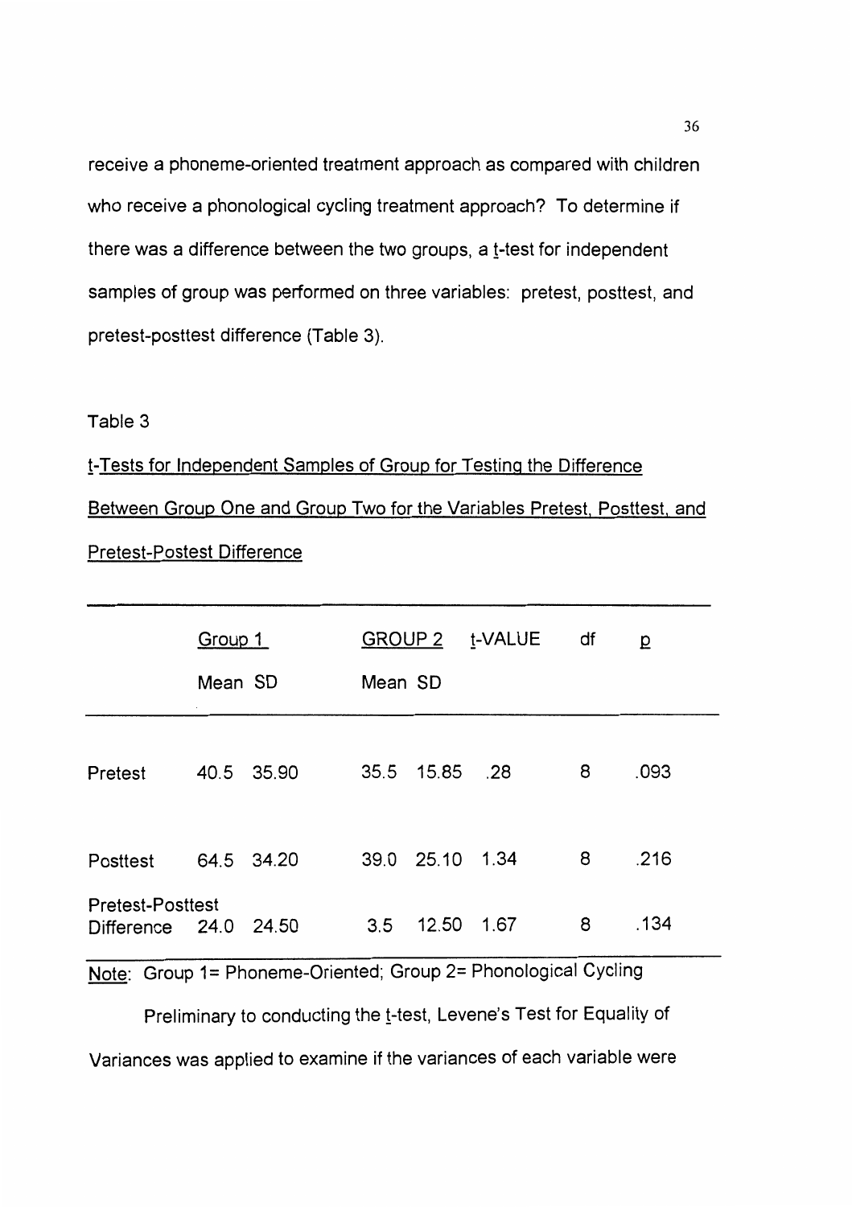receive a phoneme-oriented treatment approach as compared with children who receive a phonological cycling treatment approach? To determine if there was a difference between the two groups, a t-test for independent samples of group was performed on three variables: pretest, posttest, and pretest-posttest difference (Table 3).

Table 3

t-Tests for Independent Samples of Group for Testing the Difference Between Group One and Group Two for the Variables Pretest, Posttest, and Pretest-Postest Difference

| | Group 1 | | GROUP 2 | | t-VALUE | df | p |
|---|---|---|---|---|---|---|---|
| | Mean | SD | Mean | SD | | | |
| Pretest | 40.5 | 35.90 | 35.5 | 15.85 | .28 | 8 | .093 |
| Posttest | 64.5 | 34.20 | 39.0 | 25.10 | 1.34 | 8 | .216 |
| Pretest-Posttest Difference | 24.0 | 24.50 | 3.5 | 12.50 | 1.67 | 8 | .134 |

Note: Group 1= Phoneme-Oriented; Group 2= Phonological Cycling

Preliminary to conducting the t-test, Levene's Test for Equality of Variances was applied to examine if the variances of each variable were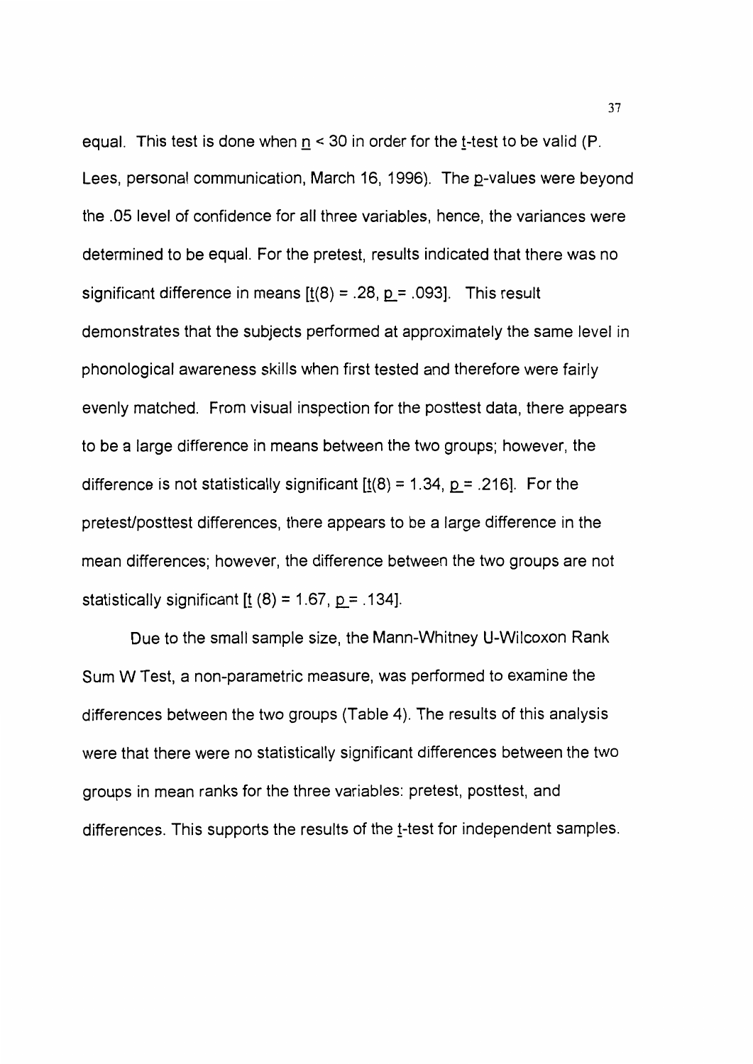equal. This test is done when $n < 30$ in order for the $t$-test to be valid (P. Lees, personal communication, March 16, 1996). The $p$-values were beyond the .05 level of confidence for all three variables, hence, the variances were determined to be equal. For the pretest, results indicated that there was no significant difference in means [$t(8) = .28$, $p = .093$]. This result demonstrates that the subjects performed at approximately the same level in phonological awareness skills when first tested and therefore were fairly evenly matched. From visual inspection for the posttest data, there appears to be a large difference in means between the two groups; however, the difference is not statistically significant [$t(8) = 1.34$, $p = .216$]. For the pretest/posttest differences, there appears to be a large difference in the mean differences; however, the difference between the two groups are not statistically significant [$t\ (8) = 1.67$, $p = .134$].

Due to the small sample size, the Mann-Whitney U-Wilcoxon Rank Sum W Test, a non-parametric measure, was performed to examine the differences between the two groups (Table 4). The results of this analysis were that there were no statistically significant differences between the two groups in mean ranks for the three variables: pretest, posttest, and differences. This supports the results of the $t$-test for independent samples.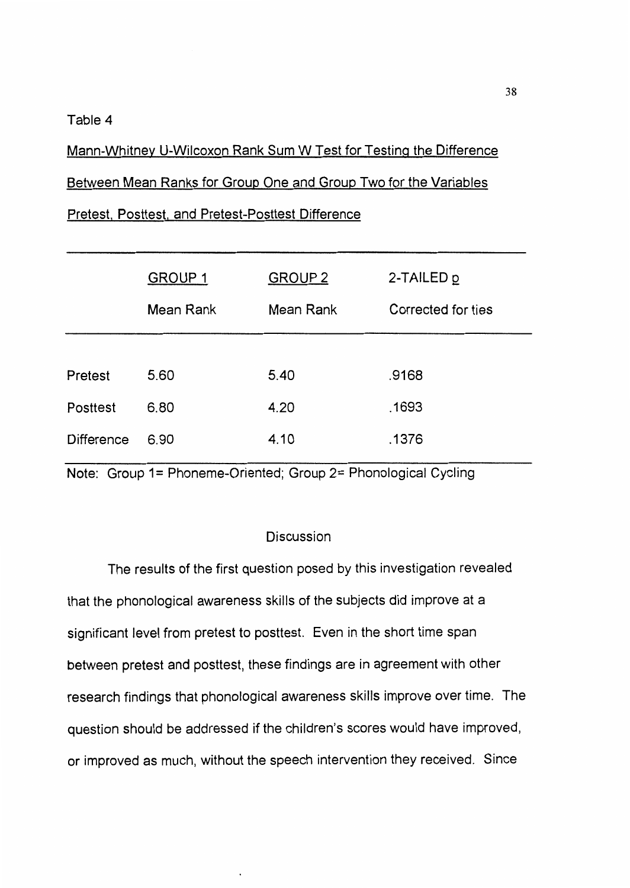Table 4

Mann-Whitney U-Wilcoxon Rank Sum W Test for Testing the Difference Between Mean Ranks for Group One and Group Two for the Variables Pretest, Posttest, and Pretest-Posttest Difference

| | GROUP 1 Mean Rank | GROUP 2 Mean Rank | 2-TAILED *p* Corrected for ties |
|---|---|---|---|
| Pretest | 5.60 | 5.40 | .9168 |
| Posttest | 6.80 | 4.20 | .1693 |
| Difference | 6.90 | 4.10 | .1376 |

Note: Group 1= Phoneme-Oriented; Group 2= Phonological Cycling

## Discussion

The results of the first question posed by this investigation revealed that the phonological awareness skills of the subjects did improve at a significant level from pretest to posttest. Even in the short time span between pretest and posttest, these findings are in agreement with other research findings that phonological awareness skills improve over time. The question should be addressed if the children's scores would have improved, or improved as much, without the speech intervention they received. Since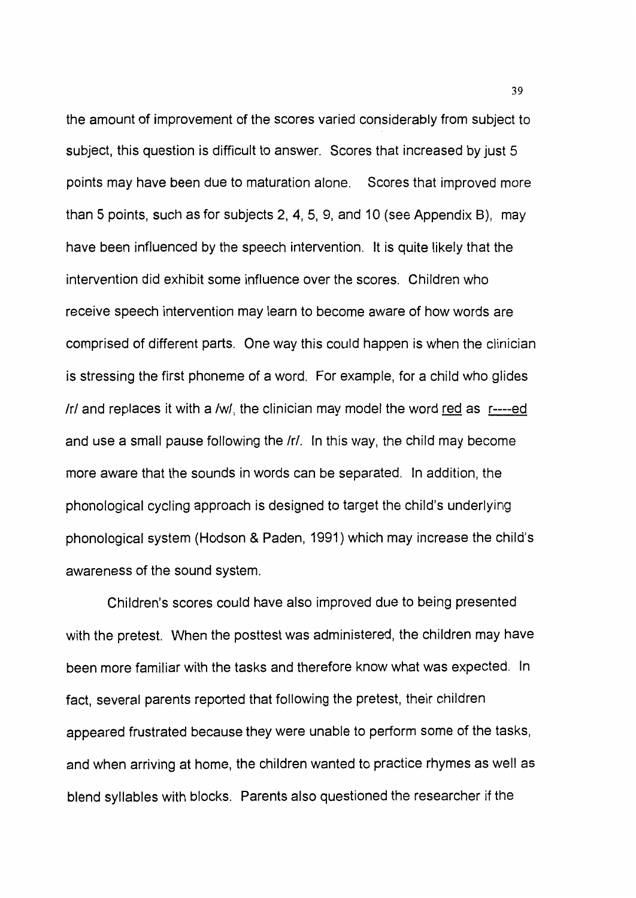the amount of improvement of the scores varied considerably from subject to subject, this question is difficult to answer. Scores that increased by just 5 points may have been due to maturation alone. Scores that improved more than 5 points, such as for subjects 2, 4, 5, 9, and 10 (see Appendix B), may have been influenced by the speech intervention. It is quite likely that the intervention did exhibit some influence over the scores. Children who receive speech intervention may learn to become aware of how words are comprised of different parts. One way this could happen is when the clinician is stressing the first phoneme of a word. For example, for a child who glides /r/ and replaces it with a /w/, the clinician may model the word <u>red</u> as <u>r----ed</u> and use a small pause following the /r/. In this way, the child may become more aware that the sounds in words can be separated. In addition, the phonological cycling approach is designed to target the child's underlying phonological system (Hodson & Paden, 1991) which may increase the child's awareness of the sound system.

Children's scores could have also improved due to being presented with the pretest. When the posttest was administered, the children may have been more familiar with the tasks and therefore know what was expected. In fact, several parents reported that following the pretest, their children appeared frustrated because they were unable to perform some of the tasks, and when arriving at home, the children wanted to practice rhymes as well as blend syllables with blocks. Parents also questioned the researcher if the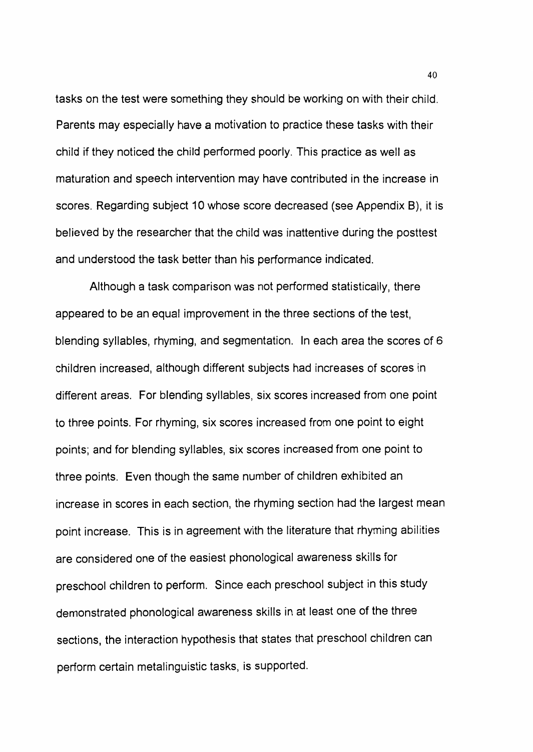tasks on the test were something they should be working on with their child. Parents may especially have a motivation to practice these tasks with their child if they noticed the child performed poorly. This practice as well as maturation and speech intervention may have contributed in the increase in scores. Regarding subject 10 whose score decreased (see Appendix B), it is believed by the researcher that the child was inattentive during the posttest and understood the task better than his performance indicated.

Although a task comparison was not performed statistically, there appeared to be an equal improvement in the three sections of the test, blending syllables, rhyming, and segmentation. In each area the scores of 6 children increased, although different subjects had increases of scores in different areas. For blending syllables, six scores increased from one point to three points. For rhyming, six scores increased from one point to eight points; and for blending syllables, six scores increased from one point to three points. Even though the same number of children exhibited an increase in scores in each section, the rhyming section had the largest mean point increase. This is in agreement with the literature that rhyming abilities are considered one of the easiest phonological awareness skills for preschool children to perform. Since each preschool subject in this study demonstrated phonological awareness skills in at least one of the three sections, the interaction hypothesis that states that preschool children can perform certain metalinguistic tasks, is supported.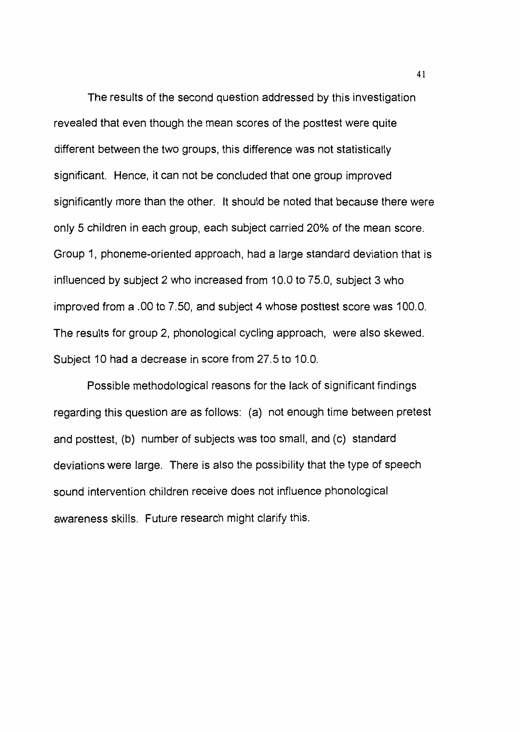The results of the second question addressed by this investigation revealed that even though the mean scores of the posttest were quite different between the two groups, this difference was not statistically significant. Hence, it can not be concluded that one group improved significantly more than the other. It should be noted that because there were only 5 children in each group, each subject carried 20% of the mean score. Group 1, phoneme-oriented approach, had a large standard deviation that is influenced by subject 2 who increased from 10.0 to 75.0, subject 3 who improved from a .00 to 7.50, and subject 4 whose posttest score was 100.0. The results for group 2, phonological cycling approach, were also skewed. Subject 10 had a decrease in score from 27.5 to 10.0.

Possible methodological reasons for the lack of significant findings regarding this question are as follows: (a) not enough time between pretest and posttest, (b) number of subjects was too small, and (c) standard deviations were large. There is also the possibility that the type of speech sound intervention children receive does not influence phonological awareness skills. Future research might clarify this.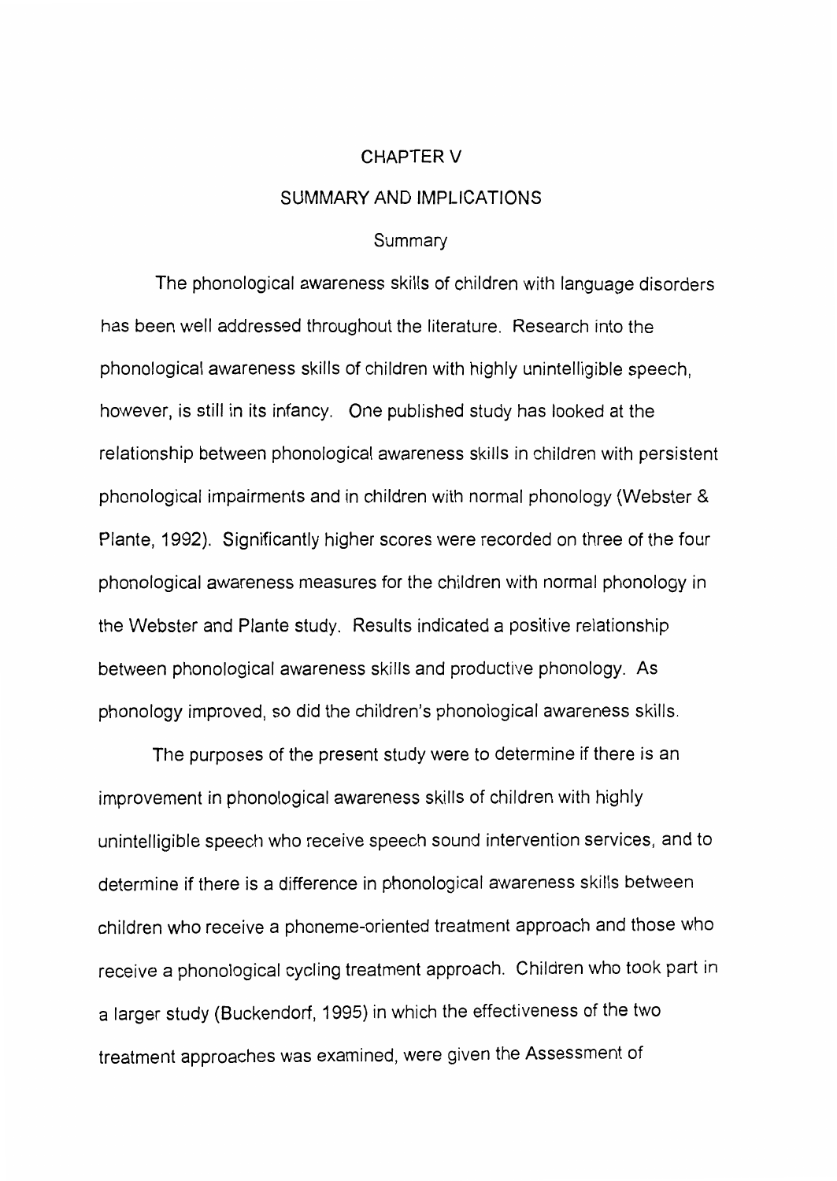# CHAPTER V

## SUMMARY AND IMPLICATIONS

### Summary

The phonological awareness skills of children with language disorders has been well addressed throughout the literature. Research into the phonological awareness skills of children with highly unintelligible speech, however, is still in its infancy. One published study has looked at the relationship between phonological awareness skills in children with persistent phonological impairments and in children with normal phonology (Webster & Plante, 1992). Significantly higher scores were recorded on three of the four phonological awareness measures for the children with normal phonology in the Webster and Plante study. Results indicated a positive relationship between phonological awareness skills and productive phonology. As phonology improved, so did the children's phonological awareness skills.

The purposes of the present study were to determine if there is an improvement in phonological awareness skills of children with highly unintelligible speech who receive speech sound intervention services, and to determine if there is a difference in phonological awareness skills between children who receive a phoneme-oriented treatment approach and those who receive a phonological cycling treatment approach. Children who took part in a larger study (Buckendorf, 1995) in which the effectiveness of the two treatment approaches was examined, were given the Assessment of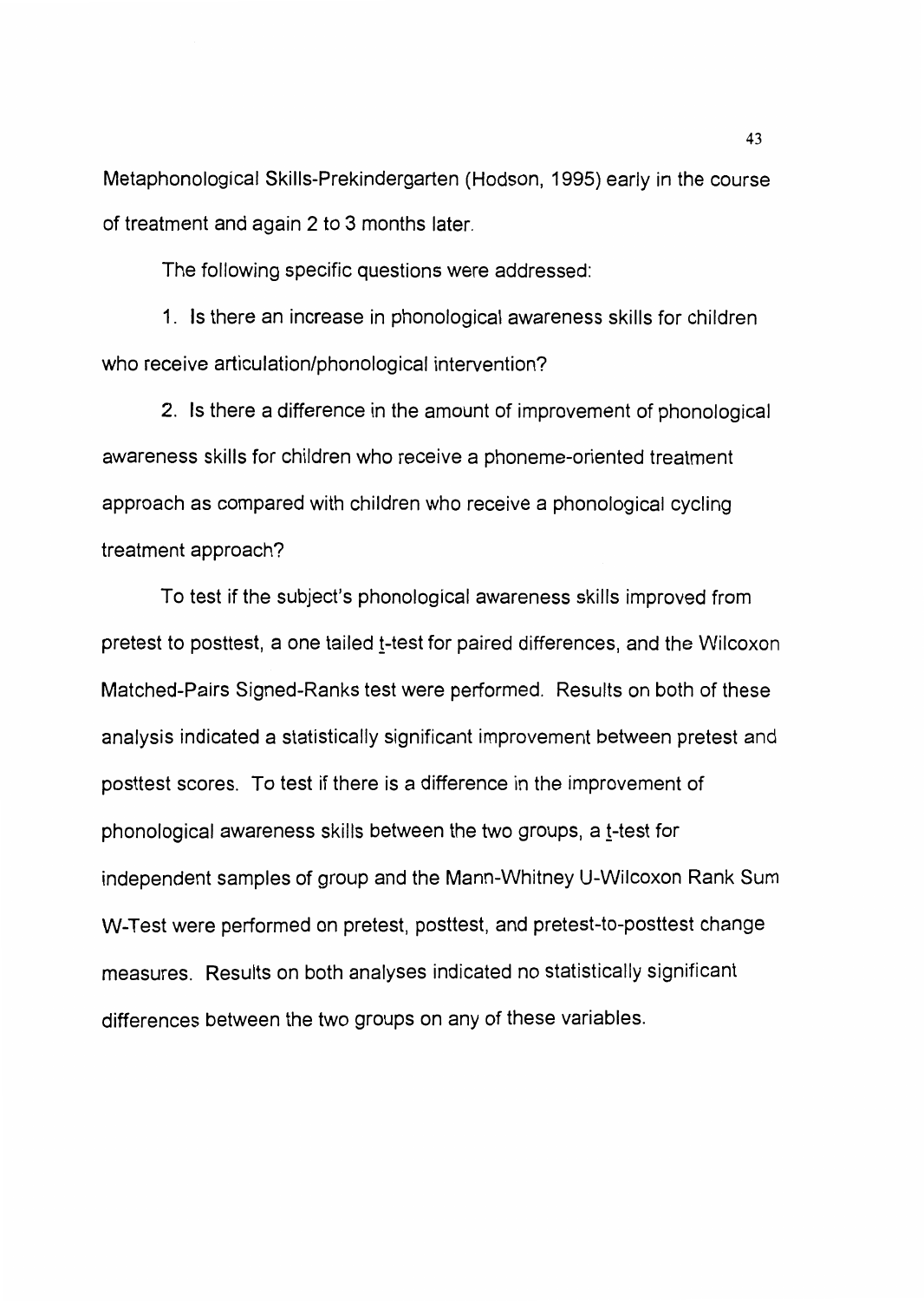Metaphonological Skills-Prekindergarten (Hodson, 1995) early in the course of treatment and again 2 to 3 months later.

The following specific questions were addressed:

1. Is there an increase in phonological awareness skills for children who receive articulation/phonological intervention?

2. Is there a difference in the amount of improvement of phonological awareness skills for children who receive a phoneme-oriented treatment approach as compared with children who receive a phonological cycling treatment approach?

To test if the subject's phonological awareness skills improved from pretest to posttest, a one tailed t-test for paired differences, and the Wilcoxon Matched-Pairs Signed-Ranks test were performed. Results on both of these analysis indicated a statistically significant improvement between pretest and posttest scores. To test if there is a difference in the improvement of phonological awareness skills between the two groups, a t-test for independent samples of group and the Mann-Whitney U-Wilcoxon Rank Sum W-Test were performed on pretest, posttest, and pretest-to-posttest change measures. Results on both analyses indicated no statistically significant differences between the two groups on any of these variables.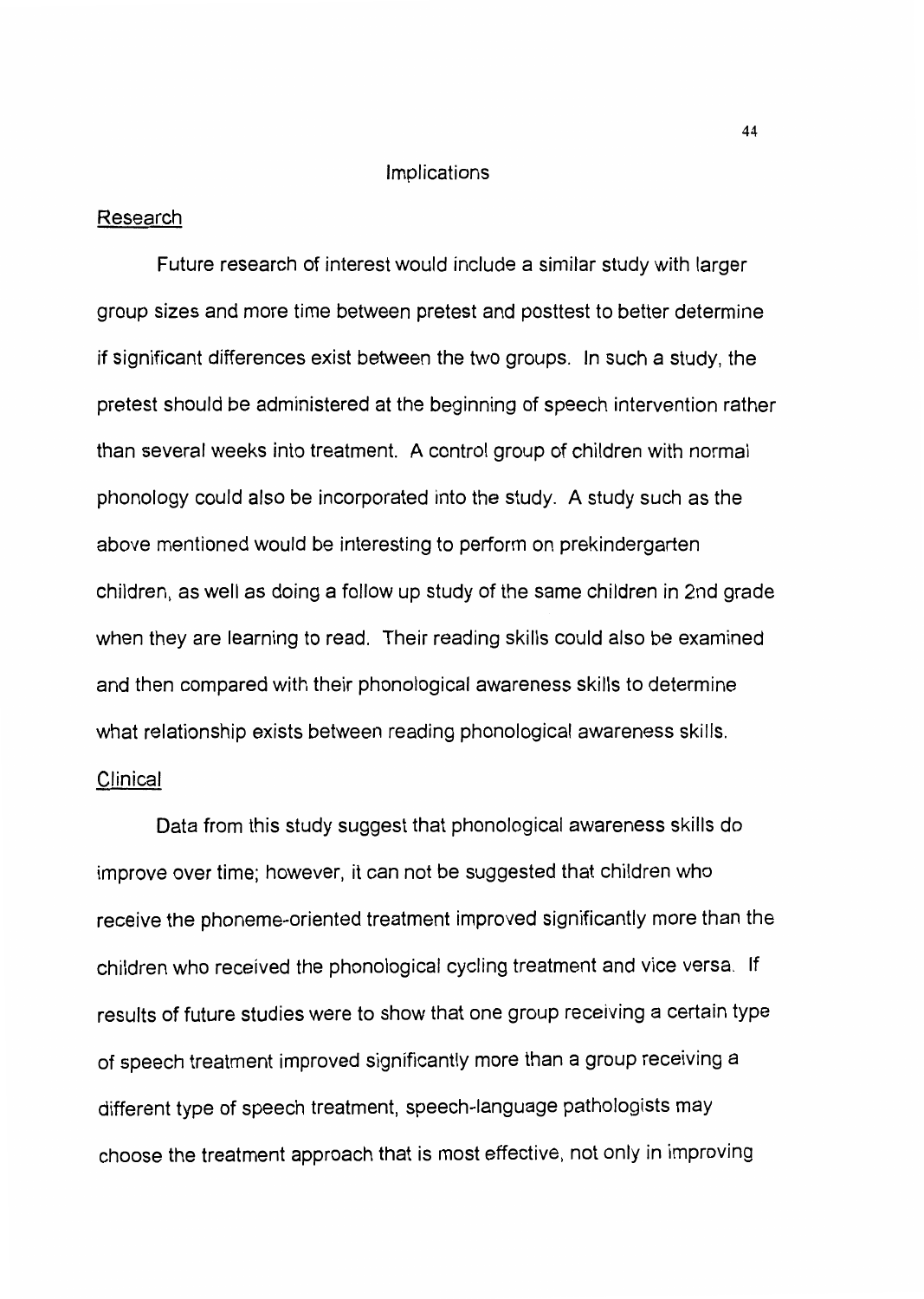## Implications

### Research

Future research of interest would include a similar study with larger group sizes and more time between pretest and posttest to better determine if significant differences exist between the two groups. In such a study, the pretest should be administered at the beginning of speech intervention rather than several weeks into treatment. A control group of children with normal phonology could also be incorporated into the study. A study such as the above mentioned would be interesting to perform on prekindergarten children, as well as doing a follow up study of the same children in 2nd grade when they are learning to read. Their reading skills could also be examined and then compared with their phonological awareness skills to determine what relationship exists between reading phonological awareness skills.

### Clinical

Data from this study suggest that phonological awareness skills do improve over time; however, it can not be suggested that children who receive the phoneme-oriented treatment improved significantly more than the children who received the phonological cycling treatment and vice versa. If results of future studies were to show that one group receiving a certain type of speech treatment improved significantly more than a group receiving a different type of speech treatment, speech-language pathologists may choose the treatment approach that is most effective, not only in improving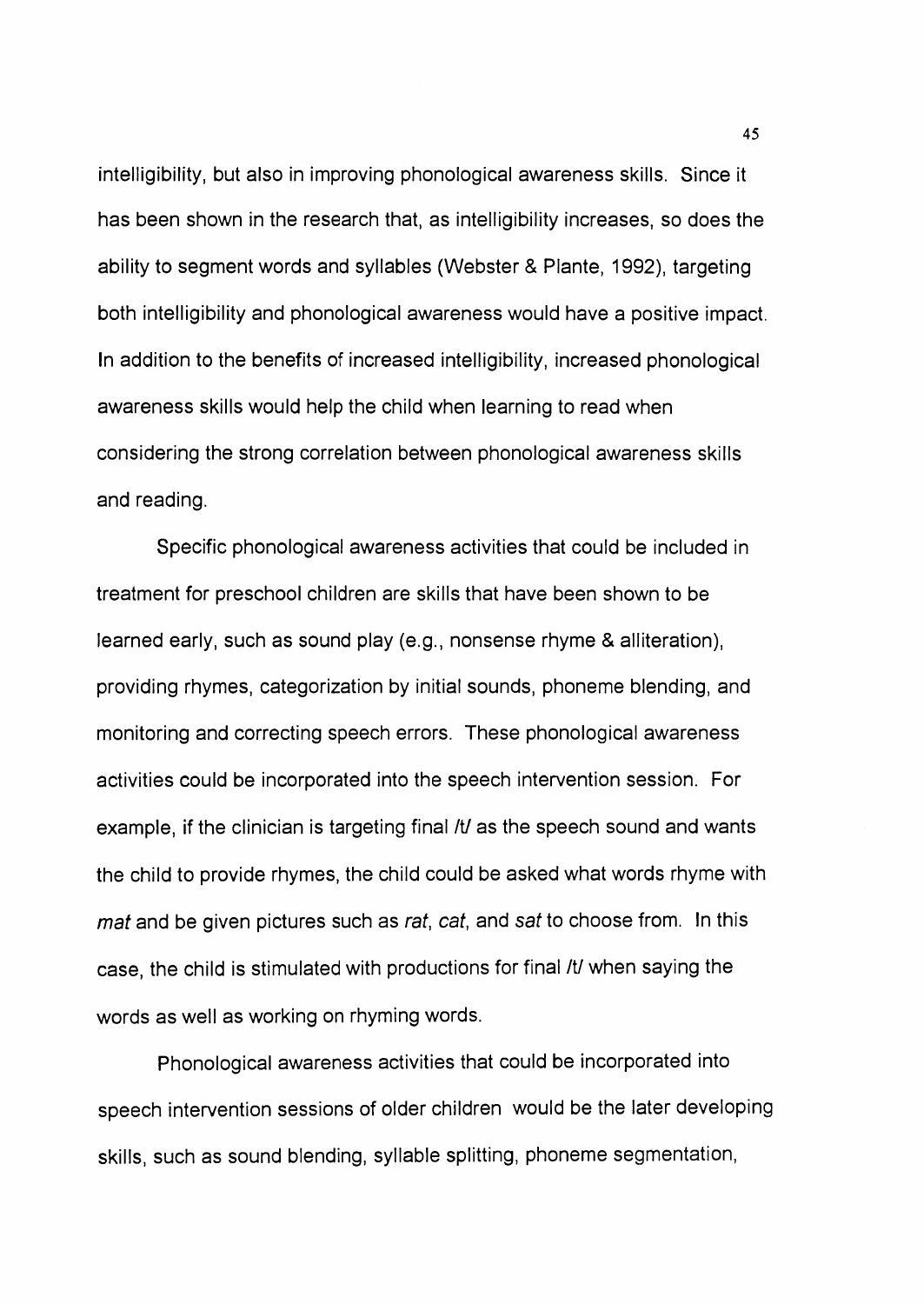intelligibility, but also in improving phonological awareness skills. Since it has been shown in the research that, as intelligibility increases, so does the ability to segment words and syllables (Webster & Plante, 1992), targeting both intelligibility and phonological awareness would have a positive impact. In addition to the benefits of increased intelligibility, increased phonological awareness skills would help the child when learning to read when considering the strong correlation between phonological awareness skills and reading.

Specific phonological awareness activities that could be included in treatment for preschool children are skills that have been shown to be learned early, such as sound play (e.g., nonsense rhyme & alliteration), providing rhymes, categorization by initial sounds, phoneme blending, and monitoring and correcting speech errors. These phonological awareness activities could be incorporated into the speech intervention session. For example, if the clinician is targeting final /t/ as the speech sound and wants the child to provide rhymes, the child could be asked what words rhyme with *mat* and be given pictures such as *rat*, *cat*, and *sat* to choose from. In this case, the child is stimulated with productions for final /t/ when saying the words as well as working on rhyming words.

Phonological awareness activities that could be incorporated into speech intervention sessions of older children would be the later developing skills, such as sound blending, syllable splitting, phoneme segmentation,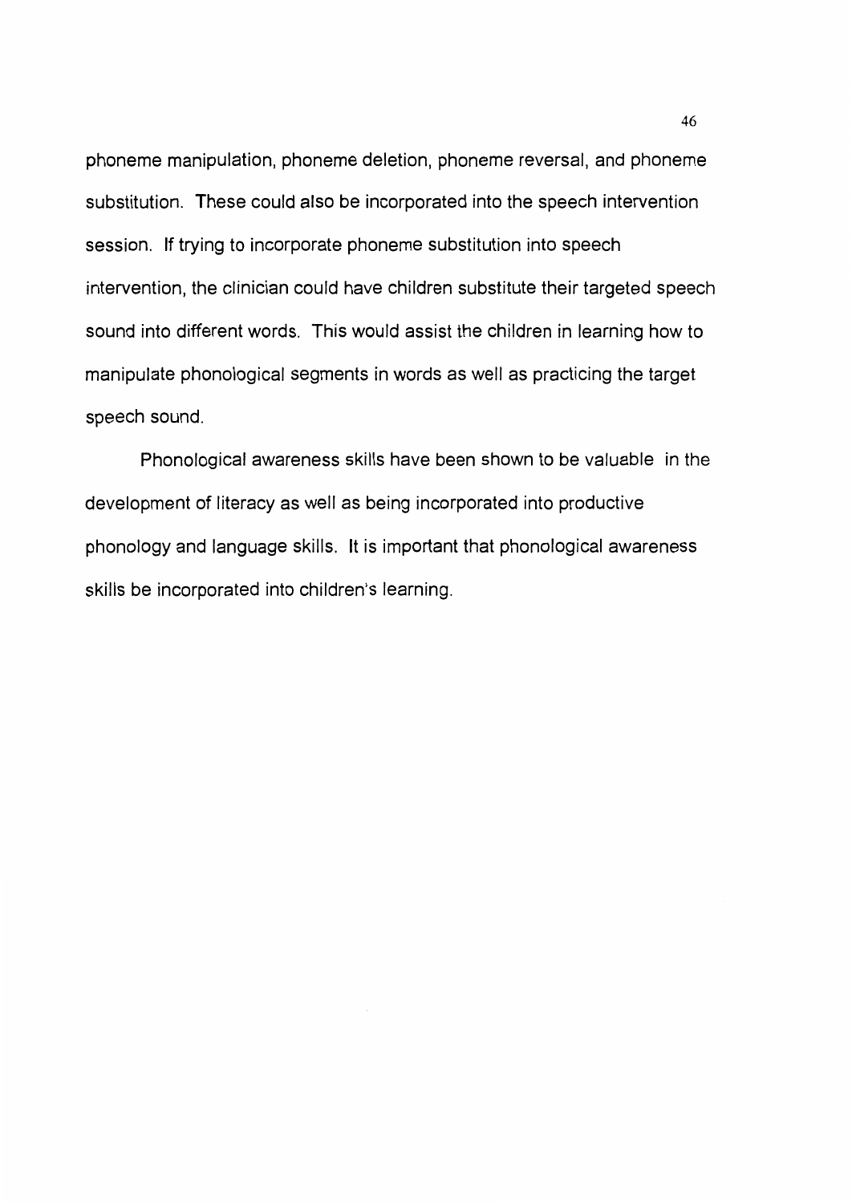phoneme manipulation, phoneme deletion, phoneme reversal, and phoneme substitution. These could also be incorporated into the speech intervention session. If trying to incorporate phoneme substitution into speech intervention, the clinician could have children substitute their targeted speech sound into different words. This would assist the children in learning how to manipulate phonological segments in words as well as practicing the target speech sound.

Phonological awareness skills have been shown to be valuable in the development of literacy as well as being incorporated into productive phonology and language skills. It is important that phonological awareness skills be incorporated into children's learning.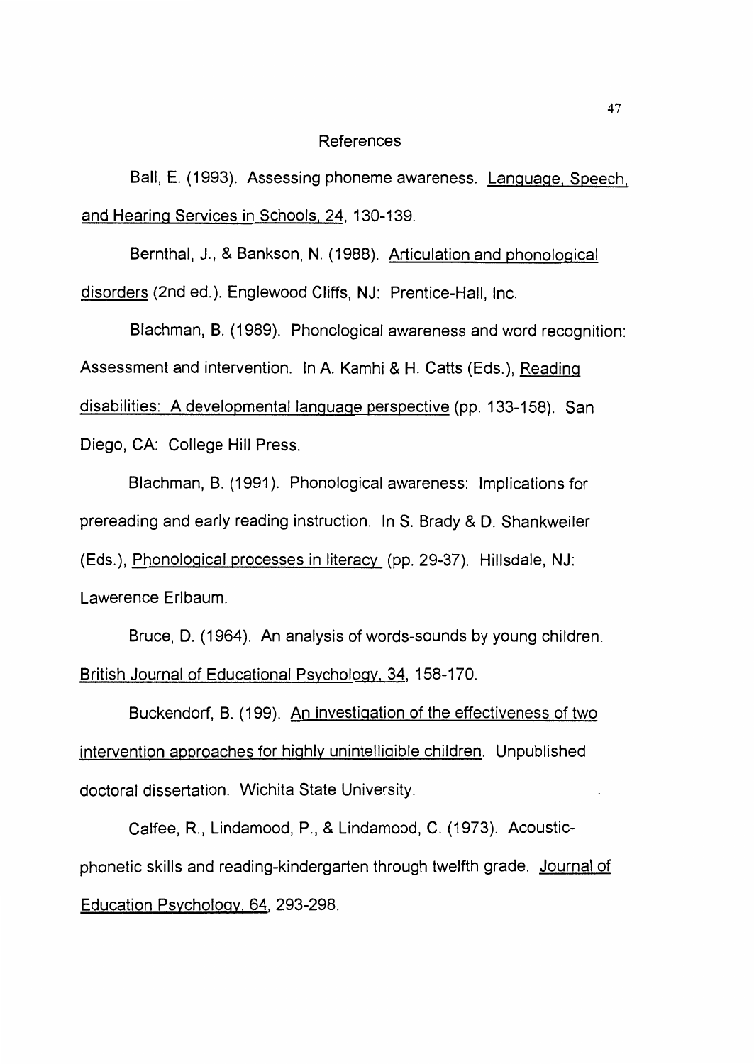# References

Ball, E. (1993). Assessing phoneme awareness. Language, Speech, and Hearing Services in Schools, 24, 130-139.

Bernthal, J., & Bankson, N. (1988). Articulation and phonological disorders (2nd ed.). Englewood Cliffs, NJ: Prentice-Hall, Inc.

Blachman, B. (1989). Phonological awareness and word recognition: Assessment and intervention. In A. Kamhi & H. Catts (Eds.), Reading disabilities: A developmental language perspective (pp. 133-158). San Diego, CA: College Hill Press.

Blachman, B. (1991). Phonological awareness: Implications for prereading and early reading instruction. In S. Brady & D. Shankweiler (Eds.), Phonological processes in literacy (pp. 29-37). Hillsdale, NJ: Lawerence Erlbaum.

Bruce, D. (1964). An analysis of words-sounds by young children. British Journal of Educational Psychology, 34, 158-170.

Buckendorf, B. (199). An investigation of the effectiveness of two intervention approaches for highly unintelligible children. Unpublished doctoral dissertation. Wichita State University.

Calfee, R., Lindamood, P., & Lindamood, C. (1973). Acoustic-phonetic skills and reading-kindergarten through twelfth grade. Journal of Education Psychology, 64, 293-298.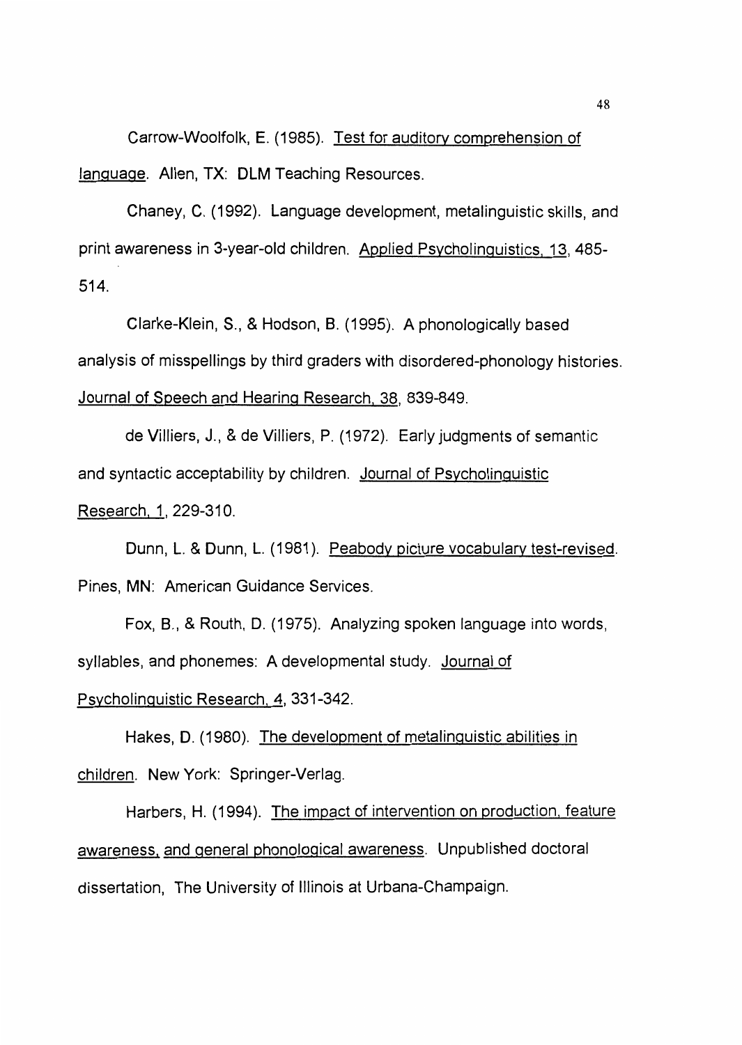Carrow-Woolfolk, E. (1985). Test for auditory comprehension of language. Allen, TX: DLM Teaching Resources.

Chaney, C. (1992). Language development, metalinguistic skills, and print awareness in 3-year-old children. Applied Psycholinguistics, 13, 485-514.

Clarke-Klein, S., & Hodson, B. (1995). A phonologically based analysis of misspellings by third graders with disordered-phonology histories. Journal of Speech and Hearing Research, 38, 839-849.

de Villiers, J., & de Villiers, P. (1972). Early judgments of semantic and syntactic acceptability by children. Journal of Psycholinguistic Research, 1, 229-310.

Dunn, L. & Dunn, L. (1981). Peabody picture vocabulary test-revised. Pines, MN: American Guidance Services.

Fox, B., & Routh, D. (1975). Analyzing spoken language into words, syllables, and phonemes: A developmental study. Journal of Psycholinguistic Research, 4, 331-342.

Hakes, D. (1980). The development of metalinguistic abilities in children. New York: Springer-Verlag.

Harbers, H. (1994). The impact of intervention on production, feature awareness, and general phonological awareness. Unpublished doctoral dissertation, The University of Illinois at Urbana-Champaign.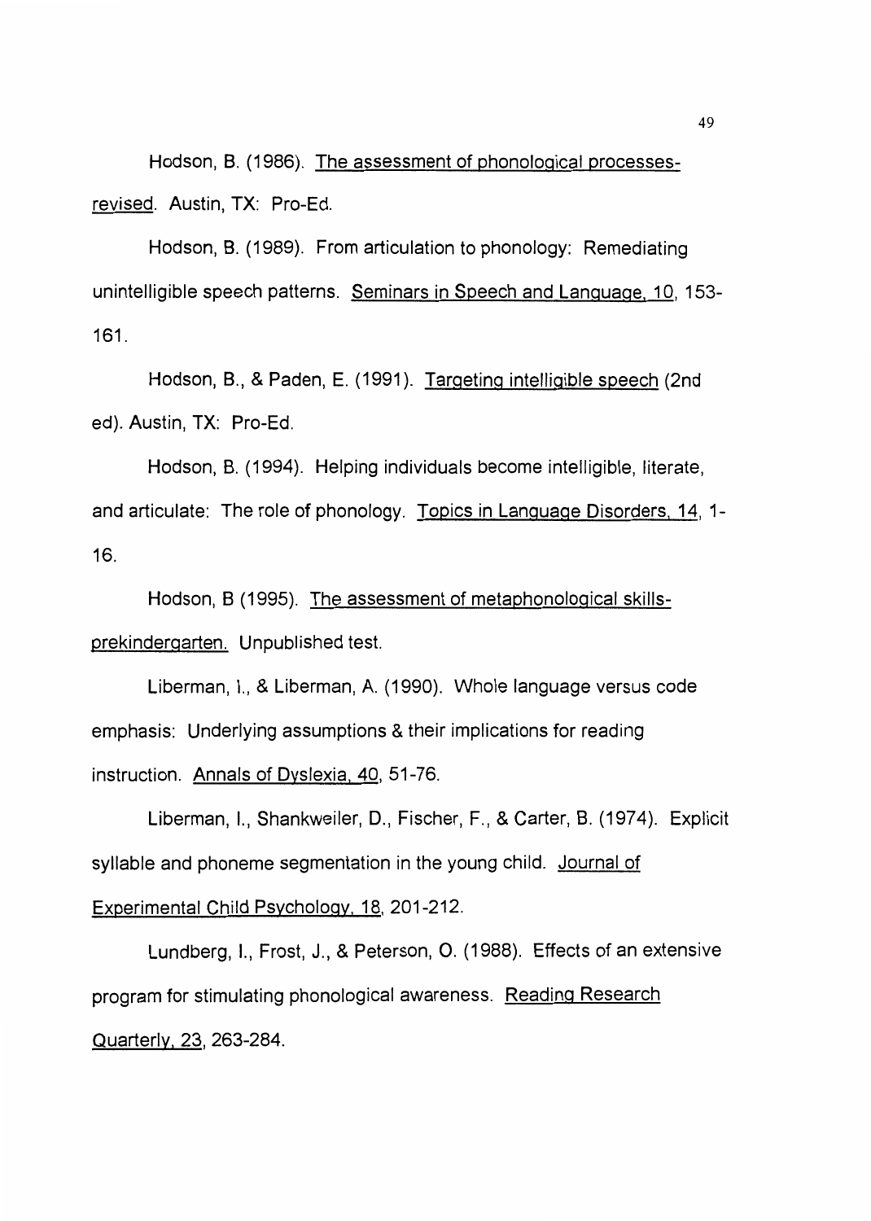Hodson, B. (1986). The assessment of phonological processes-revised. Austin, TX: Pro-Ed.

Hodson, B. (1989). From articulation to phonology: Remediating unintelligible speech patterns. Seminars in Speech and Language, 10, 153-161.

Hodson, B., & Paden, E. (1991). Targeting intelligible speech (2nd ed). Austin, TX: Pro-Ed.

Hodson, B. (1994). Helping individuals become intelligible, literate, and articulate: The role of phonology. Topics in Language Disorders, 14, 1-16.

Hodson, B (1995). The assessment of metaphonological skills-prekindergarten. Unpublished test.

Liberman, I., & Liberman, A. (1990). Whole language versus code emphasis: Underlying assumptions & their implications for reading instruction. Annals of Dyslexia, 40, 51-76.

Liberman, I., Shankweiler, D., Fischer, F., & Carter, B. (1974). Explicit syllable and phoneme segmentation in the young child. Journal of Experimental Child Psychology, 18, 201-212.

Lundberg, I., Frost, J., & Peterson, O. (1988). Effects of an extensive program for stimulating phonological awareness. Reading Research Quarterly, 23, 263-284.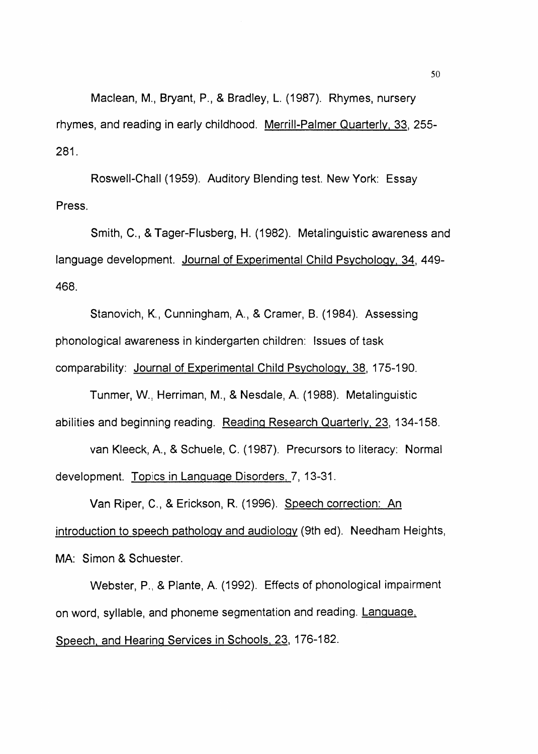Maclean, M., Bryant, P., & Bradley, L. (1987). Rhymes, nursery rhymes, and reading in early childhood. Merrill-Palmer Quarterly, 33, 255-281.

Roswell-Chall (1959). Auditory Blending test. New York: Essay Press.

Smith, C., & Tager-Flusberg, H. (1982). Metalinguistic awareness and language development. Journal of Experimental Child Psychology, 34, 449-468.

Stanovich, K., Cunningham, A., & Cramer, B. (1984). Assessing phonological awareness in kindergarten children: Issues of task comparability: Journal of Experimental Child Psychology, 38, 175-190.

Tunmer, W., Herriman, M., & Nesdale, A. (1988). Metalinguistic abilities and beginning reading. Reading Research Quarterly, 23, 134-158.

van Kleeck, A., & Schuele, C. (1987). Precursors to literacy: Normal development. Topics in Language Disorders, 7, 13-31.

Van Riper, C., & Erickson, R. (1996). Speech correction: An introduction to speech pathology and audiology (9th ed). Needham Heights, MA: Simon & Schuester.

Webster, P., & Plante, A. (1992). Effects of phonological impairment on word, syllable, and phoneme segmentation and reading. Language, Speech, and Hearing Services in Schools, 23, 176-182.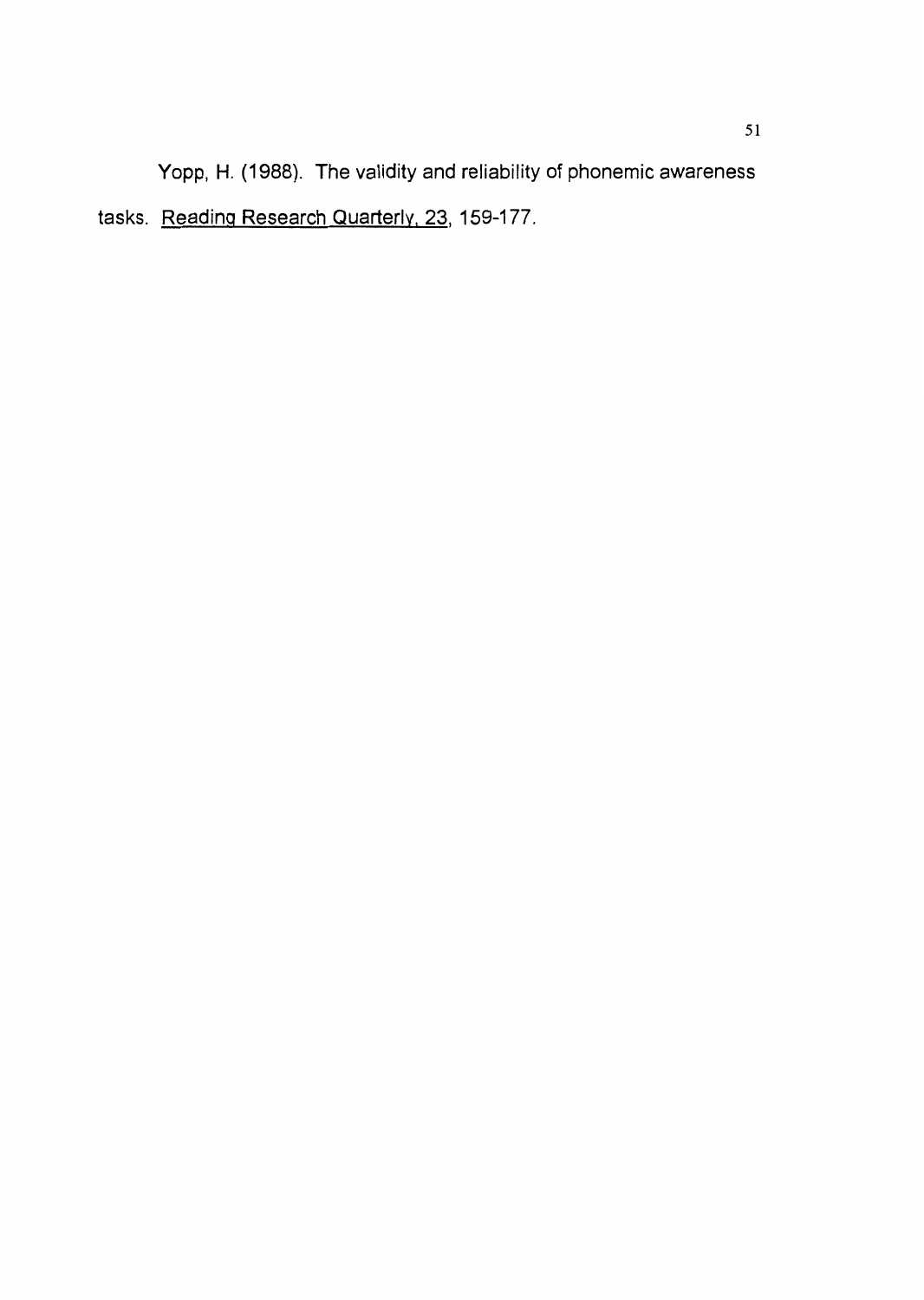Yopp, H. (1988). The validity and reliability of phonemic awareness tasks. Reading Research Quarterly, 23, 159-177.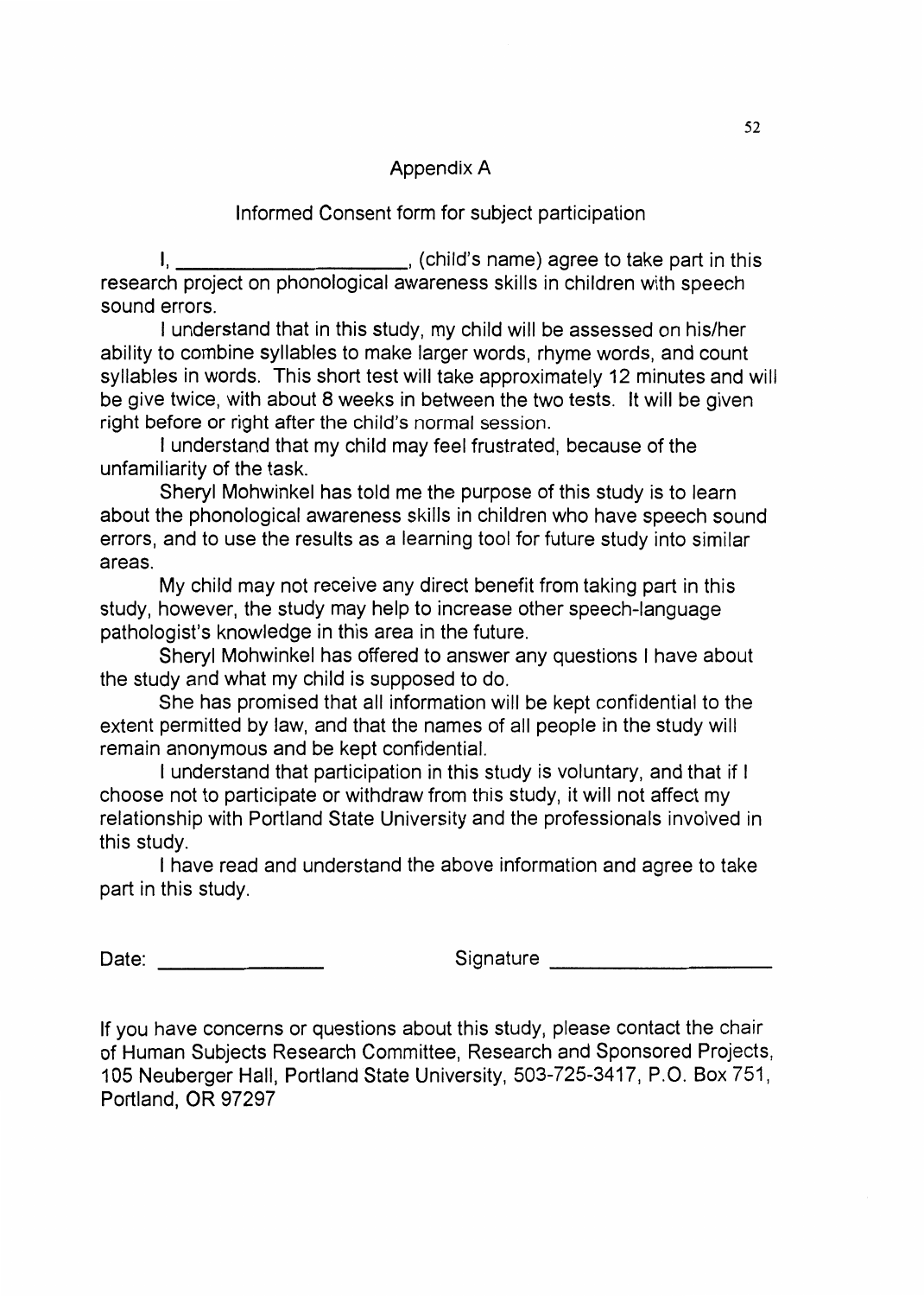## Appendix A

### Informed Consent form for subject participation

I, ______________________, (child's name) agree to take part in this research project on phonological awareness skills in children with speech sound errors.

I understand that in this study, my child will be assessed on his/her ability to combine syllables to make larger words, rhyme words, and count syllables in words. This short test will take approximately 12 minutes and will be give twice, with about 8 weeks in between the two tests. It will be given right before or right after the child's normal session.

I understand that my child may feel frustrated, because of the unfamiliarity of the task.

Sheryl Mohwinkel has told me the purpose of this study is to learn about the phonological awareness skills in children who have speech sound errors, and to use the results as a learning tool for future study into similar areas.

My child may not receive any direct benefit from taking part in this study, however, the study may help to increase other speech-language pathologist's knowledge in this area in the future.

Sheryl Mohwinkel has offered to answer any questions I have about the study and what my child is supposed to do.

She has promised that all information will be kept confidential to the extent permitted by law, and that the names of all people in the study will remain anonymous and be kept confidential.

I understand that participation in this study is voluntary, and that if I choose not to participate or withdraw from this study, it will not affect my relationship with Portland State University and the professionals involved in this study.

I have read and understand the above information and agree to take part in this study.

Date: ________________ Signature ______________________

If you have concerns or questions about this study, please contact the chair of Human Subjects Research Committee, Research and Sponsored Projects, 105 Neuberger Hall, Portland State University, 503-725-3417, P.O. Box 751, Portland, OR 97297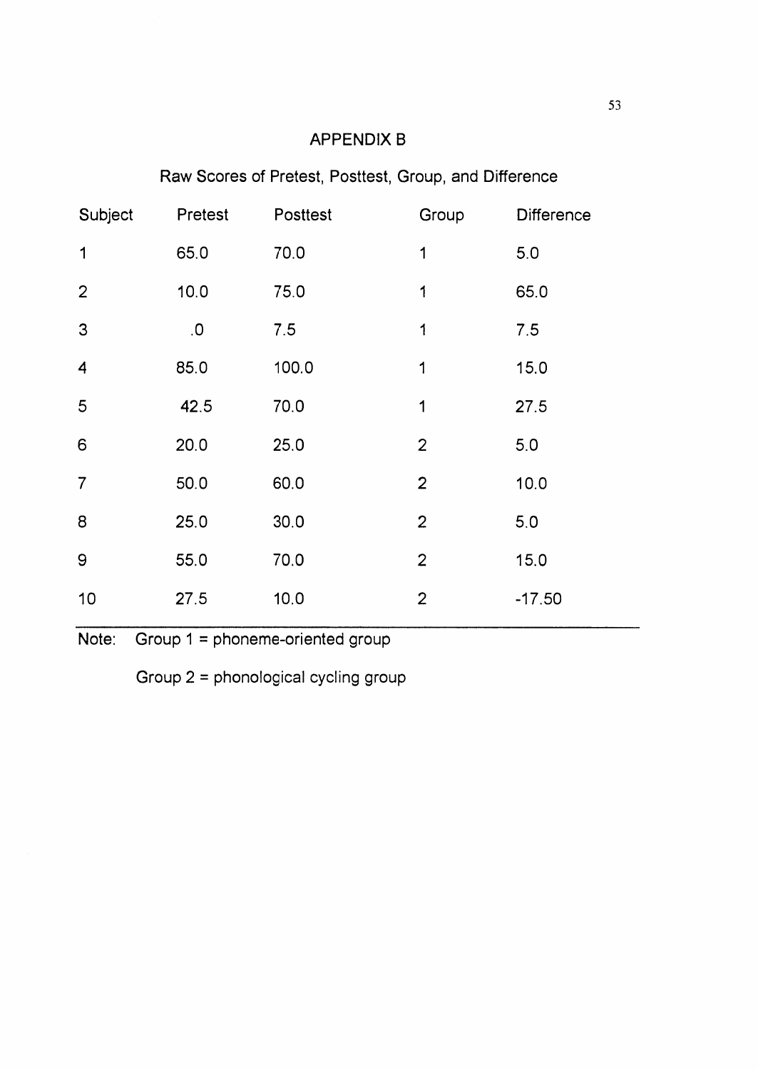# APPENDIX B

## Raw Scores of Pretest, Posttest, Group, and Difference

| Subject | Pretest | Posttest | Group | Difference |
|---|---|---|---|---|
| 1 | 65.0 | 70.0 | 1 | 5.0 |
| 2 | 10.0 | 75.0 | 1 | 65.0 |
| 3 | .0 | 7.5 | 1 | 7.5 |
| 4 | 85.0 | 100.0 | 1 | 15.0 |
| 5 | 42.5 | 70.0 | 1 | 27.5 |
| 6 | 20.0 | 25.0 | 2 | 5.0 |
| 7 | 50.0 | 60.0 | 2 | 10.0 |
| 8 | 25.0 | 30.0 | 2 | 5.0 |
| 9 | 55.0 | 70.0 | 2 | 15.0 |
| 10 | 27.5 | 10.0 | 2 | -17.50 |

Note: Group 1 = phoneme-oriented group

Group 2 = phonological cycling group